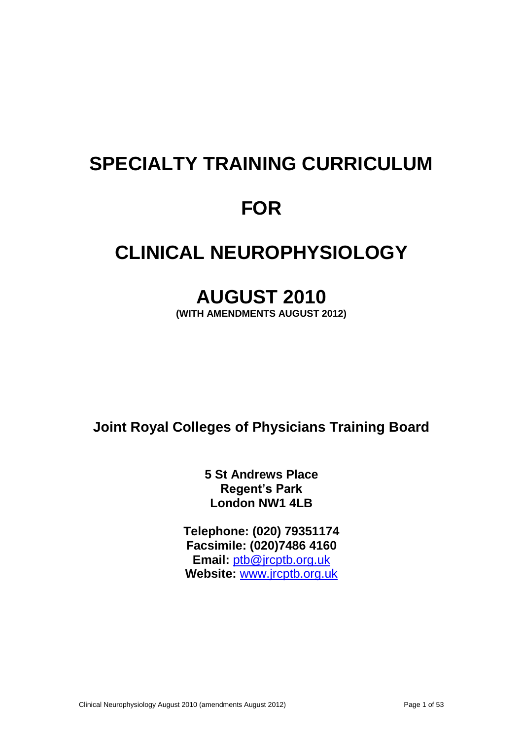# SPECIALTY TRAINING CURRICULUM

# FOR

# CLINICAL NEUROPHYSIOLOGY

# AUGUST 2010

**(WITH AMENDMENTS AUGUST 2012)**

**Joint Royal Colleges of Physicians Training Board**

**5 St Andrews Place**
**Regent's Park**
**London NW1 4LB**

**Telephone: (020) 79351174**
**Facsimile: (020)7486 4160**
**Email:** ptb@jrcptb.org.uk
**Website:** www.jrcptb.org.uk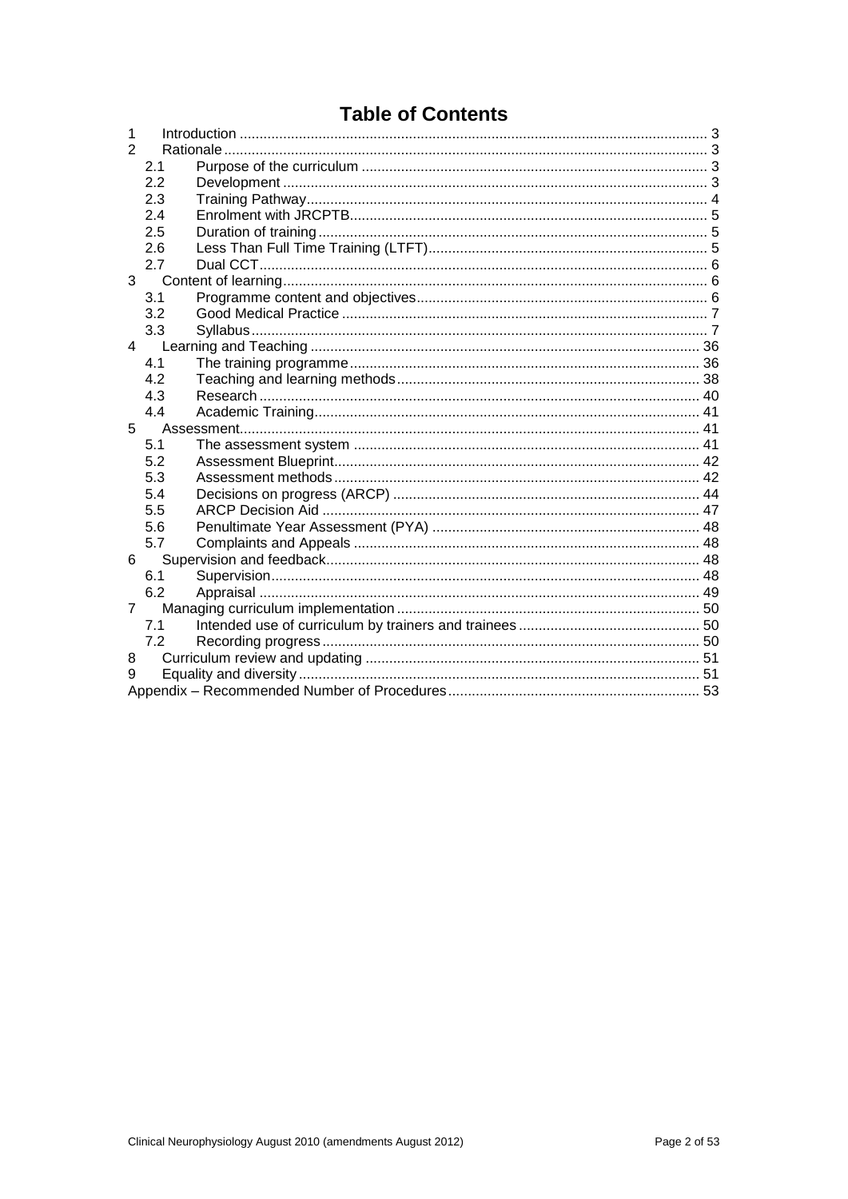# Table of Contents

| | | |
|---|---|---|
| 1 | Introduction | 3 |
| 2 | Rationale | 3 |
| 2.1 | Purpose of the curriculum | 3 |
| 2.2 | Development | 3 |
| 2.3 | Training Pathway | 4 |
| 2.4 | Enrolment with JRCPTB | 5 |
| 2.5 | Duration of training | 5 |
| 2.6 | Less Than Full Time Training (LTFT) | 5 |
| 2.7 | Dual CCT | 6 |
| 3 | Content of learning | 6 |
| 3.1 | Programme content and objectives | 6 |
| 3.2 | Good Medical Practice | 7 |
| 3.3 | Syllabus | 7 |
| 4 | Learning and Teaching | 36 |
| 4.1 | The training programme | 36 |
| 4.2 | Teaching and learning methods | 38 |
| 4.3 | Research | 40 |
| 4.4 | Academic Training | 41 |
| 5 | Assessment | 41 |
| 5.1 | The assessment system | 41 |
| 5.2 | Assessment Blueprint | 42 |
| 5.3 | Assessment methods | 42 |
| 5.4 | Decisions on progress (ARCP) | 44 |
| 5.5 | ARCP Decision Aid | 47 |
| 5.6 | Penultimate Year Assessment (PYA) | 48 |
| 5.7 | Complaints and Appeals | 48 |
| 6 | Supervision and feedback | 48 |
| 6.1 | Supervision | 48 |
| 6.2 | Appraisal | 49 |
| 7 | Managing curriculum implementation | 50 |
| 7.1 | Intended use of curriculum by trainers and trainees | 50 |
| 7.2 | Recording progress | 50 |
| 8 | Curriculum review and updating | 51 |
| 9 | Equality and diversity | 51 |
| | Appendix – Recommended Number of Procedures | 53 |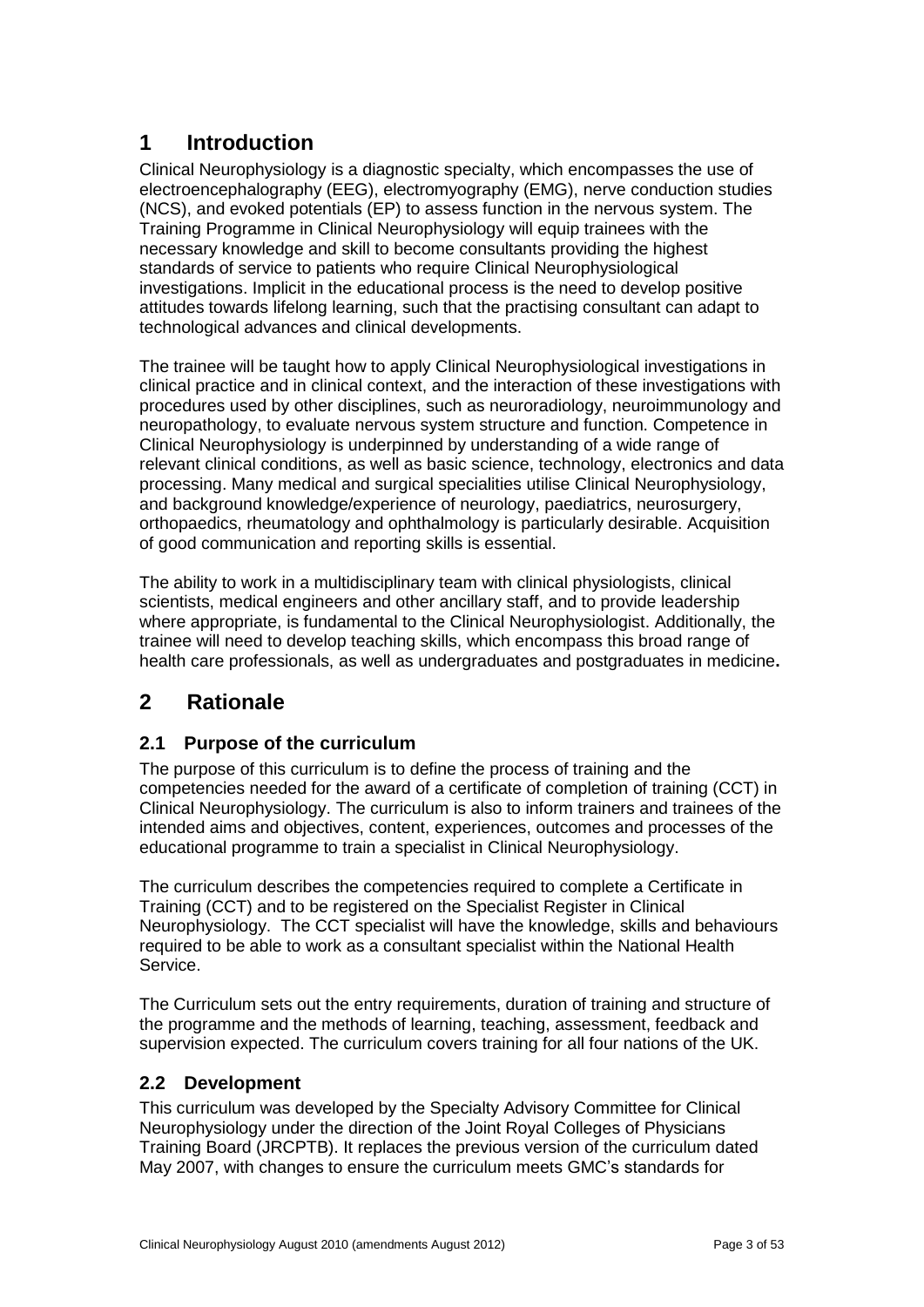# 1 Introduction

Clinical Neurophysiology is a diagnostic specialty, which encompasses the use of electroencephalography (EEG), electromyography (EMG), nerve conduction studies (NCS), and evoked potentials (EP) to assess function in the nervous system. The Training Programme in Clinical Neurophysiology will equip trainees with the necessary knowledge and skill to become consultants providing the highest standards of service to patients who require Clinical Neurophysiological investigations. Implicit in the educational process is the need to develop positive attitudes towards lifelong learning, such that the practising consultant can adapt to technological advances and clinical developments.

The trainee will be taught how to apply Clinical Neurophysiological investigations in clinical practice and in clinical context, and the interaction of these investigations with procedures used by other disciplines, such as neuroradiology, neuroimmunology and neuropathology, to evaluate nervous system structure and function. Competence in Clinical Neurophysiology is underpinned by understanding of a wide range of relevant clinical conditions, as well as basic science, technology, electronics and data processing. Many medical and surgical specialities utilise Clinical Neurophysiology, and background knowledge/experience of neurology, paediatrics, neurosurgery, orthopaedics, rheumatology and ophthalmology is particularly desirable. Acquisition of good communication and reporting skills is essential.

The ability to work in a multidisciplinary team with clinical physiologists, clinical scientists, medical engineers and other ancillary staff, and to provide leadership where appropriate, is fundamental to the Clinical Neurophysiologist. Additionally, the trainee will need to develop teaching skills, which encompass this broad range of health care professionals, as well as undergraduates and postgraduates in medicine**.**

# 2 Rationale

## 2.1 Purpose of the curriculum

The purpose of this curriculum is to define the process of training and the competencies needed for the award of a certificate of completion of training (CCT) in Clinical Neurophysiology. The curriculum is also to inform trainers and trainees of the intended aims and objectives, content, experiences, outcomes and processes of the educational programme to train a specialist in Clinical Neurophysiology.

The curriculum describes the competencies required to complete a Certificate in Training (CCT) and to be registered on the Specialist Register in Clinical Neurophysiology. The CCT specialist will have the knowledge, skills and behaviours required to be able to work as a consultant specialist within the National Health Service.

The Curriculum sets out the entry requirements, duration of training and structure of the programme and the methods of learning, teaching, assessment, feedback and supervision expected. The curriculum covers training for all four nations of the UK.

## 2.2 Development

This curriculum was developed by the Specialty Advisory Committee for Clinical Neurophysiology under the direction of the Joint Royal Colleges of Physicians Training Board (JRCPTB). It replaces the previous version of the curriculum dated May 2007, with changes to ensure the curriculum meets GMC's standards for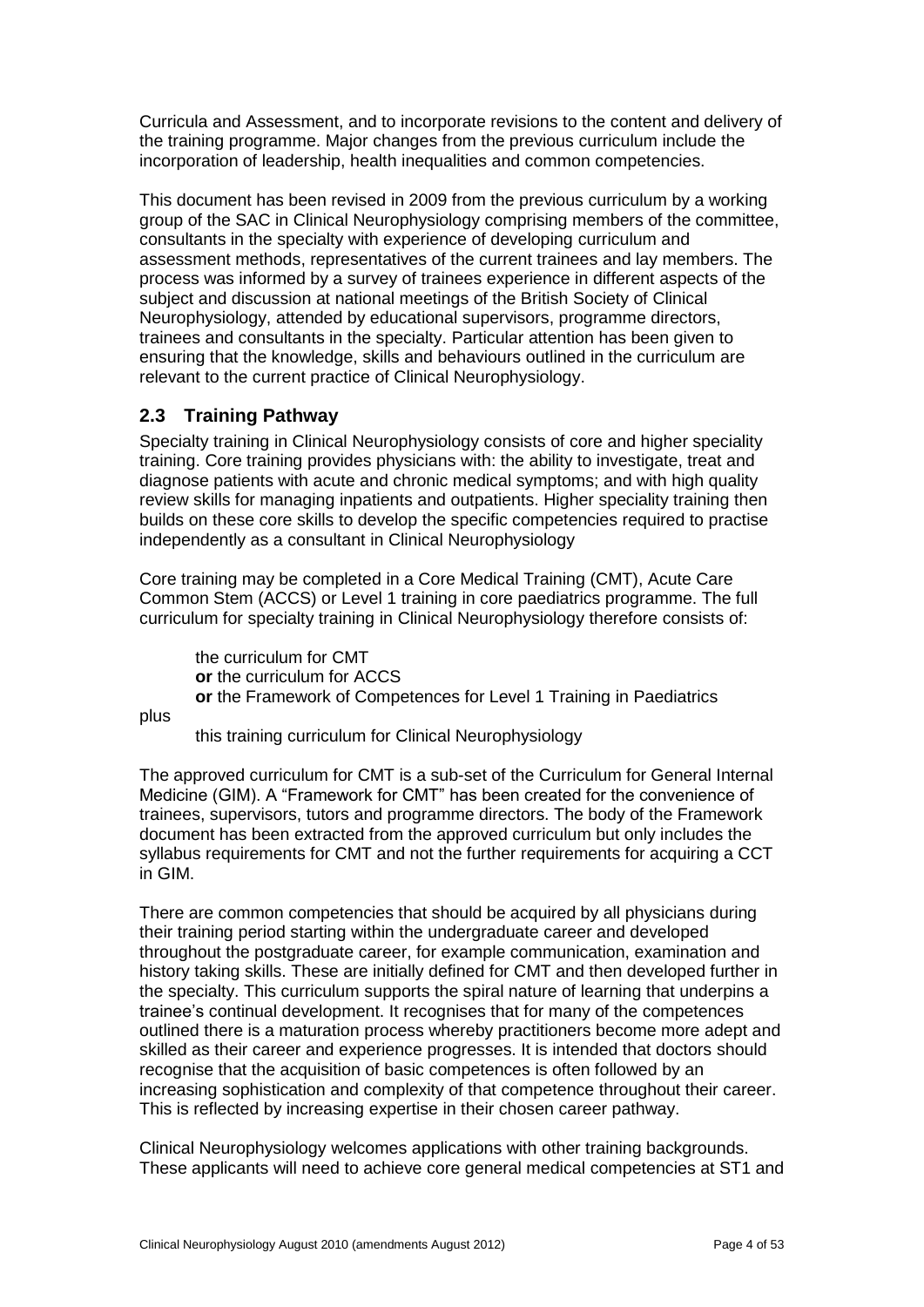Curricula and Assessment, and to incorporate revisions to the content and delivery of the training programme. Major changes from the previous curriculum include the incorporation of leadership, health inequalities and common competencies.

This document has been revised in 2009 from the previous curriculum by a working group of the SAC in Clinical Neurophysiology comprising members of the committee, consultants in the specialty with experience of developing curriculum and assessment methods, representatives of the current trainees and lay members. The process was informed by a survey of trainees experience in different aspects of the subject and discussion at national meetings of the British Society of Clinical Neurophysiology, attended by educational supervisors, programme directors, trainees and consultants in the specialty. Particular attention has been given to ensuring that the knowledge, skills and behaviours outlined in the curriculum are relevant to the current practice of Clinical Neurophysiology.

## 2.3 Training Pathway

Specialty training in Clinical Neurophysiology consists of core and higher speciality training. Core training provides physicians with: the ability to investigate, treat and diagnose patients with acute and chronic medical symptoms; and with high quality review skills for managing inpatients and outpatients. Higher speciality training then builds on these core skills to develop the specific competencies required to practise independently as a consultant in Clinical Neurophysiology

Core training may be completed in a Core Medical Training (CMT), Acute Care Common Stem (ACCS) or Level 1 training in core paediatrics programme. The full curriculum for specialty training in Clinical Neurophysiology therefore consists of:

> the curriculum for CMT
> **or** the curriculum for ACCS
> **or** the Framework of Competences for Level 1 Training in Paediatrics

plus

> this training curriculum for Clinical Neurophysiology

The approved curriculum for CMT is a sub-set of the Curriculum for General Internal Medicine (GIM). A "Framework for CMT" has been created for the convenience of trainees, supervisors, tutors and programme directors. The body of the Framework document has been extracted from the approved curriculum but only includes the syllabus requirements for CMT and not the further requirements for acquiring a CCT in GIM.

There are common competencies that should be acquired by all physicians during their training period starting within the undergraduate career and developed throughout the postgraduate career, for example communication, examination and history taking skills. These are initially defined for CMT and then developed further in the specialty. This curriculum supports the spiral nature of learning that underpins a trainee's continual development. It recognises that for many of the competences outlined there is a maturation process whereby practitioners become more adept and skilled as their career and experience progresses. It is intended that doctors should recognise that the acquisition of basic competences is often followed by an increasing sophistication and complexity of that competence throughout their career. This is reflected by increasing expertise in their chosen career pathway.

Clinical Neurophysiology welcomes applications with other training backgrounds. These applicants will need to achieve core general medical competencies at ST1 and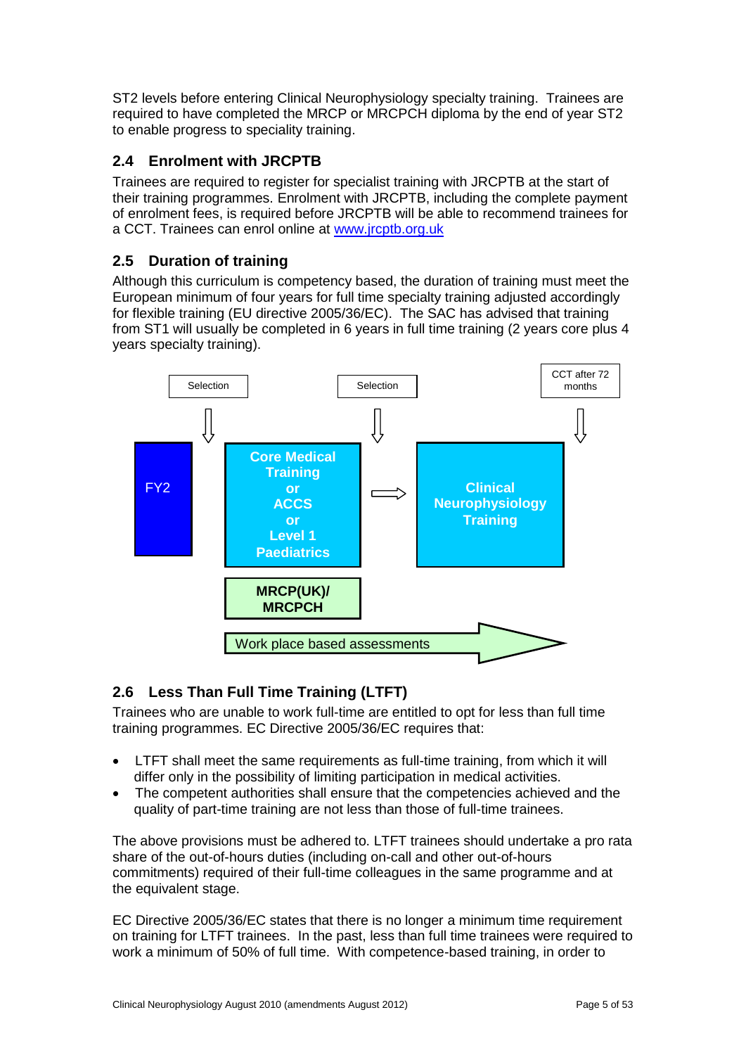ST2 levels before entering Clinical Neurophysiology specialty training. Trainees are required to have completed the MRCP or MRCPCH diploma by the end of year ST2 to enable progress to speciality training.

## 2.4 Enrolment with JRCPTB

Trainees are required to register for specialist training with JRCPTB at the start of their training programmes. Enrolment with JRCPTB, including the complete payment of enrolment fees, is required before JRCPTB will be able to recommend trainees for a CCT. Trainees can enrol online at [www.jrcptb.org.uk](http://www.jrcptb.org.uk)

## 2.5 Duration of training

Although this curriculum is competency based, the duration of training must meet the European minimum of four years for full time specialty training adjusted accordingly for flexible training (EU directive 2005/36/EC). The SAC has advised that training from ST1 will usually be completed in 6 years in full time training (2 years core plus 4 years specialty training).

Selection → Core Medical Training or ACCS or Level 1 Paediatrics

Selection → Clinical Neurophysiology Training

CCT after 72 months

FY2 → Core Medical Training or ACCS or Level 1 Paediatrics → Clinical Neurophysiology Training

MRCP(UK)/ MRCPCH

Work place based assessments

## 2.6 Less Than Full Time Training (LTFT)

Trainees who are unable to work full-time are entitled to opt for less than full time training programmes. EC Directive 2005/36/EC requires that:

- LTFT shall meet the same requirements as full-time training, from which it will differ only in the possibility of limiting participation in medical activities.
- The competent authorities shall ensure that the competencies achieved and the quality of part-time training are not less than those of full-time trainees.

The above provisions must be adhered to. LTFT trainees should undertake a pro rata share of the out-of-hours duties (including on-call and other out-of-hours commitments) required of their full-time colleagues in the same programme and at the equivalent stage.

EC Directive 2005/36/EC states that there is no longer a minimum time requirement on training for LTFT trainees. In the past, less than full time trainees were required to work a minimum of 50% of full time. With competence-based training, in order to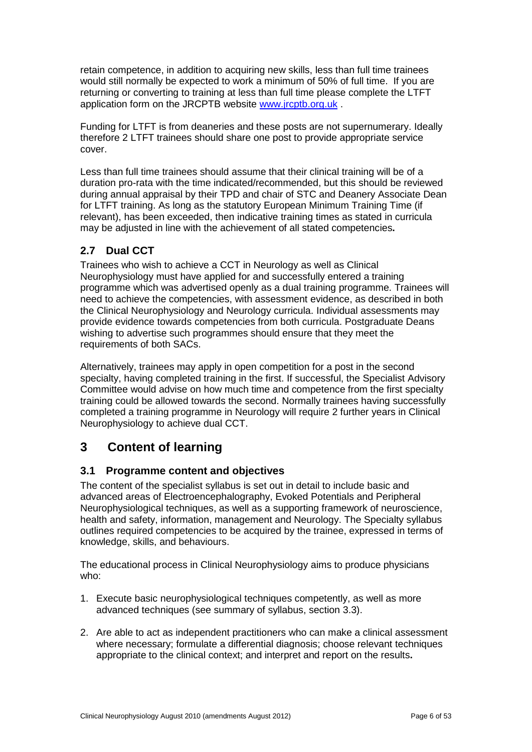retain competence, in addition to acquiring new skills, less than full time trainees would still normally be expected to work a minimum of 50% of full time. If you are returning or converting to training at less than full time please complete the LTFT application form on the JRCPTB website [www.jrcptb.org.uk](http://www.jrcptb.org.uk) .

Funding for LTFT is from deaneries and these posts are not supernumerary. Ideally therefore 2 LTFT trainees should share one post to provide appropriate service cover.

Less than full time trainees should assume that their clinical training will be of a duration pro-rata with the time indicated/recommended, but this should be reviewed during annual appraisal by their TPD and chair of STC and Deanery Associate Dean for LTFT training. As long as the statutory European Minimum Training Time (if relevant), has been exceeded, then indicative training times as stated in curricula may be adjusted in line with the achievement of all stated competencies**.**

### 2.7 Dual CCT

Trainees who wish to achieve a CCT in Neurology as well as Clinical Neurophysiology must have applied for and successfully entered a training programme which was advertised openly as a dual training programme. Trainees will need to achieve the competencies, with assessment evidence, as described in both the Clinical Neurophysiology and Neurology curricula. Individual assessments may provide evidence towards competencies from both curricula. Postgraduate Deans wishing to advertise such programmes should ensure that they meet the requirements of both SACs.

Alternatively, trainees may apply in open competition for a post in the second specialty, having completed training in the first. If successful, the Specialist Advisory Committee would advise on how much time and competence from the first specialty training could be allowed towards the second. Normally trainees having successfully completed a training programme in Neurology will require 2 further years in Clinical Neurophysiology to achieve dual CCT.

## 3 Content of learning

### 3.1 Programme content and objectives

The content of the specialist syllabus is set out in detail to include basic and advanced areas of Electroencephalography, Evoked Potentials and Peripheral Neurophysiological techniques, as well as a supporting framework of neuroscience, health and safety, information, management and Neurology. The Specialty syllabus outlines required competencies to be acquired by the trainee, expressed in terms of knowledge, skills, and behaviours.

The educational process in Clinical Neurophysiology aims to produce physicians who:

1. Execute basic neurophysiological techniques competently, as well as more advanced techniques (see summary of syllabus, section 3.3).
2. Are able to act as independent practitioners who can make a clinical assessment where necessary; formulate a differential diagnosis; choose relevant techniques appropriate to the clinical context; and interpret and report on the results**.**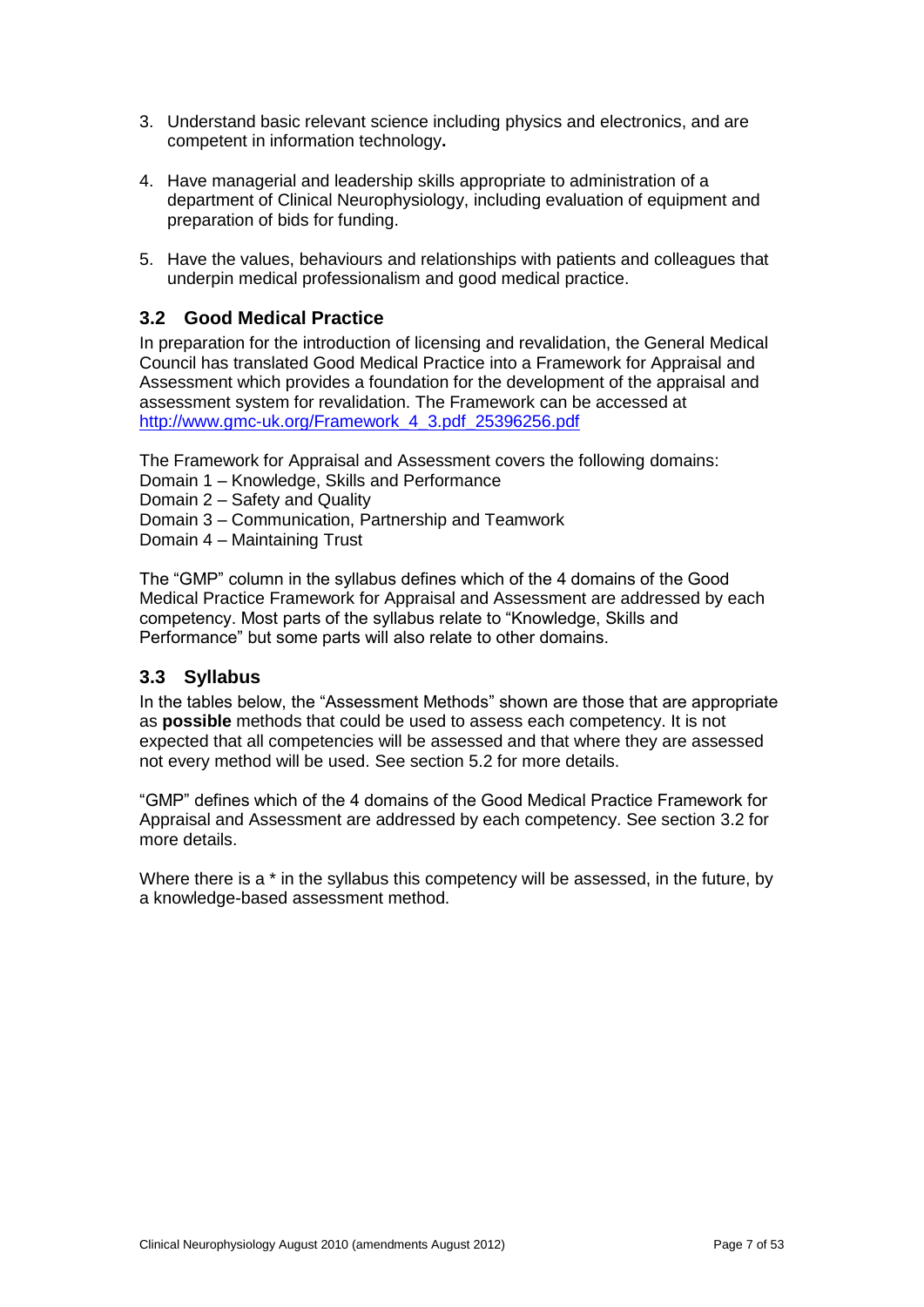3. Understand basic relevant science including physics and electronics, and are competent in information technology**.**

4. Have managerial and leadership skills appropriate to administration of a department of Clinical Neurophysiology, including evaluation of equipment and preparation of bids for funding.

5. Have the values, behaviours and relationships with patients and colleagues that underpin medical professionalism and good medical practice.

### 3.2 Good Medical Practice

In preparation for the introduction of licensing and revalidation, the General Medical Council has translated Good Medical Practice into a Framework for Appraisal and Assessment which provides a foundation for the development of the appraisal and assessment system for revalidation. The Framework can be accessed at [http://www.gmc-uk.org/Framework_4_3.pdf_25396256.pdf](http://www.gmc-uk.org/Framework_4_3.pdf_25396256.pdf)

The Framework for Appraisal and Assessment covers the following domains:
Domain 1 – Knowledge, Skills and Performance
Domain 2 – Safety and Quality
Domain 3 – Communication, Partnership and Teamwork
Domain 4 – Maintaining Trust

The "GMP" column in the syllabus defines which of the 4 domains of the Good Medical Practice Framework for Appraisal and Assessment are addressed by each competency. Most parts of the syllabus relate to "Knowledge, Skills and Performance" but some parts will also relate to other domains.

### 3.3 Syllabus

In the tables below, the "Assessment Methods" shown are those that are appropriate as **possible** methods that could be used to assess each competency. It is not expected that all competencies will be assessed and that where they are assessed not every method will be used. See section 5.2 for more details.

"GMP" defines which of the 4 domains of the Good Medical Practice Framework for Appraisal and Assessment are addressed by each competency. See section 3.2 for more details.

Where there is a * in the syllabus this competency will be assessed, in the future, by a knowledge-based assessment method.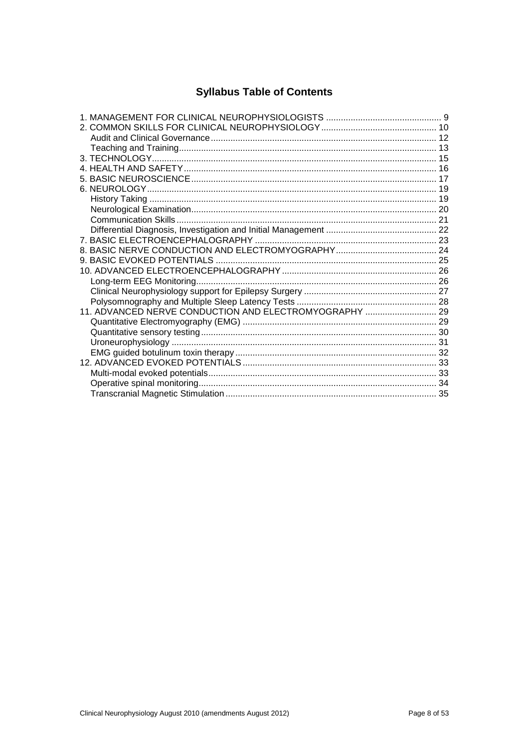# Syllabus Table of Contents

1. MANAGEMENT FOR CLINICAL NEUROPHYSIOLOGISTS ........ 9
2. COMMON SKILLS FOR CLINICAL NEUROPHYSIOLOGY ........ 10
   - Audit and Clinical Governance ........ 12
   - Teaching and Training ........ 13
3. TECHNOLOGY ........ 15
4. HEALTH AND SAFETY ........ 16
5. BASIC NEUROSCIENCE ........ 17
6. NEUROLOGY ........ 19
   - History Taking ........ 19
   - Neurological Examination ........ 20
   - Communication Skills ........ 21
   - Differential Diagnosis, Investigation and Initial Management ........ 22
7. BASIC ELECTROENCEPHALOGRAPHY ........ 23
8. BASIC NERVE CONDUCTION AND ELECTROMYOGRAPHY ........ 24
9. BASIC EVOKED POTENTIALS ........ 25
10. ADVANCED ELECTROENCEPHALOGRAPHY ........ 26
    - Long-term EEG Monitoring ........ 26
    - Clinical Neurophysiology support for Epilepsy Surgery ........ 27
    - Polysomnography and Multiple Sleep Latency Tests ........ 28
11. ADVANCED NERVE CONDUCTION AND ELECTROMYOGRAPHY ........ 29
    - Quantitative Electromyography (EMG) ........ 29
    - Quantitative sensory testing ........ 30
    - Uroneurophysiology ........ 31
    - EMG guided botulinum toxin therapy ........ 32
12. ADVANCED EVOKED POTENTIALS ........ 33
    - Multi-modal evoked potentials ........ 33
    - Operative spinal monitoring ........ 34
    - Transcranial Magnetic Stimulation ........ 35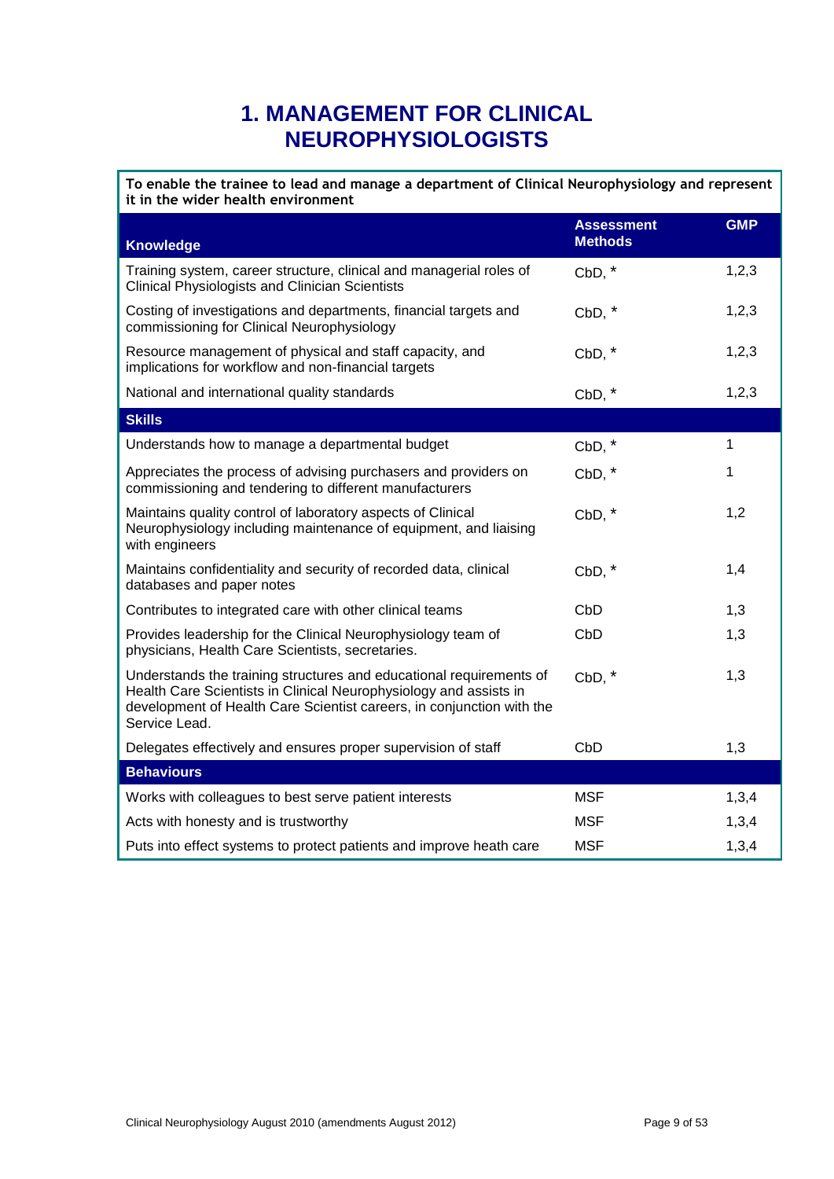# 1. MANAGEMENT FOR CLINICAL NEUROPHYSIOLOGISTS

| To enable the trainee to lead and manage a department of Clinical Neurophysiology and represent it in the wider health environment | | |
|---|---|---|
| **Knowledge** | **Assessment Methods** | **GMP** |
| Training system, career structure, clinical and managerial roles of Clinical Physiologists and Clinician Scientists | CbD, * | 1,2,3 |
| Costing of investigations and departments, financial targets and commissioning for Clinical Neurophysiology | CbD, * | 1,2,3 |
| Resource management of physical and staff capacity, and implications for workflow and non-financial targets | CbD, * | 1,2,3 |
| National and international quality standards | CbD, * | 1,2,3 |
| **Skills** | | |
| Understands how to manage a departmental budget | CbD, * | 1 |
| Appreciates the process of advising purchasers and providers on commissioning and tendering to different manufacturers | CbD, * | 1 |
| Maintains quality control of laboratory aspects of Clinical Neurophysiology including maintenance of equipment, and liaising with engineers | CbD, * | 1,2 |
| Maintains confidentiality and security of recorded data, clinical databases and paper notes | CbD, * | 1,4 |
| Contributes to integrated care with other clinical teams | CbD | 1,3 |
| Provides leadership for the Clinical Neurophysiology team of physicians, Health Care Scientists, secretaries. | CbD | 1,3 |
| Understands the training structures and educational requirements of Health Care Scientists in Clinical Neurophysiology and assists in development of Health Care Scientist careers, in conjunction with the Service Lead. | CbD, * | 1,3 |
| Delegates effectively and ensures proper supervision of staff | CbD | 1,3 |
| **Behaviours** | | |
| Works with colleagues to best serve patient interests | MSF | 1,3,4 |
| Acts with honesty and is trustworthy | MSF | 1,3,4 |
| Puts into effect systems to protect patients and improve heath care | MSF | 1,3,4 |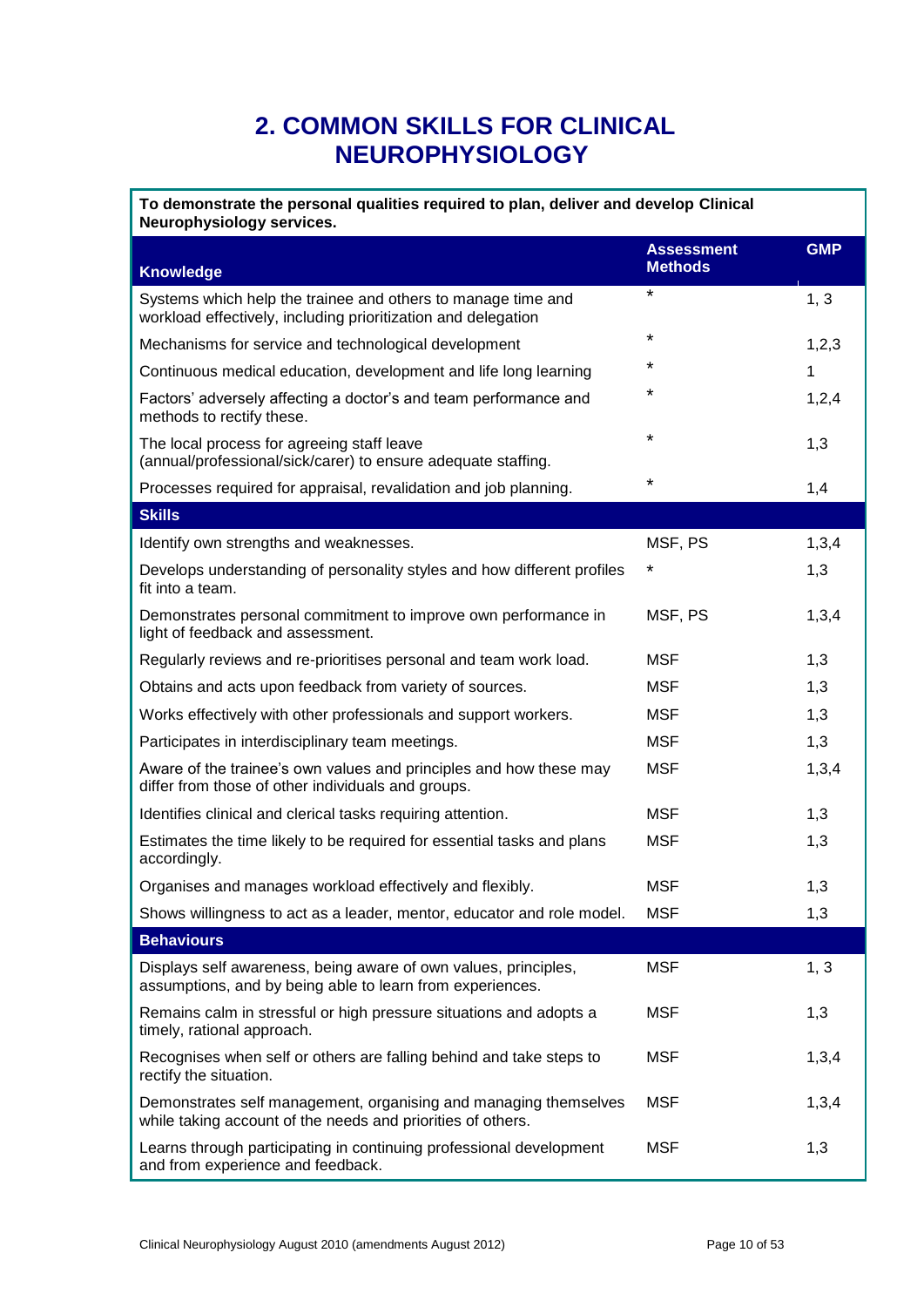# 2. COMMON SKILLS FOR CLINICAL NEUROPHYSIOLOGY

**To demonstrate the personal qualities required to plan, deliver and develop Clinical Neurophysiology services.**

| Knowledge | Assessment Methods | GMP |
|---|---|---|
| Systems which help the trainee and others to manage time and workload effectively, including prioritization and delegation | * | 1, 3 |
| Mechanisms for service and technological development | * | 1,2,3 |
| Continuous medical education, development and life long learning | * | 1 |
| Factors' adversely affecting a doctor's and team performance and methods to rectify these. | * | 1,2,4 |
| The local process for agreeing staff leave (annual/professional/sick/carer) to ensure adequate staffing. | * | 1,3 |
| Processes required for appraisal, revalidation and job planning. | * | 1,4 |
| **Skills** | | |
| Identify own strengths and weaknesses. | MSF, PS | 1,3,4 |
| Develops understanding of personality styles and how different profiles fit into a team. | * | 1,3 |
| Demonstrates personal commitment to improve own performance in light of feedback and assessment. | MSF, PS | 1,3,4 |
| Regularly reviews and re-prioritises personal and team work load. | MSF | 1,3 |
| Obtains and acts upon feedback from variety of sources. | MSF | 1,3 |
| Works effectively with other professionals and support workers. | MSF | 1,3 |
| Participates in interdisciplinary team meetings. | MSF | 1,3 |
| Aware of the trainee's own values and principles and how these may differ from those of other individuals and groups. | MSF | 1,3,4 |
| Identifies clinical and clerical tasks requiring attention. | MSF | 1,3 |
| Estimates the time likely to be required for essential tasks and plans accordingly. | MSF | 1,3 |
| Organises and manages workload effectively and flexibly. | MSF | 1,3 |
| Shows willingness to act as a leader, mentor, educator and role model. | MSF | 1,3 |
| **Behaviours** | | |
| Displays self awareness, being aware of own values, principles, assumptions, and by being able to learn from experiences. | MSF | 1, 3 |
| Remains calm in stressful or high pressure situations and adopts a timely, rational approach. | MSF | 1,3 |
| Recognises when self or others are falling behind and take steps to rectify the situation. | MSF | 1,3,4 |
| Demonstrates self management, organising and managing themselves while taking account of the needs and priorities of others. | MSF | 1,3,4 |
| Learns through participating in continuing professional development and from experience and feedback. | MSF | 1,3 |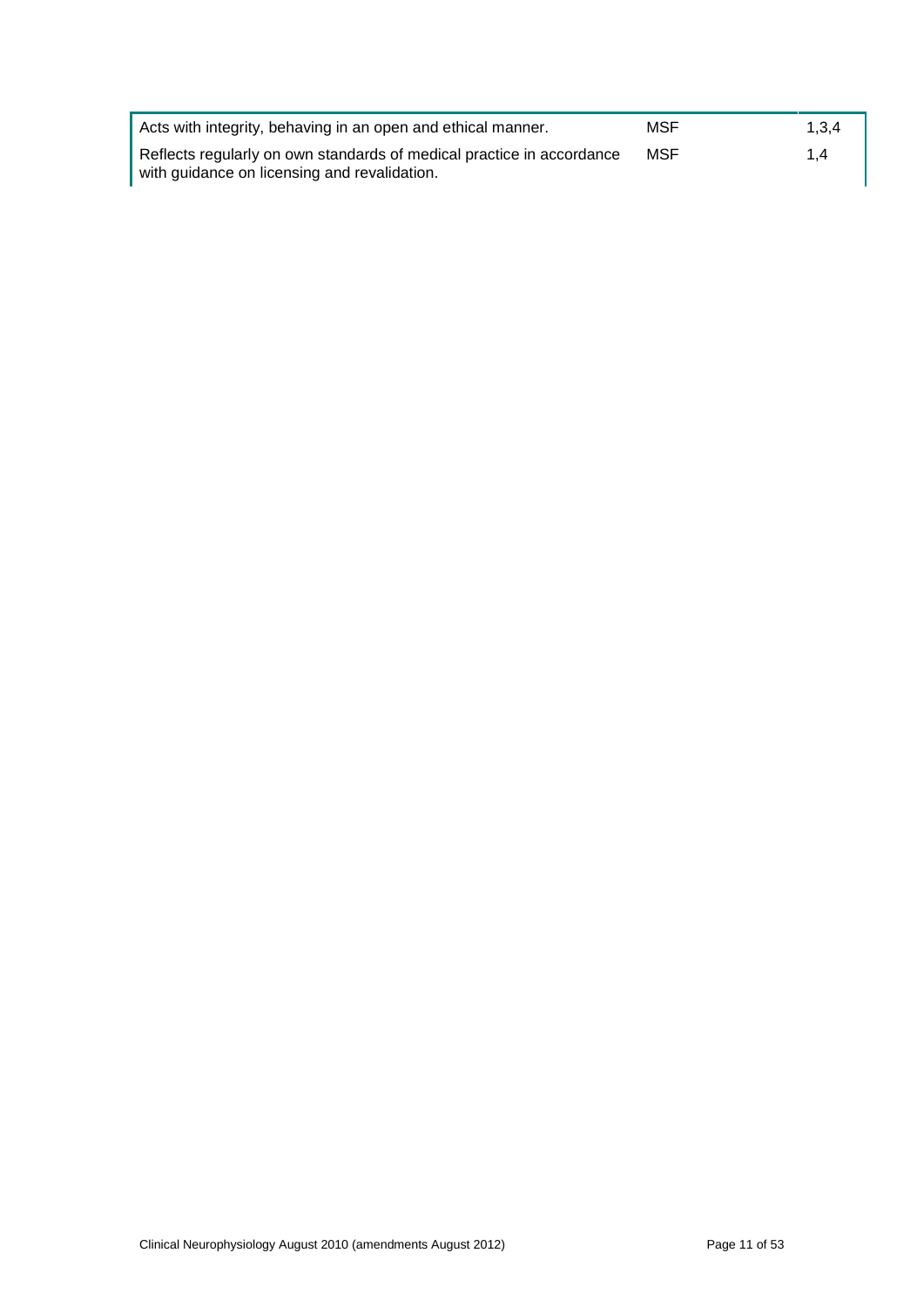| | | |
|---|---|---|
| Acts with integrity, behaving in an open and ethical manner. | MSF | 1,3,4 |
| Reflects regularly on own standards of medical practice in accordance with guidance on licensing and revalidation. | MSF | 1,4 |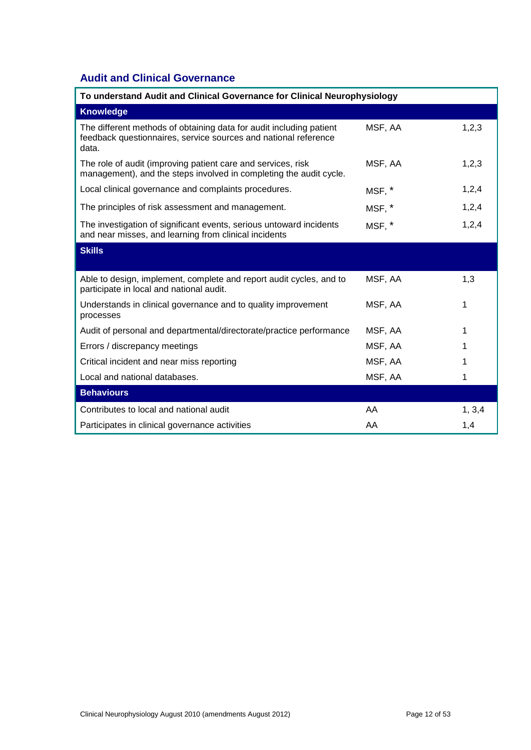## Audit and Clinical Governance

| To understand Audit and Clinical Governance for Clinical Neurophysiology | | |
|---|---|---|
| **Knowledge** | | |
| The different methods of obtaining data for audit including patient feedback questionnaires, service sources and national reference data. | MSF, AA | 1,2,3 |
| The role of audit (improving patient care and services, risk management), and the steps involved in completing the audit cycle. | MSF, AA | 1,2,3 |
| Local clinical governance and complaints procedures. | MSF, * | 1,2,4 |
| The principles of risk assessment and management. | MSF, * | 1,2,4 |
| The investigation of significant events, serious untoward incidents and near misses, and learning from clinical incidents | MSF, * | 1,2,4 |
| **Skills** | | |
| Able to design, implement, complete and report audit cycles, and to participate in local and national audit. | MSF, AA | 1,3 |
| Understands in clinical governance and to quality improvement processes | MSF, AA | 1 |
| Audit of personal and departmental/directorate/practice performance | MSF, AA | 1 |
| Errors / discrepancy meetings | MSF, AA | 1 |
| Critical incident and near miss reporting | MSF, AA | 1 |
| Local and national databases. | MSF, AA | 1 |
| **Behaviours** | | |
| Contributes to local and national audit | AA | 1, 3,4 |
| Participates in clinical governance activities | AA | 1,4 |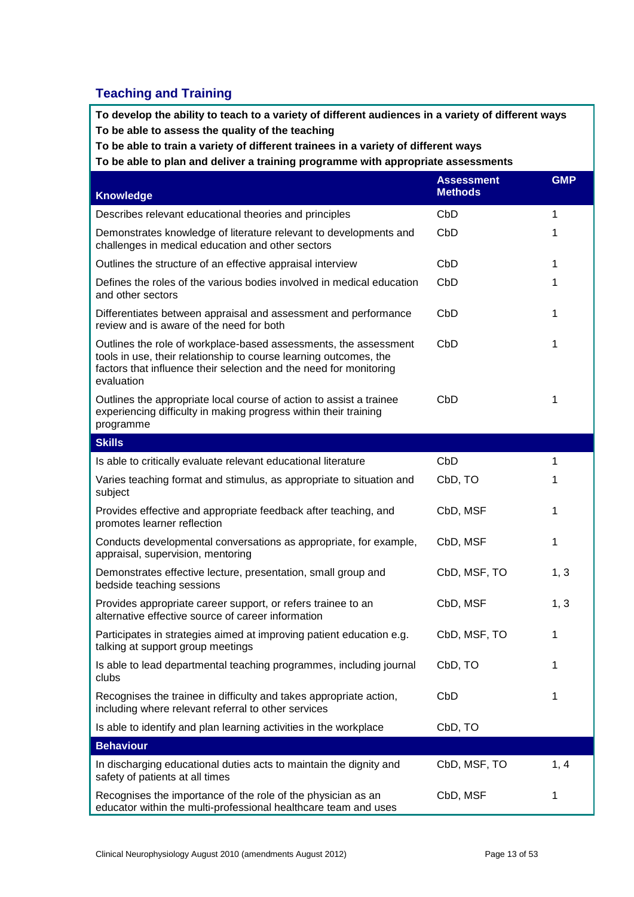## Teaching and Training

**To develop the ability to teach to a variety of different audiences in a variety of different ways**
**To be able to assess the quality of the teaching**
**To be able to train a variety of different trainees in a variety of different ways**
**To be able to plan and deliver a training programme with appropriate assessments**

| Knowledge | Assessment Methods | GMP |
|---|---|---|
| Describes relevant educational theories and principles | CbD | 1 |
| Demonstrates knowledge of literature relevant to developments and challenges in medical education and other sectors | CbD | 1 |
| Outlines the structure of an effective appraisal interview | CbD | 1 |
| Defines the roles of the various bodies involved in medical education and other sectors | CbD | 1 |
| Differentiates between appraisal and assessment and performance review and is aware of the need for both | CbD | 1 |
| Outlines the role of workplace-based assessments, the assessment tools in use, their relationship to course learning outcomes, the factors that influence their selection and the need for monitoring evaluation | CbD | 1 |
| Outlines the appropriate local course of action to assist a trainee experiencing difficulty in making progress within their training programme | CbD | 1 |
| **Skills** | | |
| Is able to critically evaluate relevant educational literature | CbD | 1 |
| Varies teaching format and stimulus, as appropriate to situation and subject | CbD, TO | 1 |
| Provides effective and appropriate feedback after teaching, and promotes learner reflection | CbD, MSF | 1 |
| Conducts developmental conversations as appropriate, for example, appraisal, supervision, mentoring | CbD, MSF | 1 |
| Demonstrates effective lecture, presentation, small group and bedside teaching sessions | CbD, MSF, TO | 1, 3 |
| Provides appropriate career support, or refers trainee to an alternative effective source of career information | CbD, MSF | 1, 3 |
| Participates in strategies aimed at improving patient education e.g. talking at support group meetings | CbD, MSF, TO | 1 |
| Is able to lead departmental teaching programmes, including journal clubs | CbD, TO | 1 |
| Recognises the trainee in difficulty and takes appropriate action, including where relevant referral to other services | CbD | 1 |
| Is able to identify and plan learning activities in the workplace | CbD, TO | |
| **Behaviour** | | |
| In discharging educational duties acts to maintain the dignity and safety of patients at all times | CbD, MSF, TO | 1, 4 |
| Recognises the importance of the role of the physician as an educator within the multi-professional healthcare team and uses | CbD, MSF | 1 |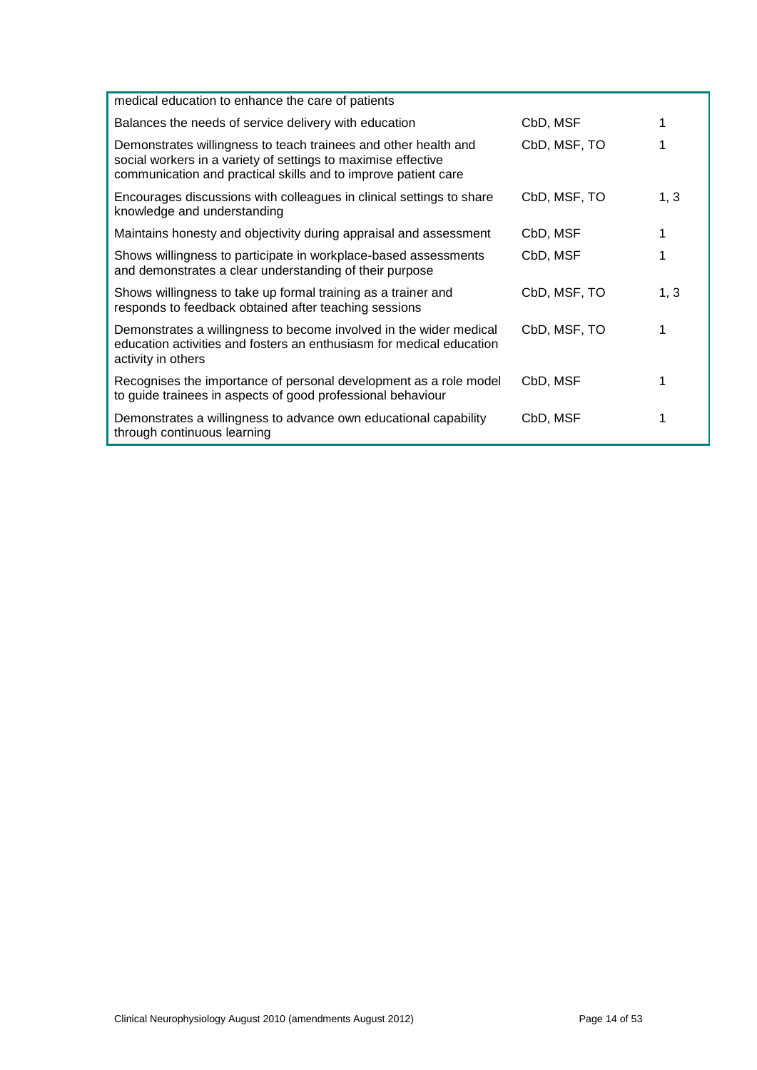| medical education to enhance the care of patients | | |
|---|---|---|
| Balances the needs of service delivery with education | CbD, MSF | 1 |
| Demonstrates willingness to teach trainees and other health and social workers in a variety of settings to maximise effective communication and practical skills and to improve patient care | CbD, MSF, TO | 1 |
| Encourages discussions with colleagues in clinical settings to share knowledge and understanding | CbD, MSF, TO | 1, 3 |
| Maintains honesty and objectivity during appraisal and assessment | CbD, MSF | 1 |
| Shows willingness to participate in workplace-based assessments and demonstrates a clear understanding of their purpose | CbD, MSF | 1 |
| Shows willingness to take up formal training as a trainer and responds to feedback obtained after teaching sessions | CbD, MSF, TO | 1, 3 |
| Demonstrates a willingness to become involved in the wider medical education activities and fosters an enthusiasm for medical education activity in others | CbD, MSF, TO | 1 |
| Recognises the importance of personal development as a role model to guide trainees in aspects of good professional behaviour | CbD, MSF | 1 |
| Demonstrates a willingness to advance own educational capability through continuous learning | CbD, MSF | 1 |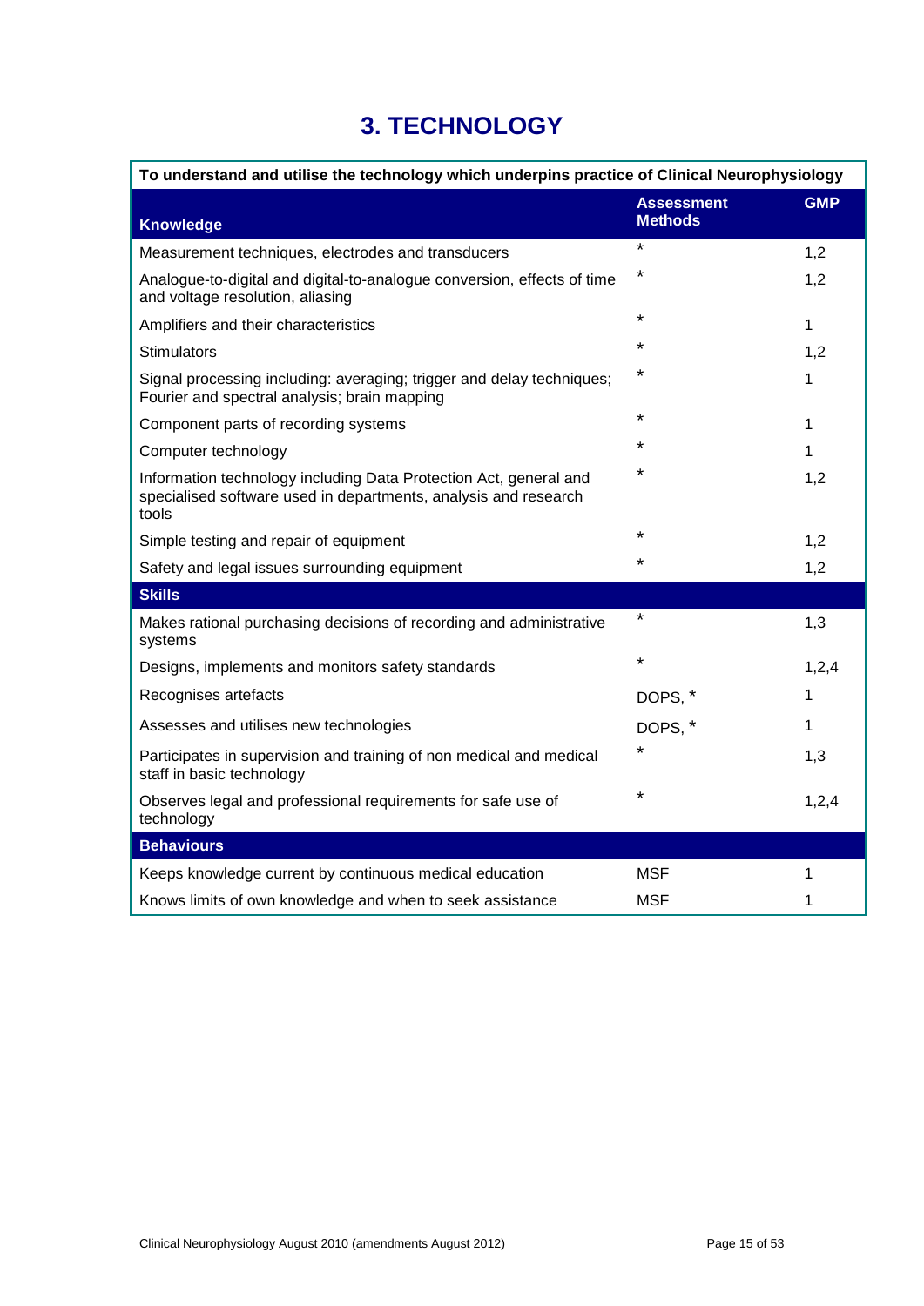# 3. TECHNOLOGY

| To understand and utilise the technology which underpins practice of Clinical Neurophysiology | | |
|---|---|---|
| **Knowledge** | **Assessment Methods** | **GMP** |
| Measurement techniques, electrodes and transducers | * | 1,2 |
| Analogue-to-digital and digital-to-analogue conversion, effects of time and voltage resolution, aliasing | * | 1,2 |
| Amplifiers and their characteristics | * | 1 |
| Stimulators | * | 1,2 |
| Signal processing including: averaging; trigger and delay techniques; Fourier and spectral analysis; brain mapping | * | 1 |
| Component parts of recording systems | * | 1 |
| Computer technology | * | 1 |
| Information technology including Data Protection Act, general and specialised software used in departments, analysis and research tools | * | 1,2 |
| Simple testing and repair of equipment | * | 1,2 |
| Safety and legal issues surrounding equipment | * | 1,2 |
| **Skills** | | |
| Makes rational purchasing decisions of recording and administrative systems | * | 1,3 |
| Designs, implements and monitors safety standards | * | 1,2,4 |
| Recognises artefacts | DOPS, * | 1 |
| Assesses and utilises new technologies | DOPS, * | 1 |
| Participates in supervision and training of non medical and medical staff in basic technology | * | 1,3 |
| Observes legal and professional requirements for safe use of technology | * | 1,2,4 |
| **Behaviours** | | |
| Keeps knowledge current by continuous medical education | MSF | 1 |
| Knows limits of own knowledge and when to seek assistance | MSF | 1 |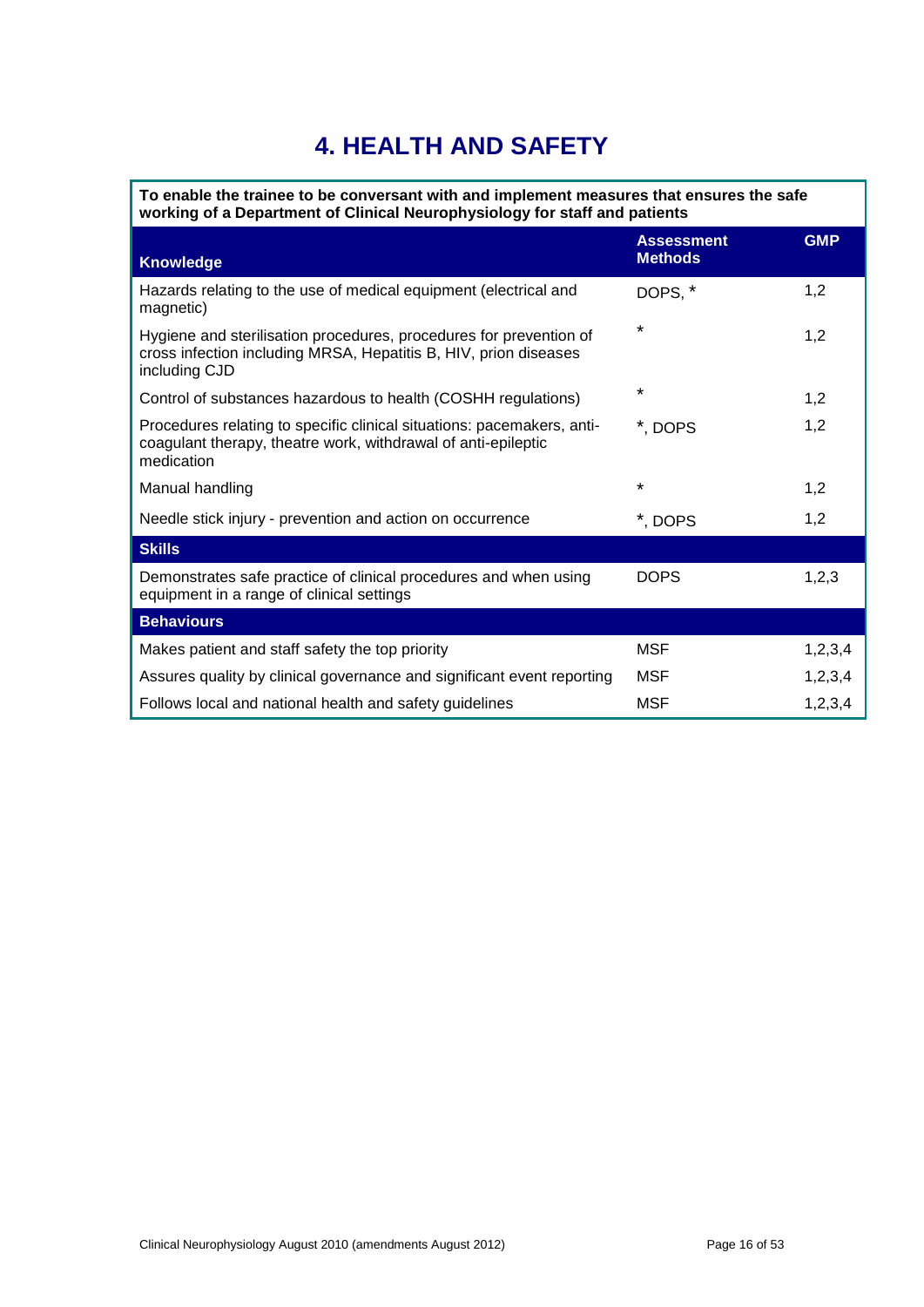# 4. HEALTH AND SAFETY

| **To enable the trainee to be conversant with and implement measures that ensures the safe working of a Department of Clinical Neurophysiology for staff and patients** | | |
|---|---|---|
| **Knowledge** | **Assessment Methods** | **GMP** |
| Hazards relating to the use of medical equipment (electrical and magnetic) | DOPS, * | 1,2 |
| Hygiene and sterilisation procedures, procedures for prevention of cross infection including MRSA, Hepatitis B, HIV, prion diseases including CJD | * | 1,2 |
| Control of substances hazardous to health (COSHH regulations) | * | 1,2 |
| Procedures relating to specific clinical situations: pacemakers, anti-coagulant therapy, theatre work, withdrawal of anti-epileptic medication | *, DOPS | 1,2 |
| Manual handling | * | 1,2 |
| Needle stick injury - prevention and action on occurrence | *, DOPS | 1,2 |
| **Skills** | | |
| Demonstrates safe practice of clinical procedures and when using equipment in a range of clinical settings | DOPS | 1,2,3 |
| **Behaviours** | | |
| Makes patient and staff safety the top priority | MSF | 1,2,3,4 |
| Assures quality by clinical governance and significant event reporting | MSF | 1,2,3,4 |
| Follows local and national health and safety guidelines | MSF | 1,2,3,4 |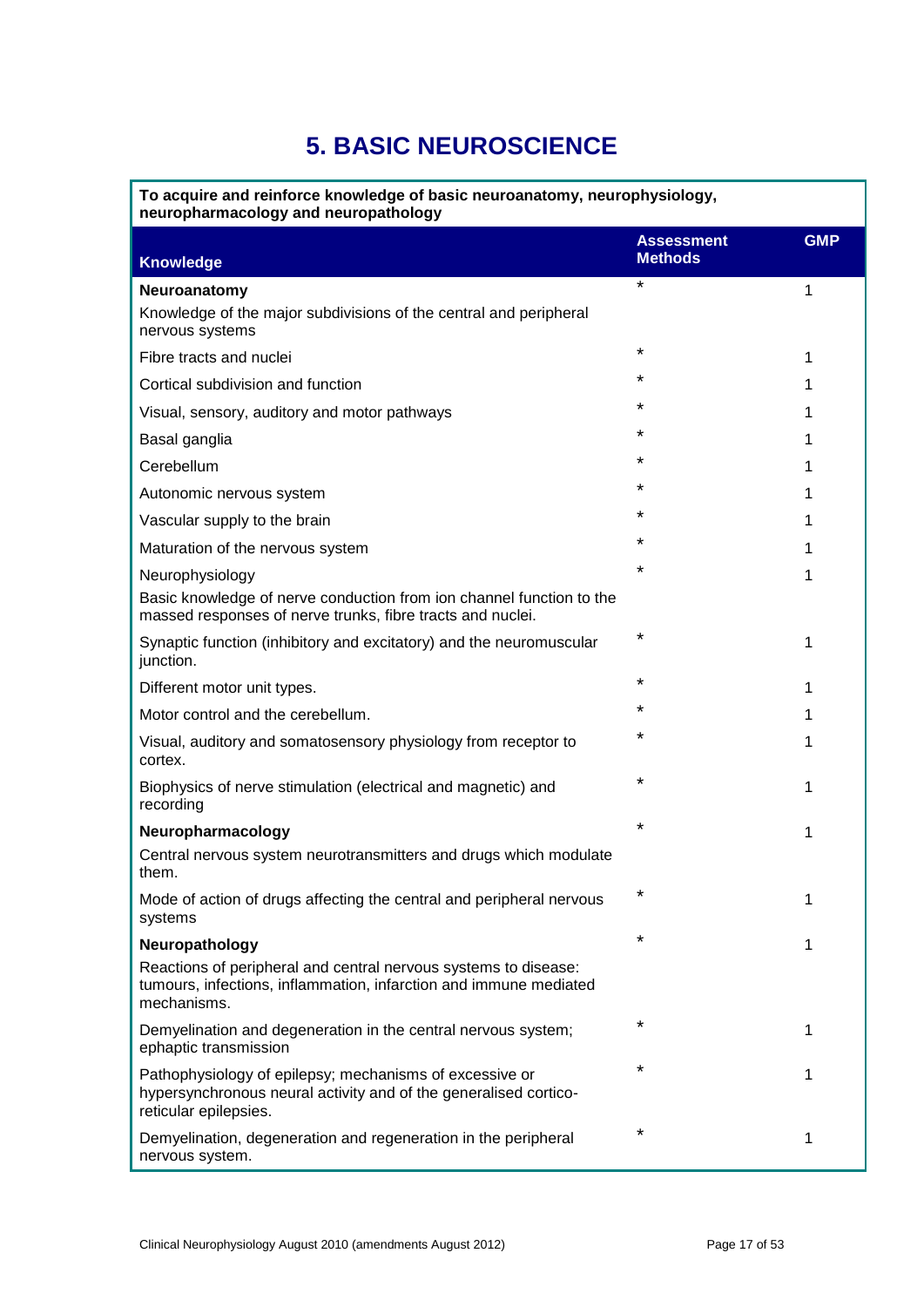# 5. BASIC NEUROSCIENCE

**To acquire and reinforce knowledge of basic neuroanatomy, neurophysiology, neuropharmacology and neuropathology**

| Knowledge | Assessment Methods | GMP |
|---|---|---|
| **Neuroanatomy**<br>Knowledge of the major subdivisions of the central and peripheral nervous systems | * | 1 |
| Fibre tracts and nuclei | * | 1 |
| Cortical subdivision and function | * | 1 |
| Visual, sensory, auditory and motor pathways | * | 1 |
| Basal ganglia | * | 1 |
| Cerebellum | * | 1 |
| Autonomic nervous system | * | 1 |
| Vascular supply to the brain | * | 1 |
| Maturation of the nervous system | * | 1 |
| Neurophysiology<br>Basic knowledge of nerve conduction from ion channel function to the massed responses of nerve trunks, fibre tracts and nuclei. | * | 1 |
| Synaptic function (inhibitory and excitatory) and the neuromuscular junction. | * | 1 |
| Different motor unit types. | * | 1 |
| Motor control and the cerebellum. | * | 1 |
| Visual, auditory and somatosensory physiology from receptor to cortex. | * | 1 |
| Biophysics of nerve stimulation (electrical and magnetic) and recording | * | 1 |
| **Neuropharmacology**<br>Central nervous system neurotransmitters and drugs which modulate them. | * | 1 |
| Mode of action of drugs affecting the central and peripheral nervous systems | * | 1 |
| **Neuropathology**<br>Reactions of peripheral and central nervous systems to disease: tumours, infections, inflammation, infarction and immune mediated mechanisms. | * | 1 |
| Demyelination and degeneration in the central nervous system; ephaptic transmission | * | 1 |
| Pathophysiology of epilepsy; mechanisms of excessive or hypersynchronous neural activity and of the generalised cortico-reticular epilepsies. | * | 1 |
| Demyelination, degeneration and regeneration in the peripheral nervous system. | * | 1 |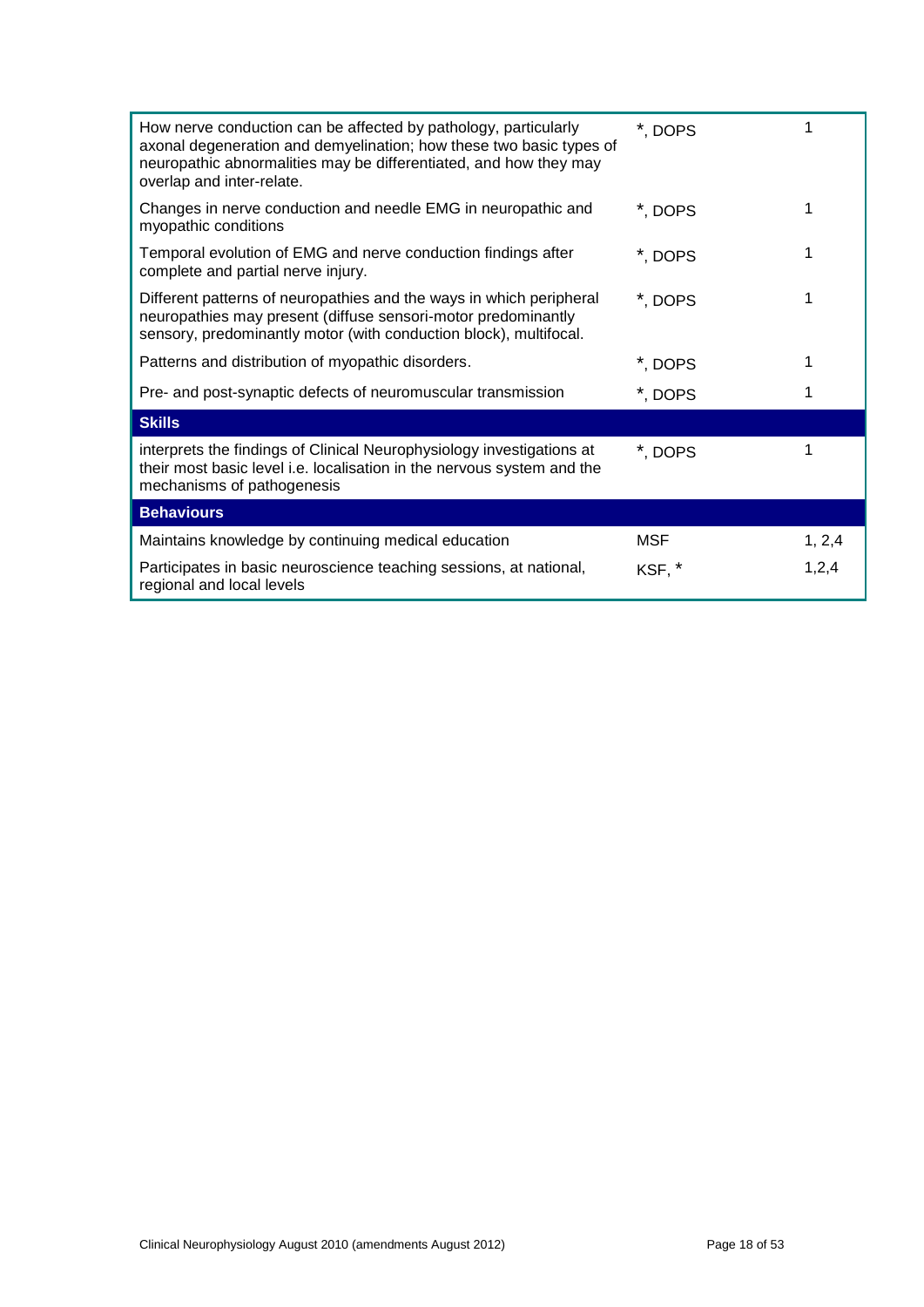| | | |
|---|---|---|
| How nerve conduction can be affected by pathology, particularly axonal degeneration and demyelination; how these two basic types of neuropathic abnormalities may be differentiated, and how they may overlap and inter-relate. | *, DOPS | 1 |
| Changes in nerve conduction and needle EMG in neuropathic and myopathic conditions | *, DOPS | 1 |
| Temporal evolution of EMG and nerve conduction findings after complete and partial nerve injury. | *, DOPS | 1 |
| Different patterns of neuropathies and the ways in which peripheral neuropathies may present (diffuse sensori-motor predominantly sensory, predominantly motor (with conduction block), multifocal. | *, DOPS | 1 |
| Patterns and distribution of myopathic disorders. | *, DOPS | 1 |
| Pre- and post-synaptic defects of neuromuscular transmission | *, DOPS | 1 |
| **Skills** | | |
| interprets the findings of Clinical Neurophysiology investigations at their most basic level i.e. localisation in the nervous system and the mechanisms of pathogenesis | *, DOPS | 1 |
| **Behaviours** | | |
| Maintains knowledge by continuing medical education | MSF | 1, 2,4 |
| Participates in basic neuroscience teaching sessions, at national, regional and local levels | KSF, * | 1,2,4 |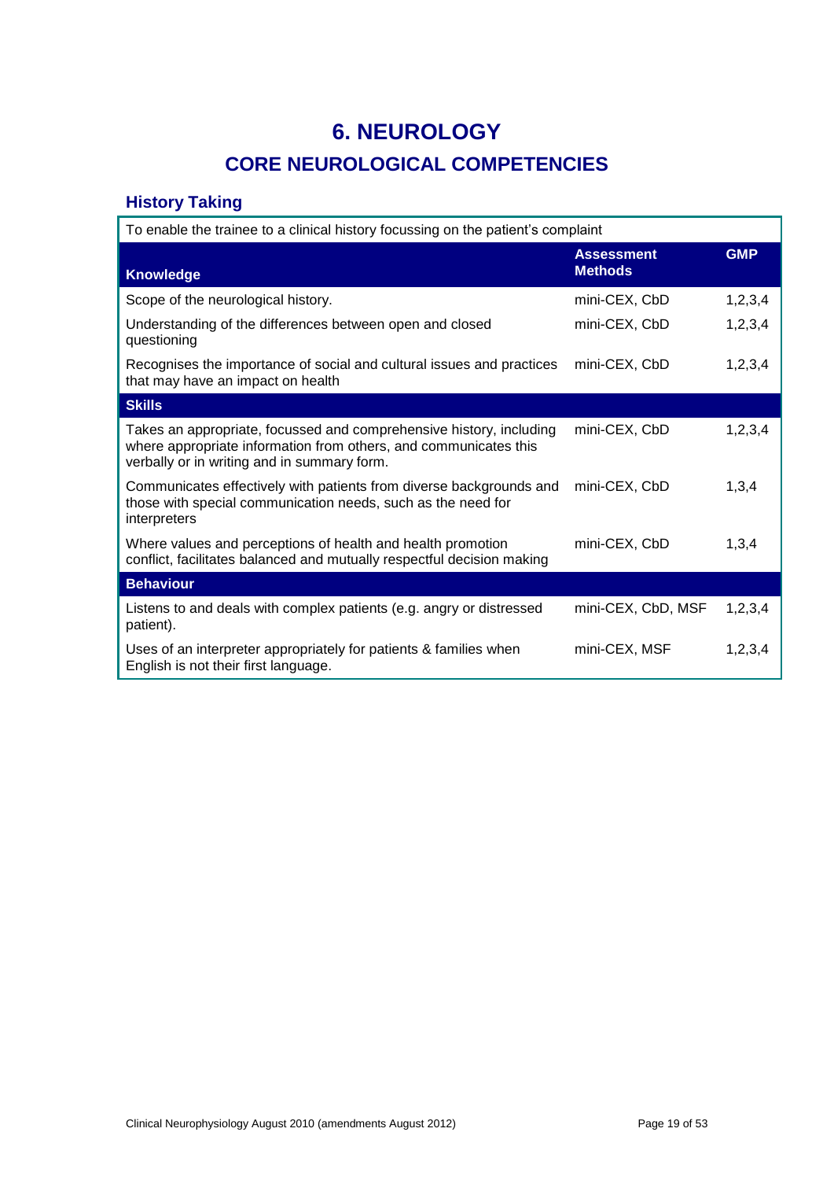# 6. NEUROLOGY

## CORE NEUROLOGICAL COMPETENCIES

### History Taking

| To enable the trainee to a clinical history focussing on the patient's complaint | | |
|---|---|---|
| **Knowledge** | **Assessment Methods** | **GMP** |
| Scope of the neurological history. | mini-CEX, CbD | 1,2,3,4 |
| Understanding of the differences between open and closed questioning | mini-CEX, CbD | 1,2,3,4 |
| Recognises the importance of social and cultural issues and practices that may have an impact on health | mini-CEX, CbD | 1,2,3,4 |
| **Skills** | | |
| Takes an appropriate, focussed and comprehensive history, including where appropriate information from others, and communicates this verbally or in writing and in summary form. | mini-CEX, CbD | 1,2,3,4 |
| Communicates effectively with patients from diverse backgrounds and those with special communication needs, such as the need for interpreters | mini-CEX, CbD | 1,3,4 |
| Where values and perceptions of health and health promotion conflict, facilitates balanced and mutually respectful decision making | mini-CEX, CbD | 1,3,4 |
| **Behaviour** | | |
| Listens to and deals with complex patients (e.g. angry or distressed patient). | mini-CEX, CbD, MSF | 1,2,3,4 |
| Uses of an interpreter appropriately for patients & families when English is not their first language. | mini-CEX, MSF | 1,2,3,4 |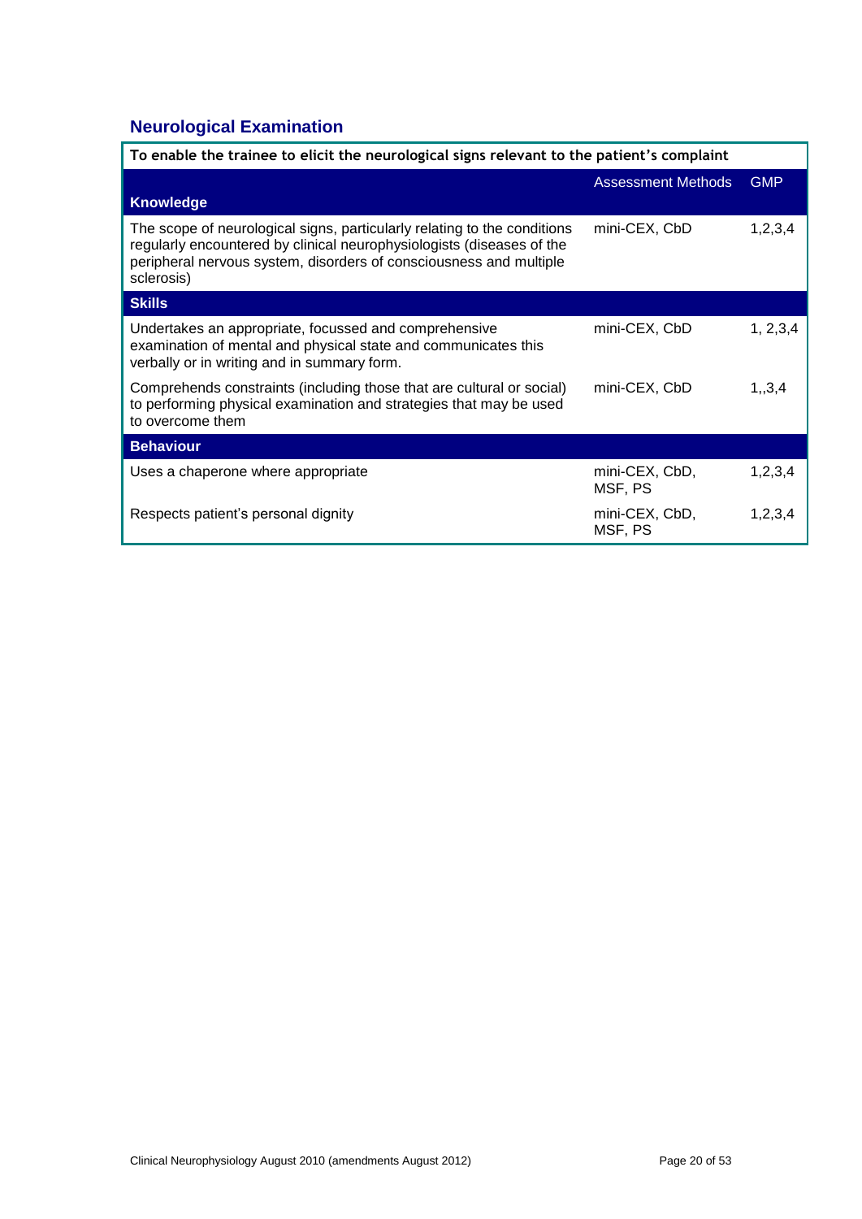## Neurological Examination

| To enable the trainee to elicit the neurological signs relevant to the patient's complaint | | |
|---|---|---|
| **Knowledge** | Assessment Methods | GMP |
| The scope of neurological signs, particularly relating to the conditions regularly encountered by clinical neurophysiologists (diseases of the peripheral nervous system, disorders of consciousness and multiple sclerosis) | mini-CEX, CbD | 1,2,3,4 |
| **Skills** | | |
| Undertakes an appropriate, focussed and comprehensive examination of mental and physical state and communicates this verbally or in writing and in summary form. | mini-CEX, CbD | 1, 2,3,4 |
| Comprehends constraints (including those that are cultural or social) to performing physical examination and strategies that may be used to overcome them | mini-CEX, CbD | 1,,3,4 |
| **Behaviour** | | |
| Uses a chaperone where appropriate | mini-CEX, CbD, MSF, PS | 1,2,3,4 |
| Respects patient's personal dignity | mini-CEX, CbD, MSF, PS | 1,2,3,4 |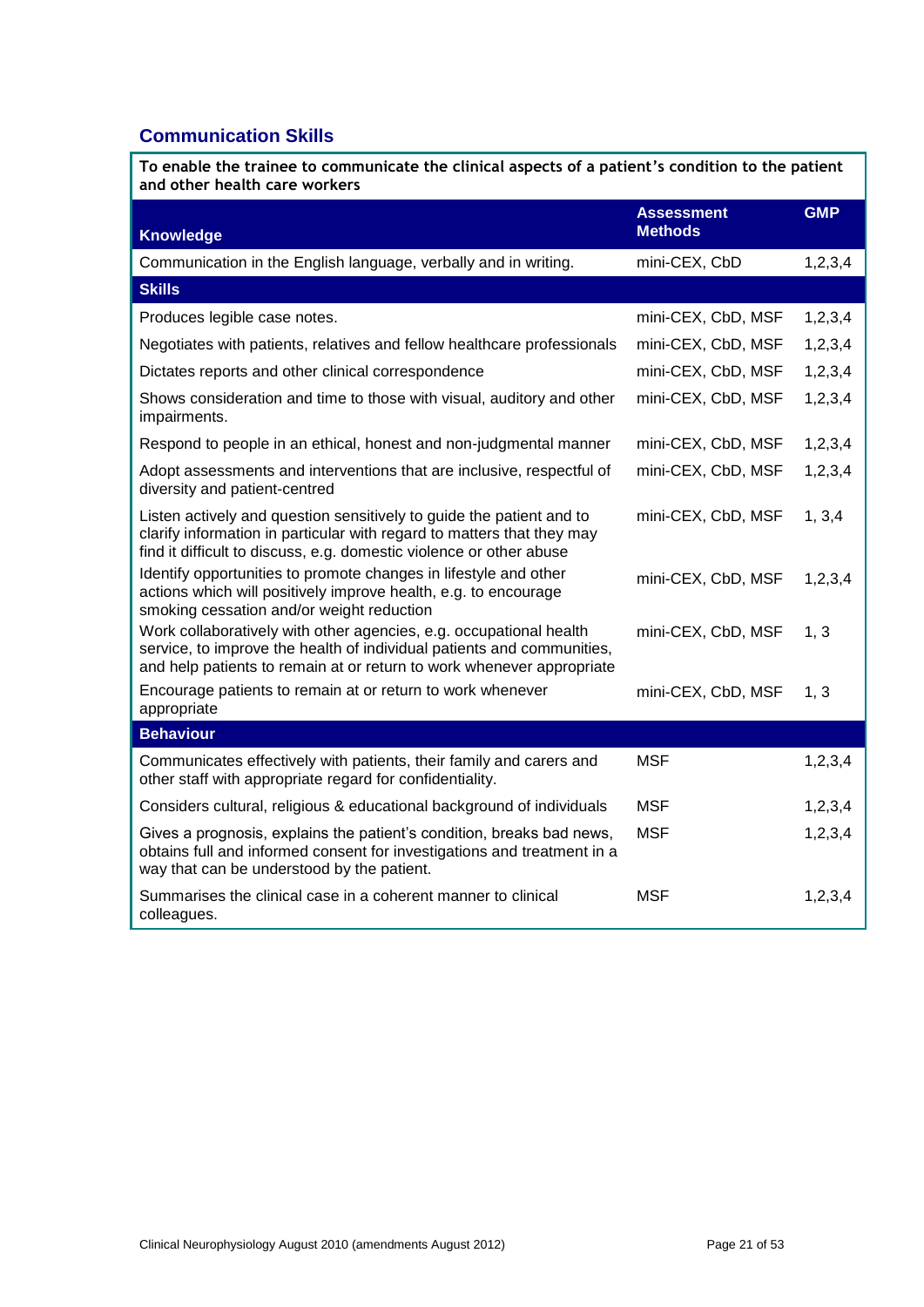## Communication Skills

**To enable the trainee to communicate the clinical aspects of a patient's condition to the patient and other health care workers**

| Knowledge | Assessment Methods | GMP |
|---|---|---|
| Communication in the English language, verbally and in writing. | mini-CEX, CbD | 1,2,3,4 |
| **Skills** | | |
| Produces legible case notes. | mini-CEX, CbD, MSF | 1,2,3,4 |
| Negotiates with patients, relatives and fellow healthcare professionals | mini-CEX, CbD, MSF | 1,2,3,4 |
| Dictates reports and other clinical correspondence | mini-CEX, CbD, MSF | 1,2,3,4 |
| Shows consideration and time to those with visual, auditory and other impairments. | mini-CEX, CbD, MSF | 1,2,3,4 |
| Respond to people in an ethical, honest and non-judgmental manner | mini-CEX, CbD, MSF | 1,2,3,4 |
| Adopt assessments and interventions that are inclusive, respectful of diversity and patient-centred | mini-CEX, CbD, MSF | 1,2,3,4 |
| Listen actively and question sensitively to guide the patient and to clarify information in particular with regard to matters that they may find it difficult to discuss, e.g. domestic violence or other abuse | mini-CEX, CbD, MSF | 1, 3,4 |
| Identify opportunities to promote changes in lifestyle and other actions which will positively improve health, e.g. to encourage smoking cessation and/or weight reduction | mini-CEX, CbD, MSF | 1,2,3,4 |
| Work collaboratively with other agencies, e.g. occupational health service, to improve the health of individual patients and communities, and help patients to remain at or return to work whenever appropriate | mini-CEX, CbD, MSF | 1, 3 |
| Encourage patients to remain at or return to work whenever appropriate | mini-CEX, CbD, MSF | 1, 3 |
| **Behaviour** | | |
| Communicates effectively with patients, their family and carers and other staff with appropriate regard for confidentiality. | MSF | 1,2,3,4 |
| Considers cultural, religious & educational background of individuals | MSF | 1,2,3,4 |
| Gives a prognosis, explains the patient's condition, breaks bad news, obtains full and informed consent for investigations and treatment in a way that can be understood by the patient. | MSF | 1,2,3,4 |
| Summarises the clinical case in a coherent manner to clinical colleagues. | MSF | 1,2,3,4 |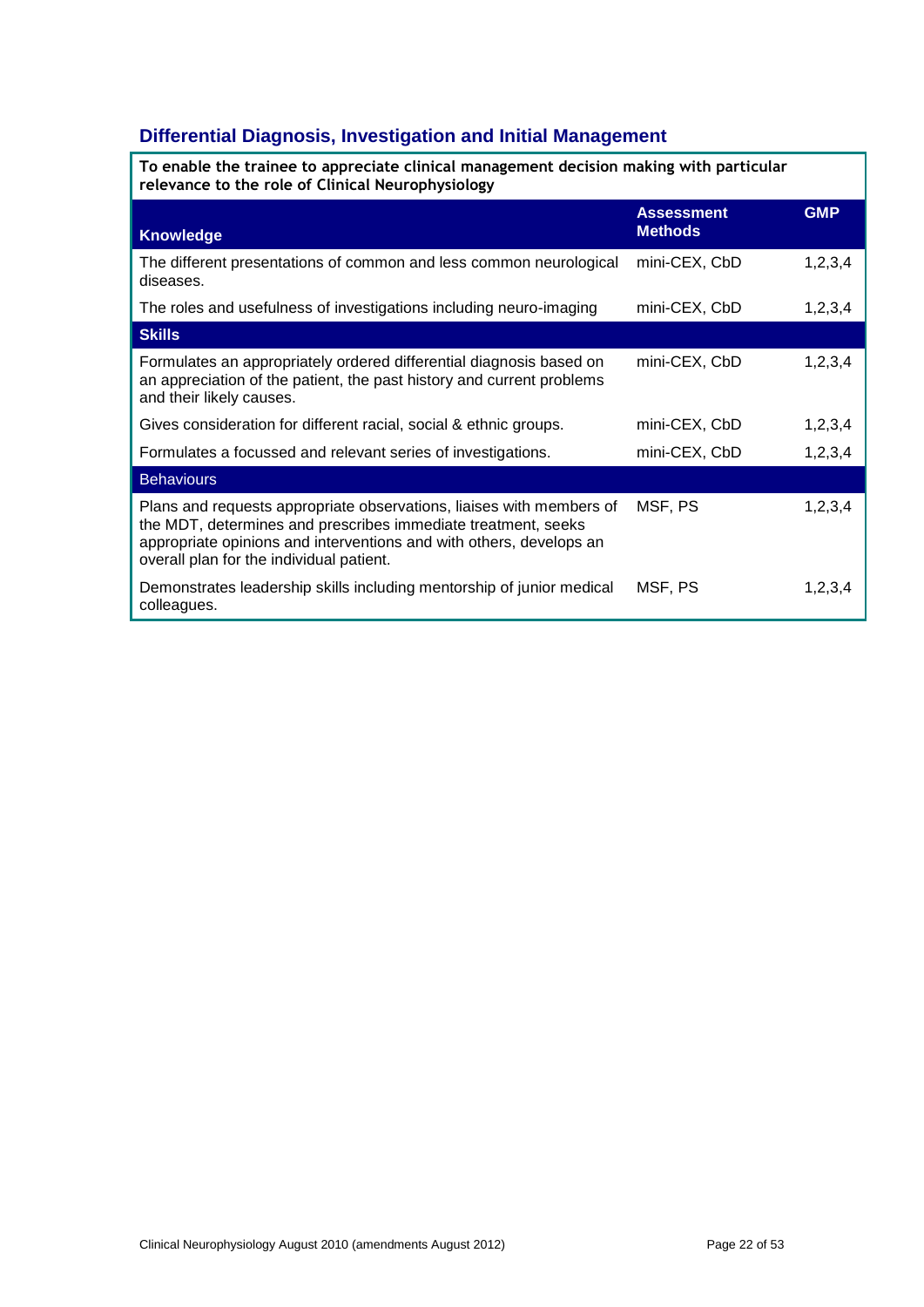## Differential Diagnosis, Investigation and Initial Management

**To enable the trainee to appreciate clinical management decision making with particular relevance to the role of Clinical Neurophysiology**

| Knowledge | Assessment Methods | GMP |
|---|---|---|
| The different presentations of common and less common neurological diseases. | mini-CEX, CbD | 1,2,3,4 |
| The roles and usefulness of investigations including neuro-imaging | mini-CEX, CbD | 1,2,3,4 |
| **Skills** | | |
| Formulates an appropriately ordered differential diagnosis based on an appreciation of the patient, the past history and current problems and their likely causes. | mini-CEX, CbD | 1,2,3,4 |
| Gives consideration for different racial, social & ethnic groups. | mini-CEX, CbD | 1,2,3,4 |
| Formulates a focussed and relevant series of investigations. | mini-CEX, CbD | 1,2,3,4 |
| Behaviours | | |
| Plans and requests appropriate observations, liaises with members of the MDT, determines and prescribes immediate treatment, seeks appropriate opinions and interventions and with others, develops an overall plan for the individual patient. | MSF, PS | 1,2,3,4 |
| Demonstrates leadership skills including mentorship of junior medical colleagues. | MSF, PS | 1,2,3,4 |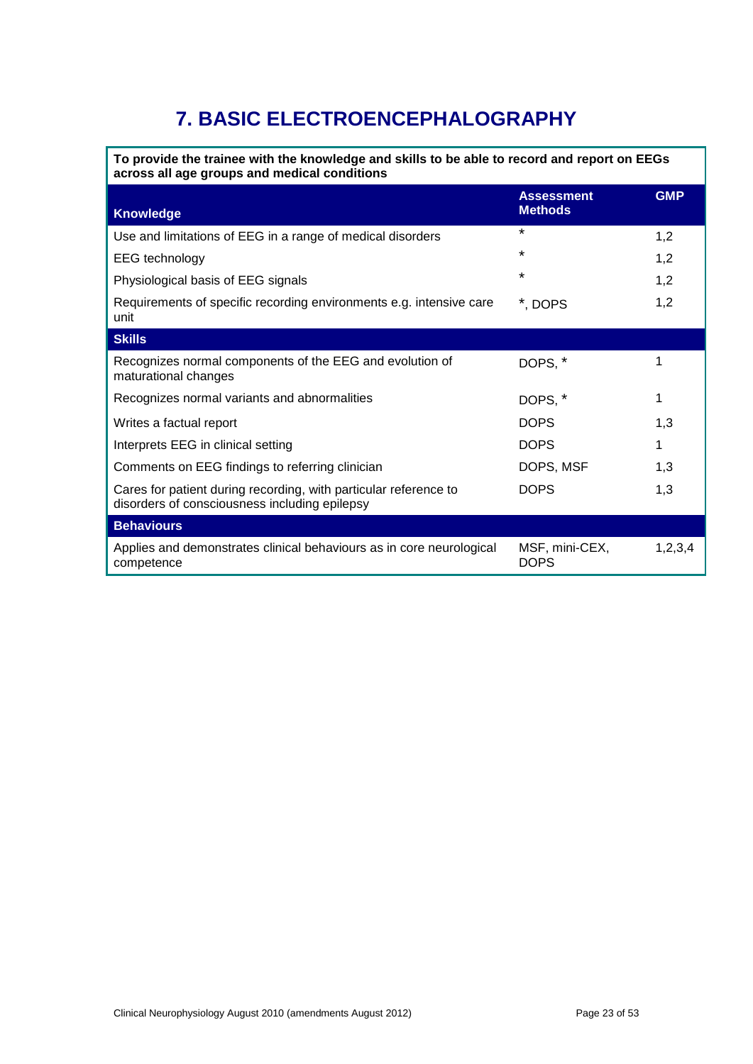# 7. BASIC ELECTROENCEPHALOGRAPHY

| To provide the trainee with the knowledge and skills to be able to record and report on EEGs across all age groups and medical conditions | | |
|---|---|---|
| **Knowledge** | **Assessment Methods** | **GMP** |
| Use and limitations of EEG in a range of medical disorders | * | 1,2 |
| EEG technology | * | 1,2 |
| Physiological basis of EEG signals | * | 1,2 |
| Requirements of specific recording environments e.g. intensive care unit | *, DOPS | 1,2 |
| **Skills** | | |
| Recognizes normal components of the EEG and evolution of maturational changes | DOPS, * | 1 |
| Recognizes normal variants and abnormalities | DOPS, * | 1 |
| Writes a factual report | DOPS | 1,3 |
| Interprets EEG in clinical setting | DOPS | 1 |
| Comments on EEG findings to referring clinician | DOPS, MSF | 1,3 |
| Cares for patient during recording, with particular reference to disorders of consciousness including epilepsy | DOPS | 1,3 |
| **Behaviours** | | |
| Applies and demonstrates clinical behaviours as in core neurological competence | MSF, mini-CEX, DOPS | 1,2,3,4 |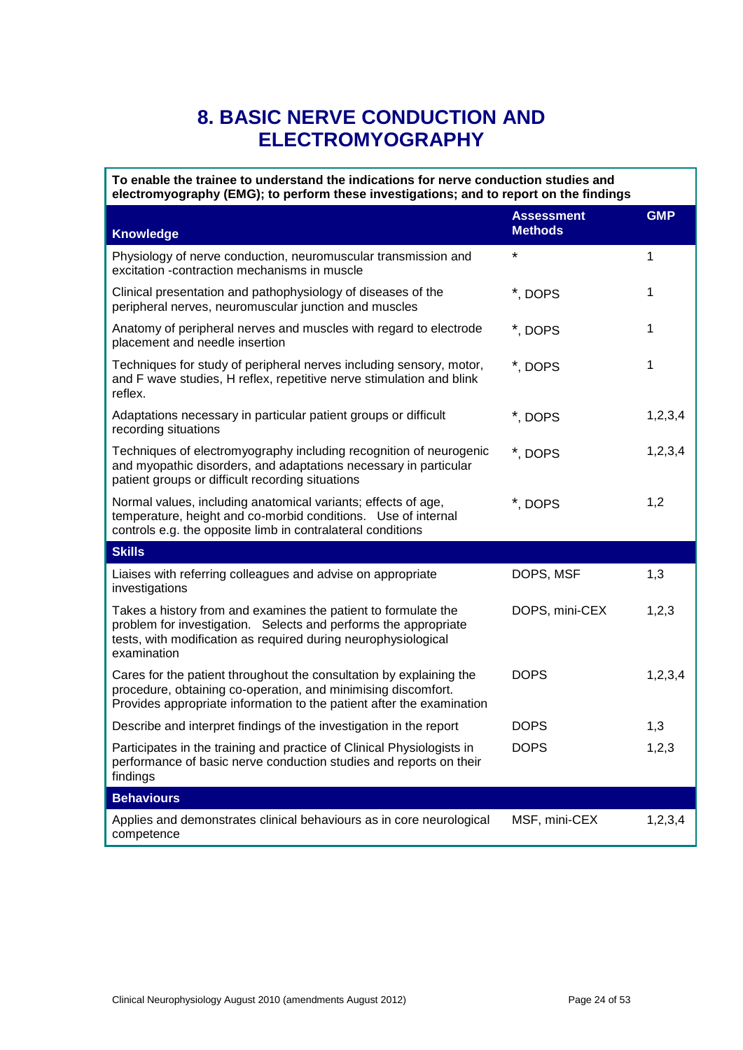# 8. BASIC NERVE CONDUCTION AND ELECTROMYOGRAPHY

**To enable the trainee to understand the indications for nerve conduction studies and electromyography (EMG); to perform these investigations; and to report on the findings**

| Knowledge | Assessment Methods | GMP |
|---|---|---|
| Physiology of nerve conduction, neuromuscular transmission and excitation -contraction mechanisms in muscle | * | 1 |
| Clinical presentation and pathophysiology of diseases of the peripheral nerves, neuromuscular junction and muscles | *, DOPS | 1 |
| Anatomy of peripheral nerves and muscles with regard to electrode placement and needle insertion | *, DOPS | 1 |
| Techniques for study of peripheral nerves including sensory, motor, and F wave studies, H reflex, repetitive nerve stimulation and blink reflex. | *, DOPS | 1 |
| Adaptations necessary in particular patient groups or difficult recording situations | *, DOPS | 1,2,3,4 |
| Techniques of electromyography including recognition of neurogenic and myopathic disorders, and adaptations necessary in particular patient groups or difficult recording situations | *, DOPS | 1,2,3,4 |
| Normal values, including anatomical variants; effects of age, temperature, height and co-morbid conditions. Use of internal controls e.g. the opposite limb in contralateral conditions | *, DOPS | 1,2 |
| **Skills** | | |
| Liaises with referring colleagues and advise on appropriate investigations | DOPS, MSF | 1,3 |
| Takes a history from and examines the patient to formulate the problem for investigation. Selects and performs the appropriate tests, with modification as required during neurophysiological examination | DOPS, mini-CEX | 1,2,3 |
| Cares for the patient throughout the consultation by explaining the procedure, obtaining co-operation, and minimising discomfort. Provides appropriate information to the patient after the examination | DOPS | 1,2,3,4 |
| Describe and interpret findings of the investigation in the report | DOPS | 1,3 |
| Participates in the training and practice of Clinical Physiologists in performance of basic nerve conduction studies and reports on their findings | DOPS | 1,2,3 |
| **Behaviours** | | |
| Applies and demonstrates clinical behaviours as in core neurological competence | MSF, mini-CEX | 1,2,3,4 |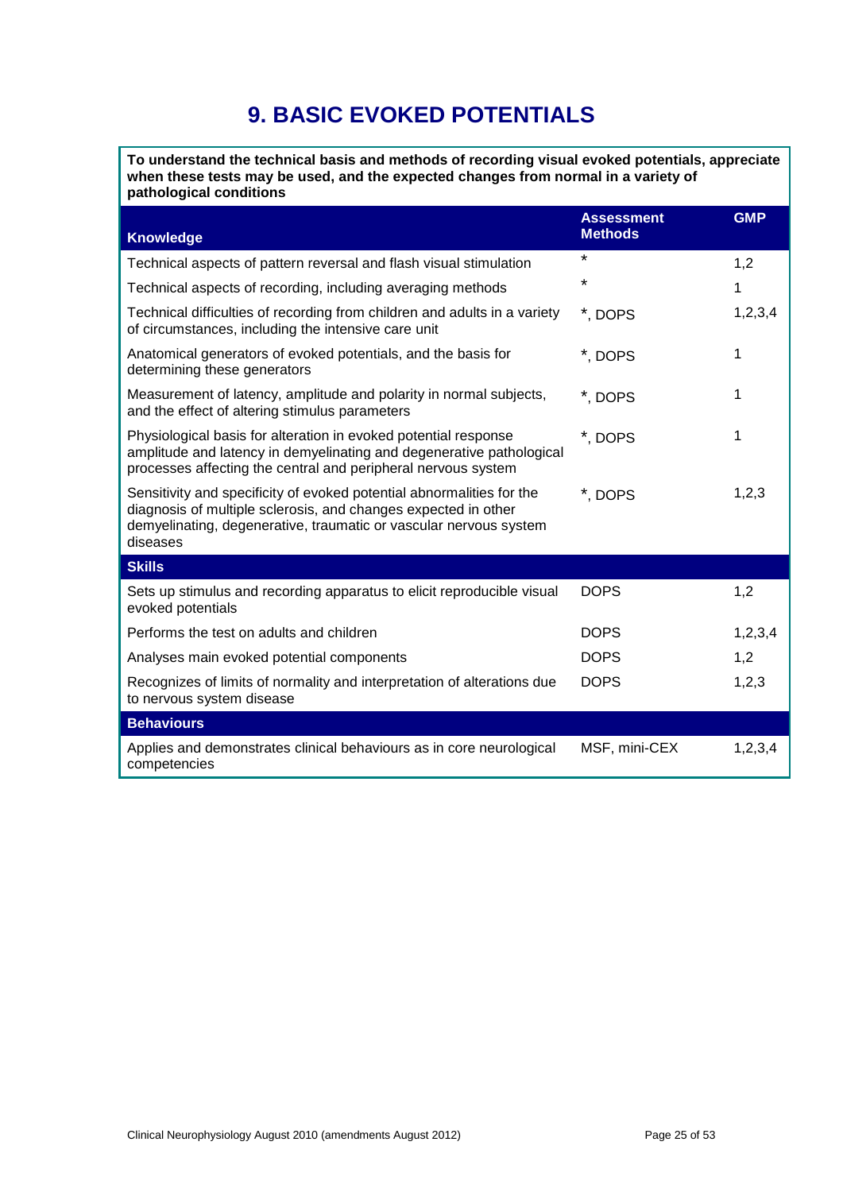# 9. BASIC EVOKED POTENTIALS

**To understand the technical basis and methods of recording visual evoked potentials, appreciate when these tests may be used, and the expected changes from normal in a variety of pathological conditions**

| Knowledge | Assessment Methods | GMP |
|---|---|---|
| Technical aspects of pattern reversal and flash visual stimulation | * | 1,2 |
| Technical aspects of recording, including averaging methods | * | 1 |
| Technical difficulties of recording from children and adults in a variety of circumstances, including the intensive care unit | *, DOPS | 1,2,3,4 |
| Anatomical generators of evoked potentials, and the basis for determining these generators | *, DOPS | 1 |
| Measurement of latency, amplitude and polarity in normal subjects, and the effect of altering stimulus parameters | *, DOPS | 1 |
| Physiological basis for alteration in evoked potential response amplitude and latency in demyelinating and degenerative pathological processes affecting the central and peripheral nervous system | *, DOPS | 1 |
| Sensitivity and specificity of evoked potential abnormalities for the diagnosis of multiple sclerosis, and changes expected in other demyelinating, degenerative, traumatic or vascular nervous system diseases | *, DOPS | 1,2,3 |
| **Skills** | | |
| Sets up stimulus and recording apparatus to elicit reproducible visual evoked potentials | DOPS | 1,2 |
| Performs the test on adults and children | DOPS | 1,2,3,4 |
| Analyses main evoked potential components | DOPS | 1,2 |
| Recognizes of limits of normality and interpretation of alterations due to nervous system disease | DOPS | 1,2,3 |
| **Behaviours** | | |
| Applies and demonstrates clinical behaviours as in core neurological competencies | MSF, mini-CEX | 1,2,3,4 |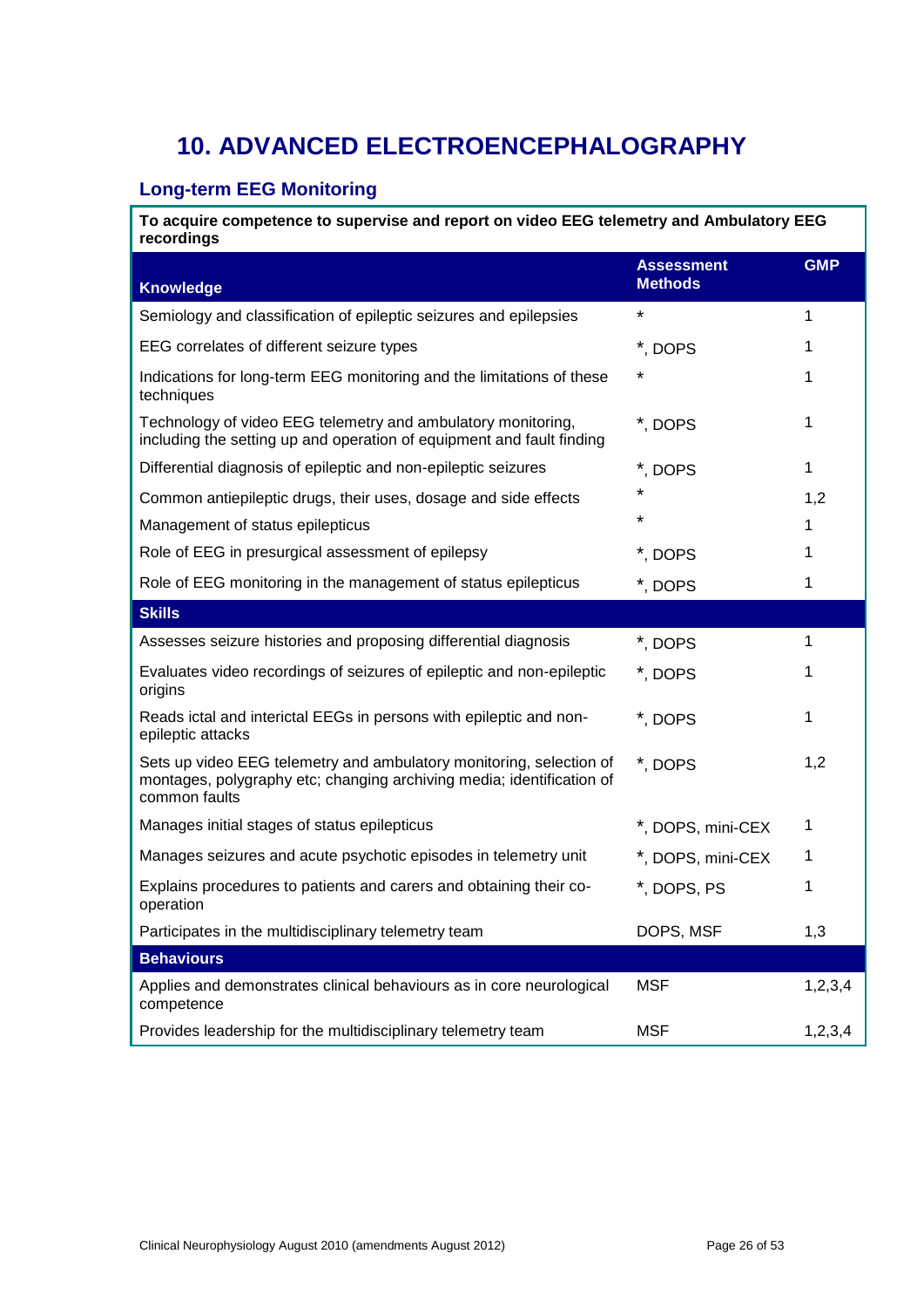# 10. ADVANCED ELECTROENCEPHALOGRAPHY

## Long-term EEG Monitoring

**To acquire competence to supervise and report on video EEG telemetry and Ambulatory EEG recordings**

| Knowledge | Assessment Methods | GMP |
|---|---|---|
| Semiology and classification of epileptic seizures and epilepsies | * | 1 |
| EEG correlates of different seizure types | *, DOPS | 1 |
| Indications for long-term EEG monitoring and the limitations of these techniques | * | 1 |
| Technology of video EEG telemetry and ambulatory monitoring, including the setting up and operation of equipment and fault finding | *, DOPS | 1 |
| Differential diagnosis of epileptic and non-epileptic seizures | *, DOPS | 1 |
| Common antiepileptic drugs, their uses, dosage and side effects | * | 1,2 |
| Management of status epilepticus | * | 1 |
| Role of EEG in presurgical assessment of epilepsy | *, DOPS | 1 |
| Role of EEG monitoring in the management of status epilepticus | *, DOPS | 1 |
| **Skills** | | |
| Assesses seizure histories and proposing differential diagnosis | *, DOPS | 1 |
| Evaluates video recordings of seizures of epileptic and non-epileptic origins | *, DOPS | 1 |
| Reads ictal and interictal EEGs in persons with epileptic and non-epileptic attacks | *, DOPS | 1 |
| Sets up video EEG telemetry and ambulatory monitoring, selection of montages, polygraphy etc; changing archiving media; identification of common faults | *, DOPS | 1,2 |
| Manages initial stages of status epilepticus | *, DOPS, mini-CEX | 1 |
| Manages seizures and acute psychotic episodes in telemetry unit | *, DOPS, mini-CEX | 1 |
| Explains procedures to patients and carers and obtaining their co-operation | *, DOPS, PS | 1 |
| Participates in the multidisciplinary telemetry team | DOPS, MSF | 1,3 |
| **Behaviours** | | |
| Applies and demonstrates clinical behaviours as in core neurological competence | MSF | 1,2,3,4 |
| Provides leadership for the multidisciplinary telemetry team | MSF | 1,2,3,4 |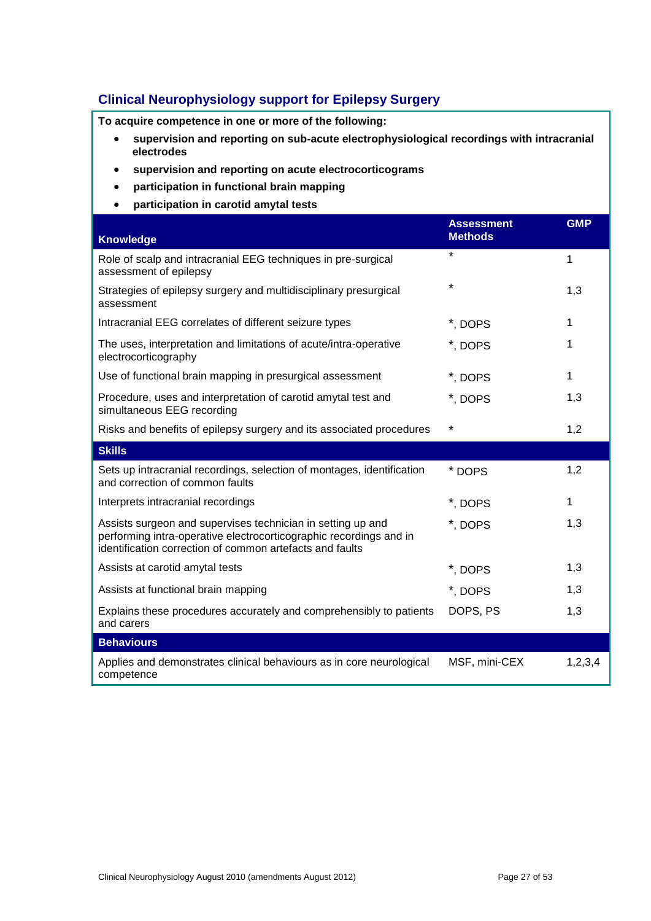## Clinical Neurophysiology support for Epilepsy Surgery

**To acquire competence in one or more of the following:**

- **supervision and reporting on sub-acute electrophysiological recordings with intracranial electrodes**
- **supervision and reporting on acute electrocorticograms**
- **participation in functional brain mapping**
- **participation in carotid amytal tests**

| Knowledge | Assessment Methods | GMP |
|---|---|---|
| Role of scalp and intracranial EEG techniques in pre-surgical assessment of epilepsy | * | 1 |
| Strategies of epilepsy surgery and multidisciplinary presurgical assessment | * | 1,3 |
| Intracranial EEG correlates of different seizure types | *, DOPS | 1 |
| The uses, interpretation and limitations of acute/intra-operative electrocorticography | *, DOPS | 1 |
| Use of functional brain mapping in presurgical assessment | *, DOPS | 1 |
| Procedure, uses and interpretation of carotid amytal test and simultaneous EEG recording | *, DOPS | 1,3 |
| Risks and benefits of epilepsy surgery and its associated procedures | * | 1,2 |
| **Skills** | | |
| Sets up intracranial recordings, selection of montages, identification and correction of common faults | * DOPS | 1,2 |
| Interprets intracranial recordings | *, DOPS | 1 |
| Assists surgeon and supervises technician in setting up and performing intra-operative electrocorticographic recordings and in identification correction of common artefacts and faults | *, DOPS | 1,3 |
| Assists at carotid amytal tests | *, DOPS | 1,3 |
| Assists at functional brain mapping | *, DOPS | 1,3 |
| Explains these procedures accurately and comprehensibly to patients and carers | DOPS, PS | 1,3 |
| **Behaviours** | | |
| Applies and demonstrates clinical behaviours as in core neurological competence | MSF, mini-CEX | 1,2,3,4 |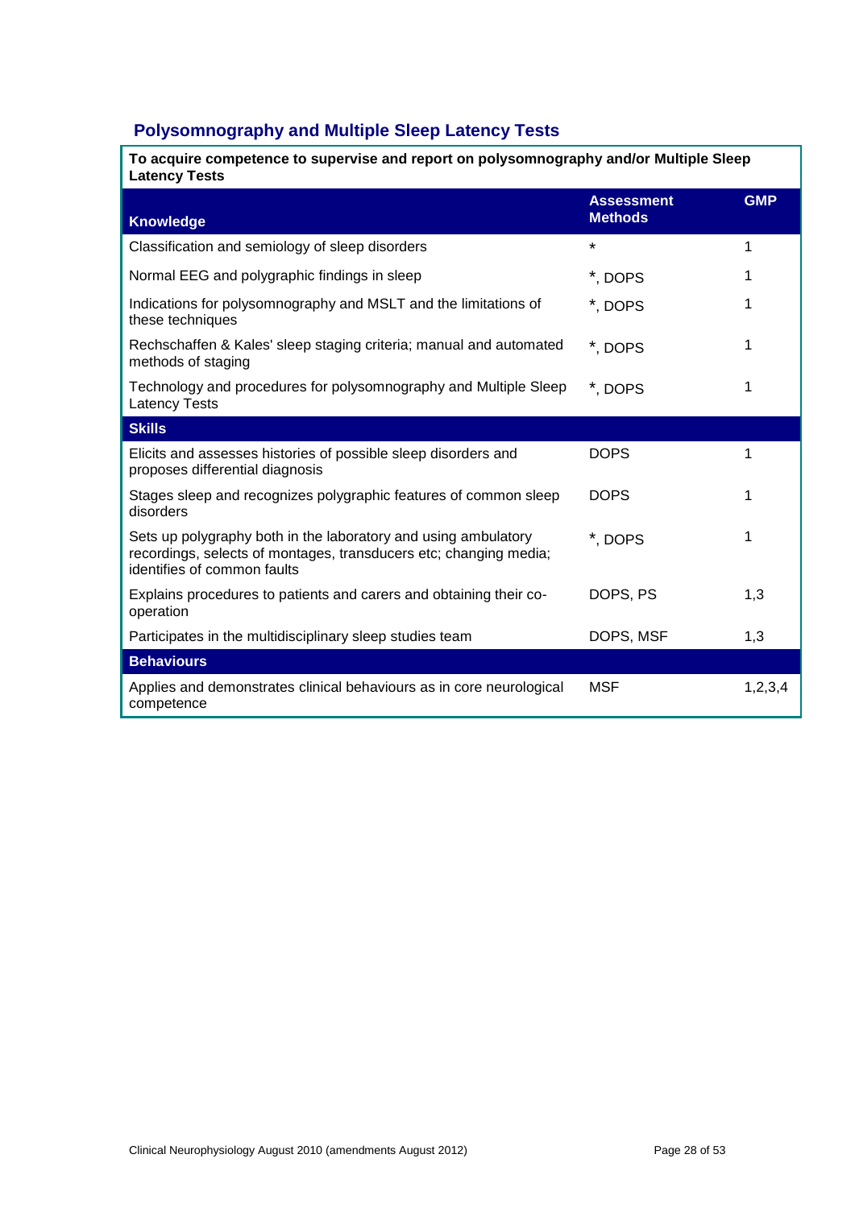## Polysomnography and Multiple Sleep Latency Tests

| To acquire competence to supervise and report on polysomnography and/or Multiple Sleep Latency Tests | | |
|---|---|---|
| **Knowledge** | **Assessment Methods** | **GMP** |
| Classification and semiology of sleep disorders | * | 1 |
| Normal EEG and polygraphic findings in sleep | *, DOPS | 1 |
| Indications for polysomnography and MSLT and the limitations of these techniques | *, DOPS | 1 |
| Rechschaffen & Kales' sleep staging criteria; manual and automated methods of staging | *, DOPS | 1 |
| Technology and procedures for polysomnography and Multiple Sleep Latency Tests | *, DOPS | 1 |
| **Skills** | | |
| Elicits and assesses histories of possible sleep disorders and proposes differential diagnosis | DOPS | 1 |
| Stages sleep and recognizes polygraphic features of common sleep disorders | DOPS | 1 |
| Sets up polygraphy both in the laboratory and using ambulatory recordings, selects of montages, transducers etc; changing media; identifies of common faults | *, DOPS | 1 |
| Explains procedures to patients and carers and obtaining their co-operation | DOPS, PS | 1,3 |
| Participates in the multidisciplinary sleep studies team | DOPS, MSF | 1,3 |
| **Behaviours** | | |
| Applies and demonstrates clinical behaviours as in core neurological competence | MSF | 1,2,3,4 |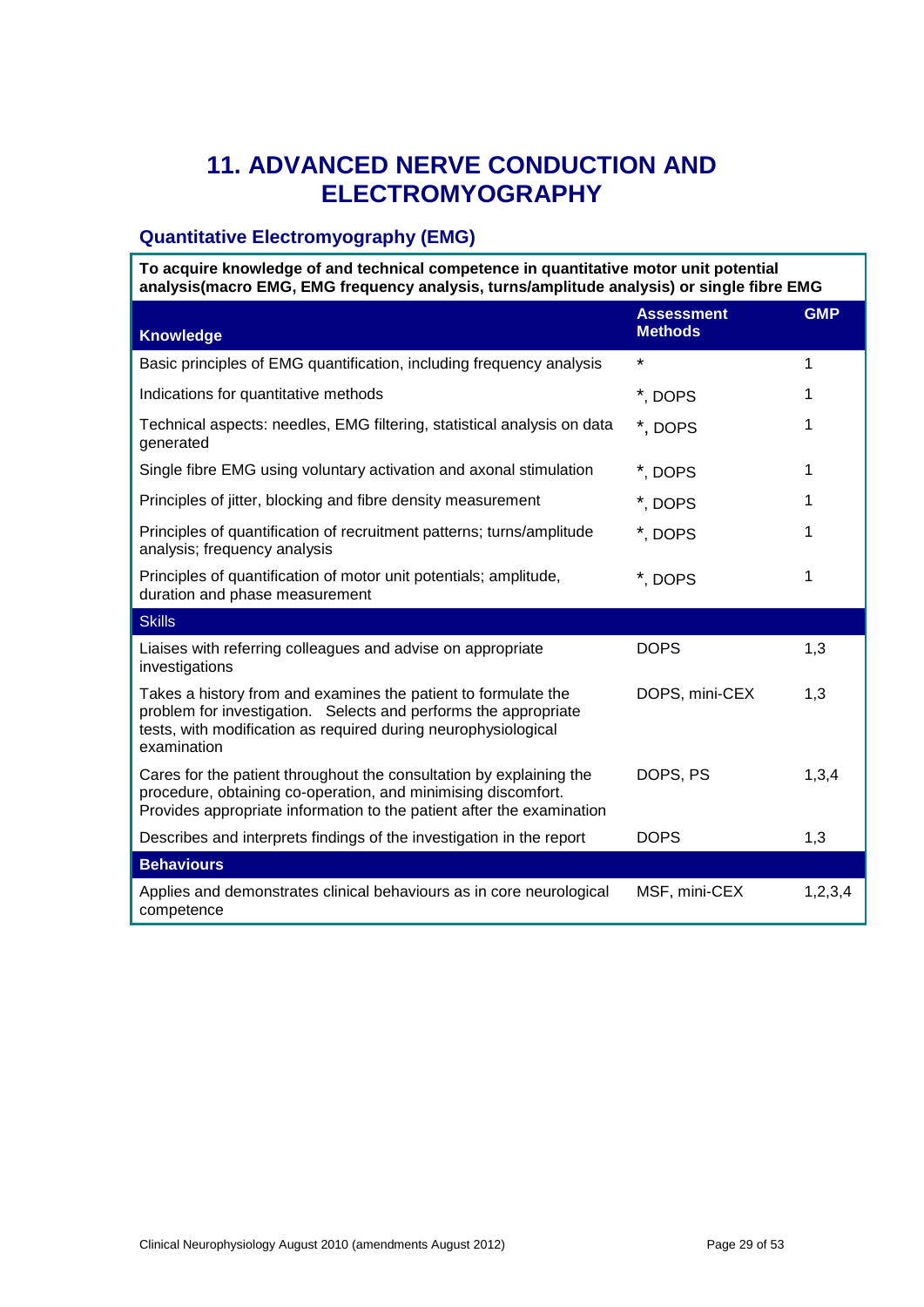# 11. ADVANCED NERVE CONDUCTION AND ELECTROMYOGRAPHY

## Quantitative Electromyography (EMG)

**To acquire knowledge of and technical competence in quantitative motor unit potential analysis(macro EMG, EMG frequency analysis, turns/amplitude analysis) or single fibre EMG**

| Knowledge | Assessment Methods | GMP |
|---|---|---|
| Basic principles of EMG quantification, including frequency analysis | * | 1 |
| Indications for quantitative methods | *, DOPS | 1 |
| Technical aspects: needles, EMG filtering, statistical analysis on data generated | *, DOPS | 1 |
| Single fibre EMG using voluntary activation and axonal stimulation | *, DOPS | 1 |
| Principles of jitter, blocking and fibre density measurement | *, DOPS | 1 |
| Principles of quantification of recruitment patterns; turns/amplitude analysis; frequency analysis | *, DOPS | 1 |
| Principles of quantification of motor unit potentials; amplitude, duration and phase measurement | *, DOPS | 1 |
| **Skills** | | |
| Liaises with referring colleagues and advise on appropriate investigations | DOPS | 1,3 |
| Takes a history from and examines the patient to formulate the problem for investigation. Selects and performs the appropriate tests, with modification as required during neurophysiological examination | DOPS, mini-CEX | 1,3 |
| Cares for the patient throughout the consultation by explaining the procedure, obtaining co-operation, and minimising discomfort. Provides appropriate information to the patient after the examination | DOPS, PS | 1,3,4 |
| Describes and interprets findings of the investigation in the report | DOPS | 1,3 |
| **Behaviours** | | |
| Applies and demonstrates clinical behaviours as in core neurological competence | MSF, mini-CEX | 1,2,3,4 |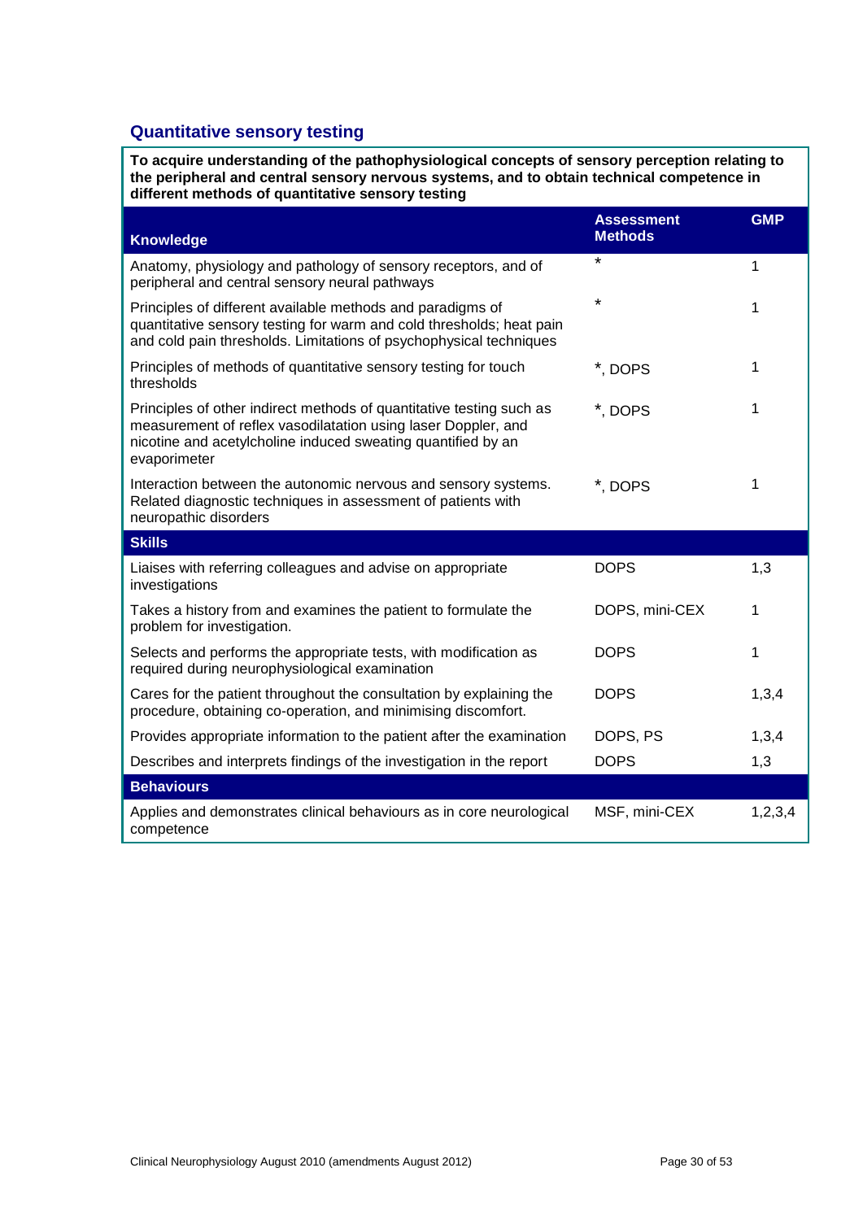## Quantitative sensory testing

**To acquire understanding of the pathophysiological concepts of sensory perception relating to the peripheral and central sensory nervous systems, and to obtain technical competence in different methods of quantitative sensory testing**

| Knowledge | Assessment Methods | GMP |
|---|---|---|
| Anatomy, physiology and pathology of sensory receptors, and of peripheral and central sensory neural pathways | * | 1 |
| Principles of different available methods and paradigms of quantitative sensory testing for warm and cold thresholds; heat pain and cold pain thresholds. Limitations of psychophysical techniques | * | 1 |
| Principles of methods of quantitative sensory testing for touch thresholds | *, DOPS | 1 |
| Principles of other indirect methods of quantitative testing such as measurement of reflex vasodilatation using laser Doppler, and nicotine and acetylcholine induced sweating quantified by an evaporimeter | *, DOPS | 1 |
| Interaction between the autonomic nervous and sensory systems. Related diagnostic techniques in assessment of patients with neuropathic disorders | *, DOPS | 1 |
| **Skills** | | |
| Liaises with referring colleagues and advise on appropriate investigations | DOPS | 1,3 |
| Takes a history from and examines the patient to formulate the problem for investigation. | DOPS, mini-CEX | 1 |
| Selects and performs the appropriate tests, with modification as required during neurophysiological examination | DOPS | 1 |
| Cares for the patient throughout the consultation by explaining the procedure, obtaining co-operation, and minimising discomfort. | DOPS | 1,3,4 |
| Provides appropriate information to the patient after the examination | DOPS, PS | 1,3,4 |
| Describes and interprets findings of the investigation in the report | DOPS | 1,3 |
| **Behaviours** | | |
| Applies and demonstrates clinical behaviours as in core neurological competence | MSF, mini-CEX | 1,2,3,4 |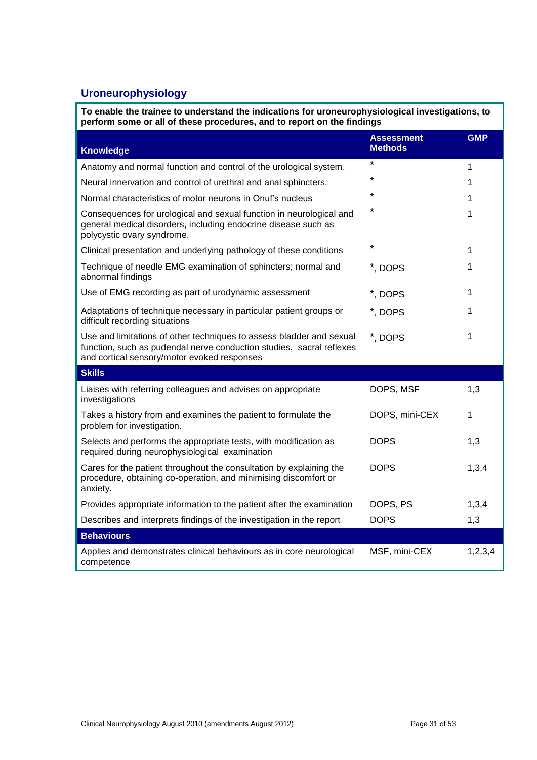## Uroneurophysiology

**To enable the trainee to understand the indications for uroneurophysiological investigations, to perform some or all of these procedures, and to report on the findings**

| Knowledge | Assessment Methods | GMP |
|---|---|---|
| Anatomy and normal function and control of the urological system. | * | 1 |
| Neural innervation and control of urethral and anal sphincters. | * | 1 |
| Normal characteristics of motor neurons in Onuf's nucleus | * | 1 |
| Consequences for urological and sexual function in neurological and general medical disorders, including endocrine disease such as polycystic ovary syndrome. | * | 1 |
| Clinical presentation and underlying pathology of these conditions | * | 1 |
| Technique of needle EMG examination of sphincters; normal and abnormal findings | *, DOPS | 1 |
| Use of EMG recording as part of urodynamic assessment | *, DOPS | 1 |
| Adaptations of technique necessary in particular patient groups or difficult recording situations | *, DOPS | 1 |
| Use and limitations of other techniques to assess bladder and sexual function, such as pudendal nerve conduction studies, sacral reflexes and cortical sensory/motor evoked responses | *, DOPS | 1 |
| **Skills** | | |
| Liaises with referring colleagues and advises on appropriate investigations | DOPS, MSF | 1,3 |
| Takes a history from and examines the patient to formulate the problem for investigation. | DOPS, mini-CEX | 1 |
| Selects and performs the appropriate tests, with modification as required during neurophysiological examination | DOPS | 1,3 |
| Cares for the patient throughout the consultation by explaining the procedure, obtaining co-operation, and minimising discomfort or anxiety. | DOPS | 1,3,4 |
| Provides appropriate information to the patient after the examination | DOPS, PS | 1,3,4 |
| Describes and interprets findings of the investigation in the report | DOPS | 1,3 |
| **Behaviours** | | |
| Applies and demonstrates clinical behaviours as in core neurological competence | MSF, mini-CEX | 1,2,3,4 |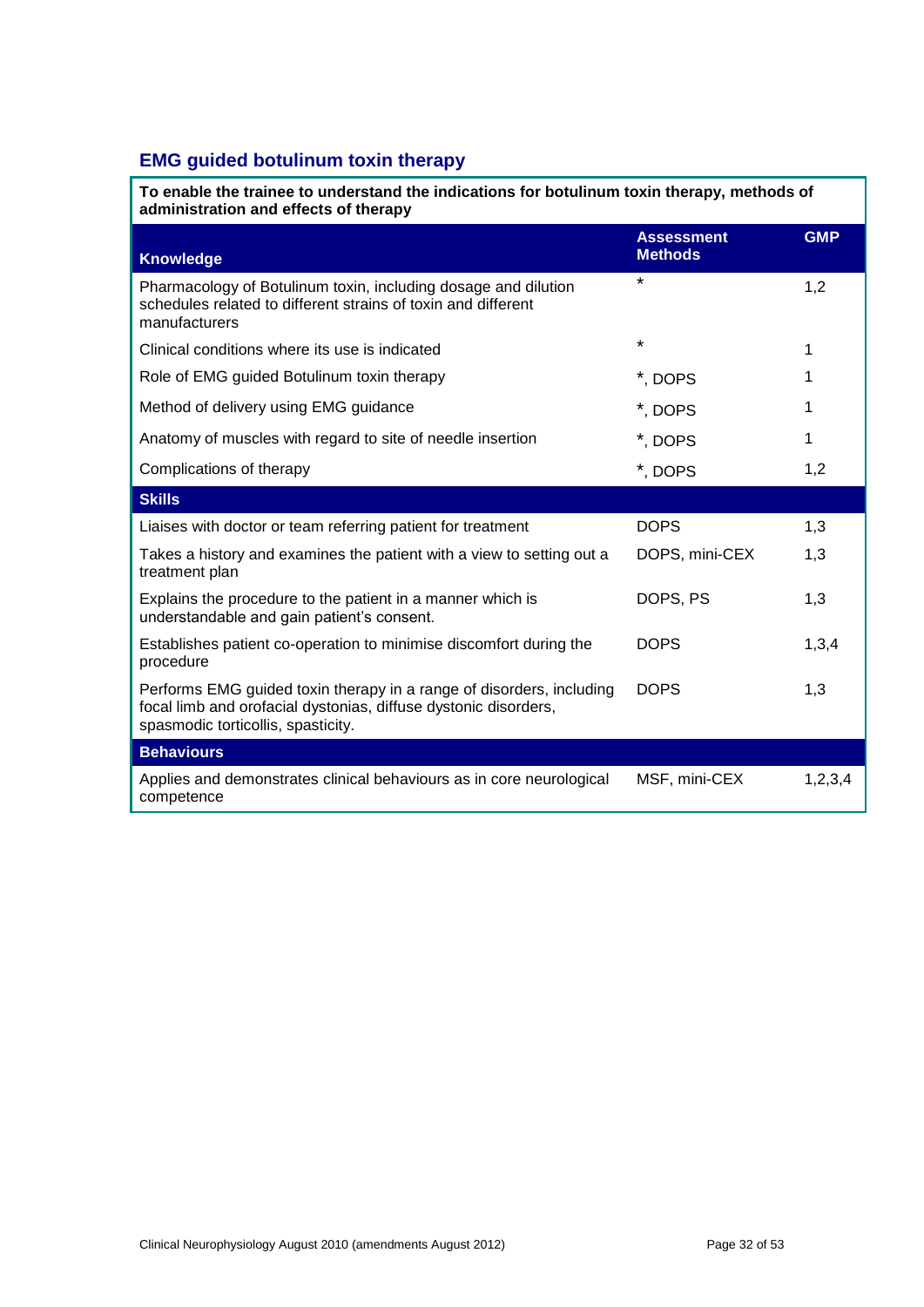## EMG guided botulinum toxin therapy

**To enable the trainee to understand the indications for botulinum toxin therapy, methods of administration and effects of therapy**

| Knowledge | Assessment Methods | GMP |
|---|---|---|
| Pharmacology of Botulinum toxin, including dosage and dilution schedules related to different strains of toxin and different manufacturers | * | 1,2 |
| Clinical conditions where its use is indicated | * | 1 |
| Role of EMG guided Botulinum toxin therapy | *, DOPS | 1 |
| Method of delivery using EMG guidance | *, DOPS | 1 |
| Anatomy of muscles with regard to site of needle insertion | *, DOPS | 1 |
| Complications of therapy | *, DOPS | 1,2 |
| **Skills** | | |
| Liaises with doctor or team referring patient for treatment | DOPS | 1,3 |
| Takes a history and examines the patient with a view to setting out a treatment plan | DOPS, mini-CEX | 1,3 |
| Explains the procedure to the patient in a manner which is understandable and gain patient's consent. | DOPS, PS | 1,3 |
| Establishes patient co-operation to minimise discomfort during the procedure | DOPS | 1,3,4 |
| Performs EMG guided toxin therapy in a range of disorders, including focal limb and orofacial dystonias, diffuse dystonic disorders, spasmodic torticollis, spasticity. | DOPS | 1,3 |
| **Behaviours** | | |
| Applies and demonstrates clinical behaviours as in core neurological competence | MSF, mini-CEX | 1,2,3,4 |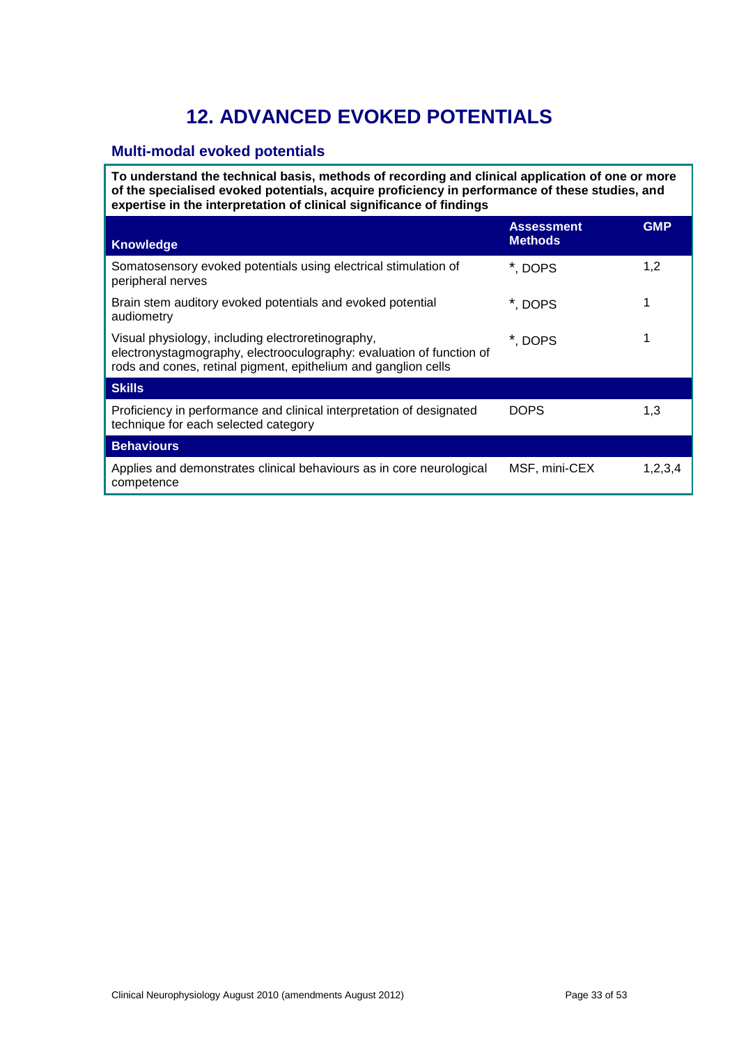# 12. ADVANCED EVOKED POTENTIALS

## Multi-modal evoked potentials

**To understand the technical basis, methods of recording and clinical application of one or more of the specialised evoked potentials, acquire proficiency in performance of these studies, and expertise in the interpretation of clinical significance of findings**

| Knowledge | Assessment Methods | GMP |
|---|---|---|
| Somatosensory evoked potentials using electrical stimulation of peripheral nerves | *, DOPS | 1,2 |
| Brain stem auditory evoked potentials and evoked potential audiometry | *, DOPS | 1 |
| Visual physiology, including electroretinography, electronystagmography, electrooculography: evaluation of function of rods and cones, retinal pigment, epithelium and ganglion cells | *, DOPS | 1 |
| **Skills** | | |
| Proficiency in performance and clinical interpretation of designated technique for each selected category | DOPS | 1,3 |
| **Behaviours** | | |
| Applies and demonstrates clinical behaviours as in core neurological competence | MSF, mini-CEX | 1,2,3,4 |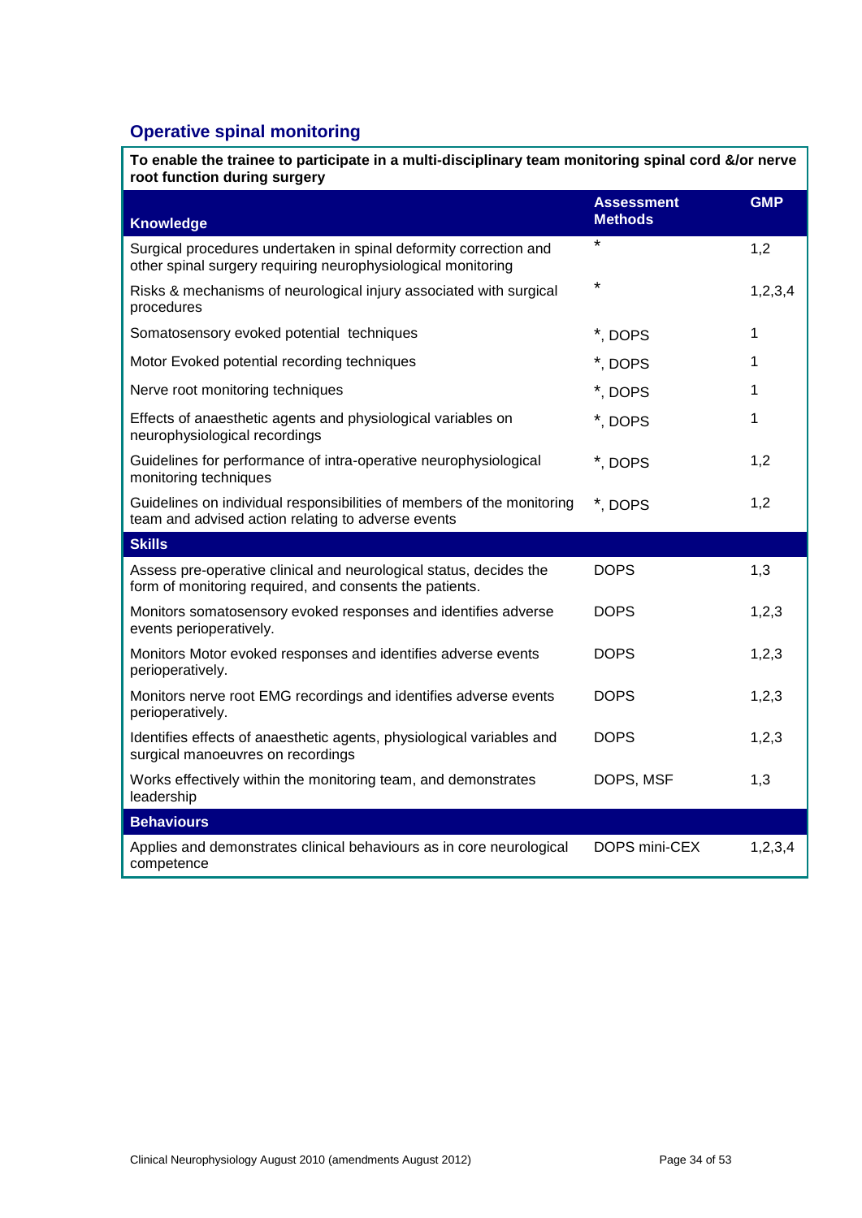## Operative spinal monitoring

| To enable the trainee to participate in a multi-disciplinary team monitoring spinal cord &/or nerve root function during surgery | | |
|---|---|---|
| **Knowledge** | **Assessment Methods** | **GMP** |
| Surgical procedures undertaken in spinal deformity correction and other spinal surgery requiring neurophysiological monitoring | * | 1,2 |
| Risks & mechanisms of neurological injury associated with surgical procedures | * | 1,2,3,4 |
| Somatosensory evoked potential techniques | *, DOPS | 1 |
| Motor Evoked potential recording techniques | *, DOPS | 1 |
| Nerve root monitoring techniques | *, DOPS | 1 |
| Effects of anaesthetic agents and physiological variables on neurophysiological recordings | *, DOPS | 1 |
| Guidelines for performance of intra-operative neurophysiological monitoring techniques | *, DOPS | 1,2 |
| Guidelines on individual responsibilities of members of the monitoring team and advised action relating to adverse events | *, DOPS | 1,2 |
| **Skills** | | |
| Assess pre-operative clinical and neurological status, decides the form of monitoring required, and consents the patients. | DOPS | 1,3 |
| Monitors somatosensory evoked responses and identifies adverse events perioperatively. | DOPS | 1,2,3 |
| Monitors Motor evoked responses and identifies adverse events perioperatively. | DOPS | 1,2,3 |
| Monitors nerve root EMG recordings and identifies adverse events perioperatively. | DOPS | 1,2,3 |
| Identifies effects of anaesthetic agents, physiological variables and surgical manoeuvres on recordings | DOPS | 1,2,3 |
| Works effectively within the monitoring team, and demonstrates leadership | DOPS, MSF | 1,3 |
| **Behaviours** | | |
| Applies and demonstrates clinical behaviours as in core neurological competence | DOPS mini-CEX | 1,2,3,4 |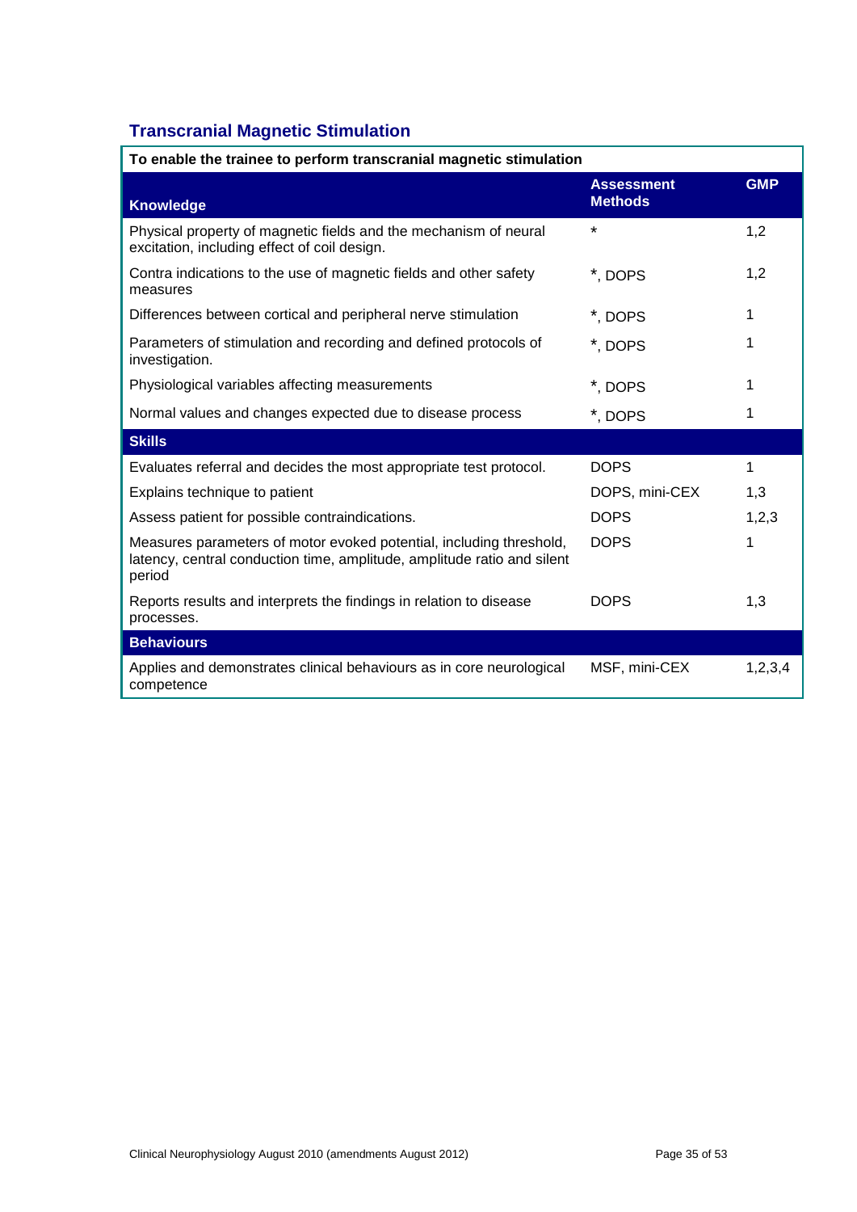## Transcranial Magnetic Stimulation

| To enable the trainee to perform transcranial magnetic stimulation | | |
|---|---|---|
| **Knowledge** | **Assessment Methods** | **GMP** |
| Physical property of magnetic fields and the mechanism of neural excitation, including effect of coil design. | * | 1,2 |
| Contra indications to the use of magnetic fields and other safety measures | *, DOPS | 1,2 |
| Differences between cortical and peripheral nerve stimulation | *, DOPS | 1 |
| Parameters of stimulation and recording and defined protocols of investigation. | *, DOPS | 1 |
| Physiological variables affecting measurements | *, DOPS | 1 |
| Normal values and changes expected due to disease process | *, DOPS | 1 |
| **Skills** | | |
| Evaluates referral and decides the most appropriate test protocol. | DOPS | 1 |
| Explains technique to patient | DOPS, mini-CEX | 1,3 |
| Assess patient for possible contraindications. | DOPS | 1,2,3 |
| Measures parameters of motor evoked potential, including threshold, latency, central conduction time, amplitude, amplitude ratio and silent period | DOPS | 1 |
| Reports results and interprets the findings in relation to disease processes. | DOPS | 1,3 |
| **Behaviours** | | |
| Applies and demonstrates clinical behaviours as in core neurological competence | MSF, mini-CEX | 1,2,3,4 |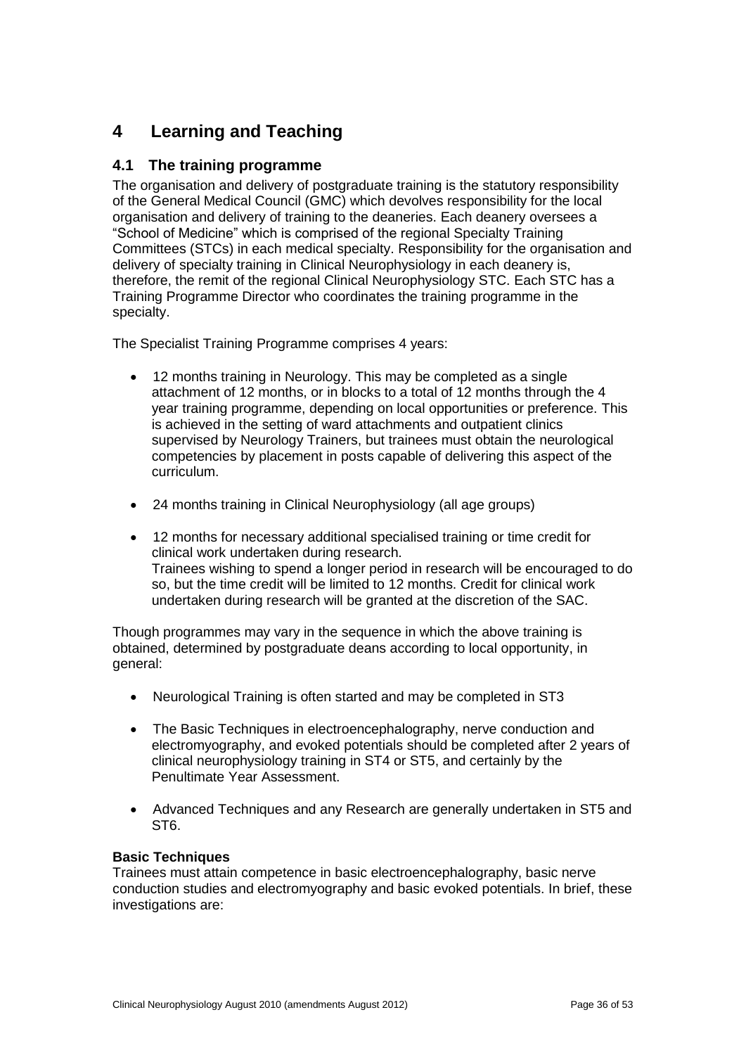# 4 Learning and Teaching

## 4.1 The training programme

The organisation and delivery of postgraduate training is the statutory responsibility of the General Medical Council (GMC) which devolves responsibility for the local organisation and delivery of training to the deaneries. Each deanery oversees a "School of Medicine" which is comprised of the regional Specialty Training Committees (STCs) in each medical specialty. Responsibility for the organisation and delivery of specialty training in Clinical Neurophysiology in each deanery is, therefore, the remit of the regional Clinical Neurophysiology STC. Each STC has a Training Programme Director who coordinates the training programme in the specialty.

The Specialist Training Programme comprises 4 years:

- 12 months training in Neurology. This may be completed as a single attachment of 12 months, or in blocks to a total of 12 months through the 4 year training programme, depending on local opportunities or preference. This is achieved in the setting of ward attachments and outpatient clinics supervised by Neurology Trainers, but trainees must obtain the neurological competencies by placement in posts capable of delivering this aspect of the curriculum.
- 24 months training in Clinical Neurophysiology (all age groups)
- 12 months for necessary additional specialised training or time credit for clinical work undertaken during research.
  Trainees wishing to spend a longer period in research will be encouraged to do so, but the time credit will be limited to 12 months. Credit for clinical work undertaken during research will be granted at the discretion of the SAC.

Though programmes may vary in the sequence in which the above training is obtained, determined by postgraduate deans according to local opportunity, in general:

- Neurological Training is often started and may be completed in ST3
- The Basic Techniques in electroencephalography, nerve conduction and electromyography, and evoked potentials should be completed after 2 years of clinical neurophysiology training in ST4 or ST5, and certainly by the Penultimate Year Assessment.
- Advanced Techniques and any Research are generally undertaken in ST5 and ST6.

**Basic Techniques**

Trainees must attain competence in basic electroencephalography, basic nerve conduction studies and electromyography and basic evoked potentials. In brief, these investigations are: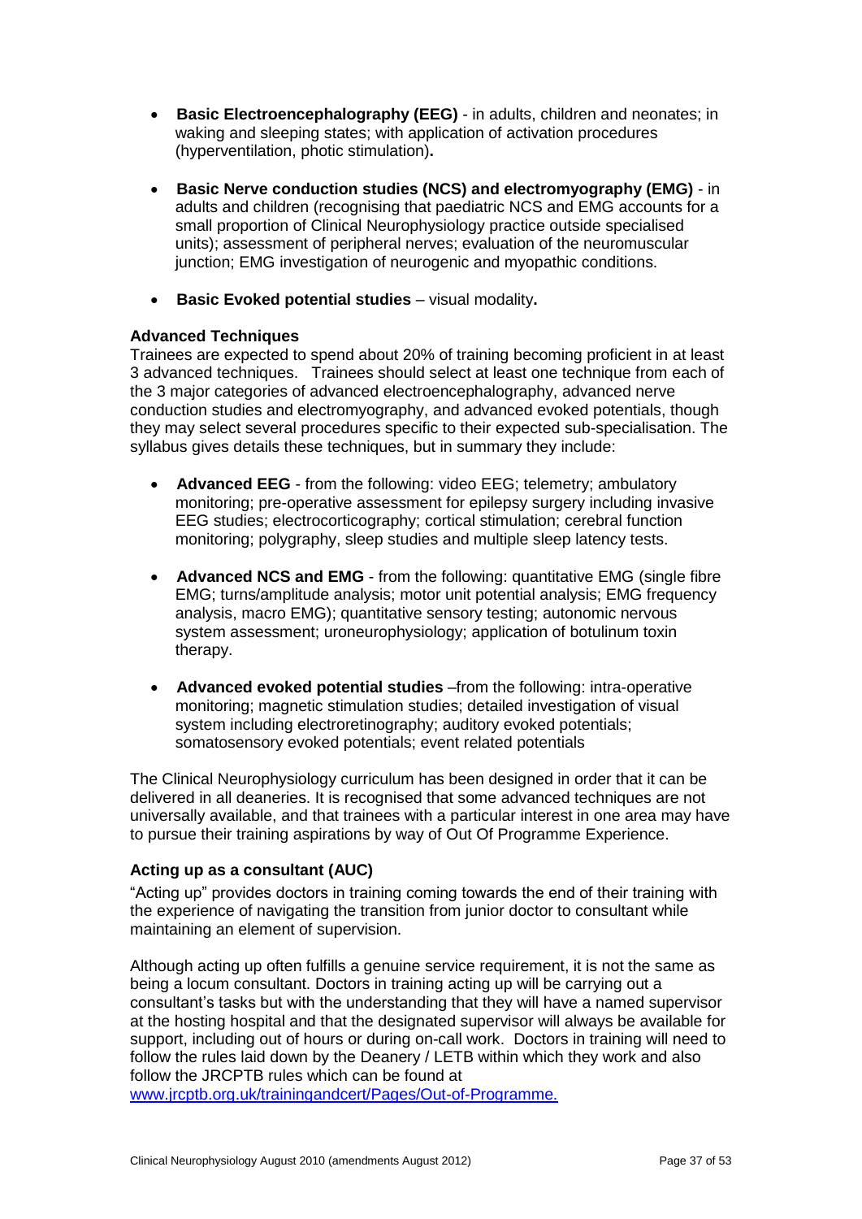- **Basic Electroencephalography (EEG)** - in adults, children and neonates; in waking and sleeping states; with application of activation procedures (hyperventilation, photic stimulation)**.**

- **Basic Nerve conduction studies (NCS) and electromyography (EMG)** - in adults and children (recognising that paediatric NCS and EMG accounts for a small proportion of Clinical Neurophysiology practice outside specialised units); assessment of peripheral nerves; evaluation of the neuromuscular junction; EMG investigation of neurogenic and myopathic conditions.

- **Basic Evoked potential studies** – visual modality**.**

**Advanced Techniques**

Trainees are expected to spend about 20% of training becoming proficient in at least 3 advanced techniques. Trainees should select at least one technique from each of the 3 major categories of advanced electroencephalography, advanced nerve conduction studies and electromyography, and advanced evoked potentials, though they may select several procedures specific to their expected sub-specialisation. The syllabus gives details these techniques, but in summary they include:

- **Advanced EEG** - from the following: video EEG; telemetry; ambulatory monitoring; pre-operative assessment for epilepsy surgery including invasive EEG studies; electrocorticography; cortical stimulation; cerebral function monitoring; polygraphy, sleep studies and multiple sleep latency tests.

- **Advanced NCS and EMG** - from the following: quantitative EMG (single fibre EMG; turns/amplitude analysis; motor unit potential analysis; EMG frequency analysis, macro EMG); quantitative sensory testing; autonomic nervous system assessment; uroneurophysiology; application of botulinum toxin therapy.

- **Advanced evoked potential studies** –from the following: intra-operative monitoring; magnetic stimulation studies; detailed investigation of visual system including electroretinography; auditory evoked potentials; somatosensory evoked potentials; event related potentials

The Clinical Neurophysiology curriculum has been designed in order that it can be delivered in all deaneries. It is recognised that some advanced techniques are not universally available, and that trainees with a particular interest in one area may have to pursue their training aspirations by way of Out Of Programme Experience.

**Acting up as a consultant (AUC)**

"Acting up" provides doctors in training coming towards the end of their training with the experience of navigating the transition from junior doctor to consultant while maintaining an element of supervision.

Although acting up often fulfills a genuine service requirement, it is not the same as being a locum consultant. Doctors in training acting up will be carrying out a consultant's tasks but with the understanding that they will have a named supervisor at the hosting hospital and that the designated supervisor will always be available for support, including out of hours or during on-call work. Doctors in training will need to follow the rules laid down by the Deanery / LETB within which they work and also follow the JRCPTB rules which can be found at [www.jrcptb.org.uk/trainingandcert/Pages/Out-of-Programme.](www.jrcptb.org.uk/trainingandcert/Pages/Out-of-Programme.)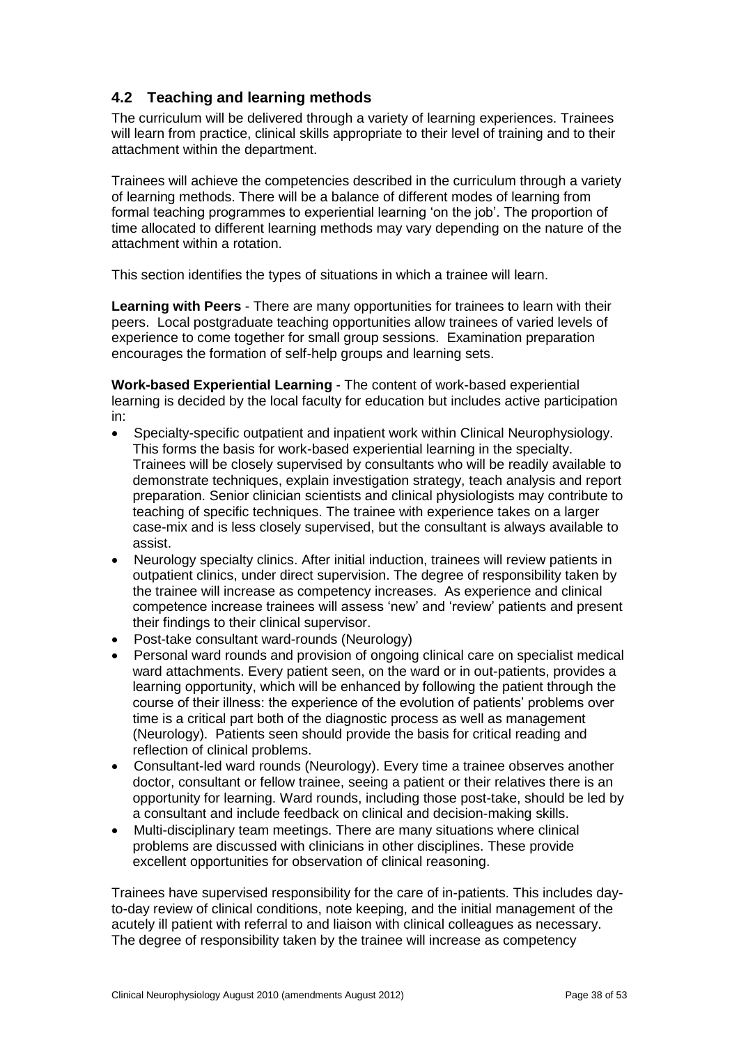## 4.2 Teaching and learning methods

The curriculum will be delivered through a variety of learning experiences. Trainees will learn from practice, clinical skills appropriate to their level of training and to their attachment within the department.

Trainees will achieve the competencies described in the curriculum through a variety of learning methods. There will be a balance of different modes of learning from formal teaching programmes to experiential learning 'on the job'. The proportion of time allocated to different learning methods may vary depending on the nature of the attachment within a rotation.

This section identifies the types of situations in which a trainee will learn.

**Learning with Peers** - There are many opportunities for trainees to learn with their peers. Local postgraduate teaching opportunities allow trainees of varied levels of experience to come together for small group sessions. Examination preparation encourages the formation of self-help groups and learning sets.

**Work-based Experiential Learning** - The content of work-based experiential learning is decided by the local faculty for education but includes active participation in:

- Specialty-specific outpatient and inpatient work within Clinical Neurophysiology. This forms the basis for work-based experiential learning in the specialty. Trainees will be closely supervised by consultants who will be readily available to demonstrate techniques, explain investigation strategy, teach analysis and report preparation. Senior clinician scientists and clinical physiologists may contribute to teaching of specific techniques. The trainee with experience takes on a larger case-mix and is less closely supervised, but the consultant is always available to assist.
- Neurology specialty clinics. After initial induction, trainees will review patients in outpatient clinics, under direct supervision. The degree of responsibility taken by the trainee will increase as competency increases. As experience and clinical competence increase trainees will assess 'new' and 'review' patients and present their findings to their clinical supervisor.
- Post-take consultant ward-rounds (Neurology)
- Personal ward rounds and provision of ongoing clinical care on specialist medical ward attachments. Every patient seen, on the ward or in out-patients, provides a learning opportunity, which will be enhanced by following the patient through the course of their illness: the experience of the evolution of patients' problems over time is a critical part both of the diagnostic process as well as management (Neurology). Patients seen should provide the basis for critical reading and reflection of clinical problems.
- Consultant-led ward rounds (Neurology). Every time a trainee observes another doctor, consultant or fellow trainee, seeing a patient or their relatives there is an opportunity for learning. Ward rounds, including those post-take, should be led by a consultant and include feedback on clinical and decision-making skills.
- Multi-disciplinary team meetings. There are many situations where clinical problems are discussed with clinicians in other disciplines. These provide excellent opportunities for observation of clinical reasoning.

Trainees have supervised responsibility for the care of in-patients. This includes day-to-day review of clinical conditions, note keeping, and the initial management of the acutely ill patient with referral to and liaison with clinical colleagues as necessary. The degree of responsibility taken by the trainee will increase as competency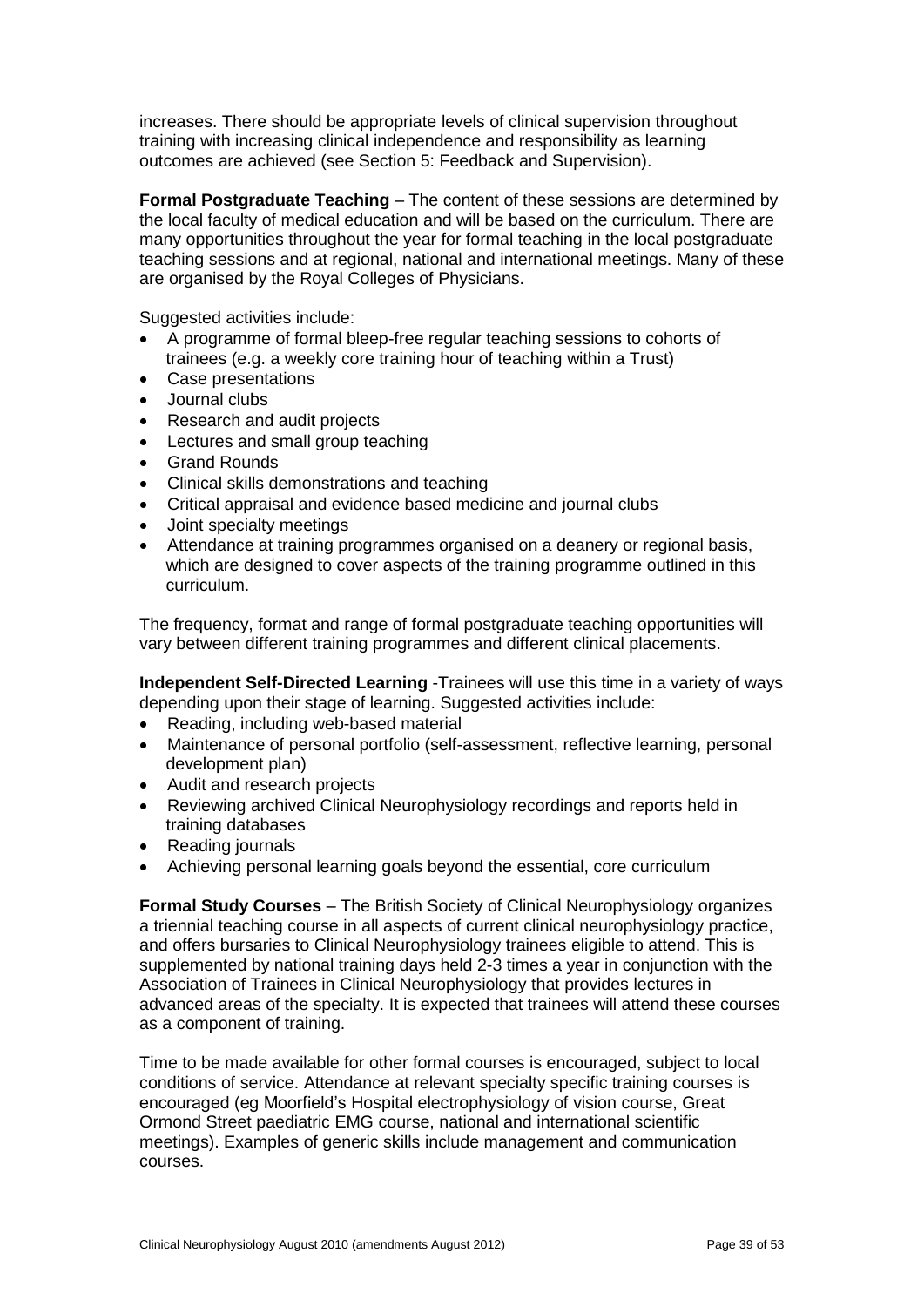increases. There should be appropriate levels of clinical supervision throughout training with increasing clinical independence and responsibility as learning outcomes are achieved (see Section 5: Feedback and Supervision).

**Formal Postgraduate Teaching** – The content of these sessions are determined by the local faculty of medical education and will be based on the curriculum. There are many opportunities throughout the year for formal teaching in the local postgraduate teaching sessions and at regional, national and international meetings. Many of these are organised by the Royal Colleges of Physicians.

Suggested activities include:

- A programme of formal bleep-free regular teaching sessions to cohorts of trainees (e.g. a weekly core training hour of teaching within a Trust)
- Case presentations
- Journal clubs
- Research and audit projects
- Lectures and small group teaching
- Grand Rounds
- Clinical skills demonstrations and teaching
- Critical appraisal and evidence based medicine and journal clubs
- Joint specialty meetings
- Attendance at training programmes organised on a deanery or regional basis, which are designed to cover aspects of the training programme outlined in this curriculum.

The frequency, format and range of formal postgraduate teaching opportunities will vary between different training programmes and different clinical placements.

**Independent Self-Directed Learning** -Trainees will use this time in a variety of ways depending upon their stage of learning. Suggested activities include:

- Reading, including web-based material
- Maintenance of personal portfolio (self-assessment, reflective learning, personal development plan)
- Audit and research projects
- Reviewing archived Clinical Neurophysiology recordings and reports held in training databases
- Reading journals
- Achieving personal learning goals beyond the essential, core curriculum

**Formal Study Courses** – The British Society of Clinical Neurophysiology organizes a triennial teaching course in all aspects of current clinical neurophysiology practice, and offers bursaries to Clinical Neurophysiology trainees eligible to attend. This is supplemented by national training days held 2-3 times a year in conjunction with the Association of Trainees in Clinical Neurophysiology that provides lectures in advanced areas of the specialty. It is expected that trainees will attend these courses as a component of training.

Time to be made available for other formal courses is encouraged, subject to local conditions of service. Attendance at relevant specialty specific training courses is encouraged (eg Moorfield's Hospital electrophysiology of vision course, Great Ormond Street paediatric EMG course, national and international scientific meetings). Examples of generic skills include management and communication courses.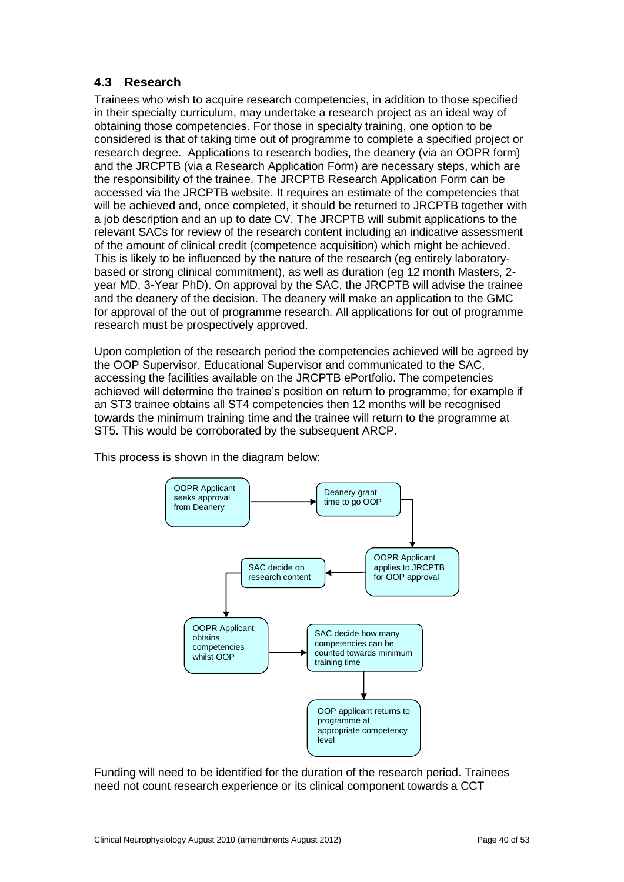### 4.3 Research

Trainees who wish to acquire research competencies, in addition to those specified in their specialty curriculum, may undertake a research project as an ideal way of obtaining those competencies. For those in specialty training, one option to be considered is that of taking time out of programme to complete a specified project or research degree. Applications to research bodies, the deanery (via an OOPR form) and the JRCPTB (via a Research Application Form) are necessary steps, which are the responsibility of the trainee. The JRCPTB Research Application Form can be accessed via the JRCPTB website. It requires an estimate of the competencies that will be achieved and, once completed, it should be returned to JRCPTB together with a job description and an up to date CV. The JRCPTB will submit applications to the relevant SACs for review of the research content including an indicative assessment of the amount of clinical credit (competence acquisition) which might be achieved. This is likely to be influenced by the nature of the research (eg entirely laboratory-based or strong clinical commitment), as well as duration (eg 12 month Masters, 2-year MD, 3-Year PhD). On approval by the SAC, the JRCPTB will advise the trainee and the deanery of the decision. The deanery will make an application to the GMC for approval of the out of programme research. All applications for out of programme research must be prospectively approved.

Upon completion of the research period the competencies achieved will be agreed by the OOP Supervisor, Educational Supervisor and communicated to the SAC, accessing the facilities available on the JRCPTB ePortfolio. The competencies achieved will determine the trainee's position on return to programme; for example if an ST3 trainee obtains all ST4 competencies then 12 months will be recognised towards the minimum training time and the trainee will return to the programme at ST5. This would be corroborated by the subsequent ARCP.

This process is shown in the diagram below:

1. OOPR Applicant seeks approval from Deanery
2. Deanery grant time to go OOP
3. OOPR Applicant applies to JRCPTB for OOP approval
4. SAC decide on research content
5. OOPR Applicant obtains competencies whilst OOP
6. SAC decide how many competencies can be counted towards minimum training time
7. OOP applicant returns to programme at appropriate competency level

Funding will need to be identified for the duration of the research period. Trainees need not count research experience or its clinical component towards a CCT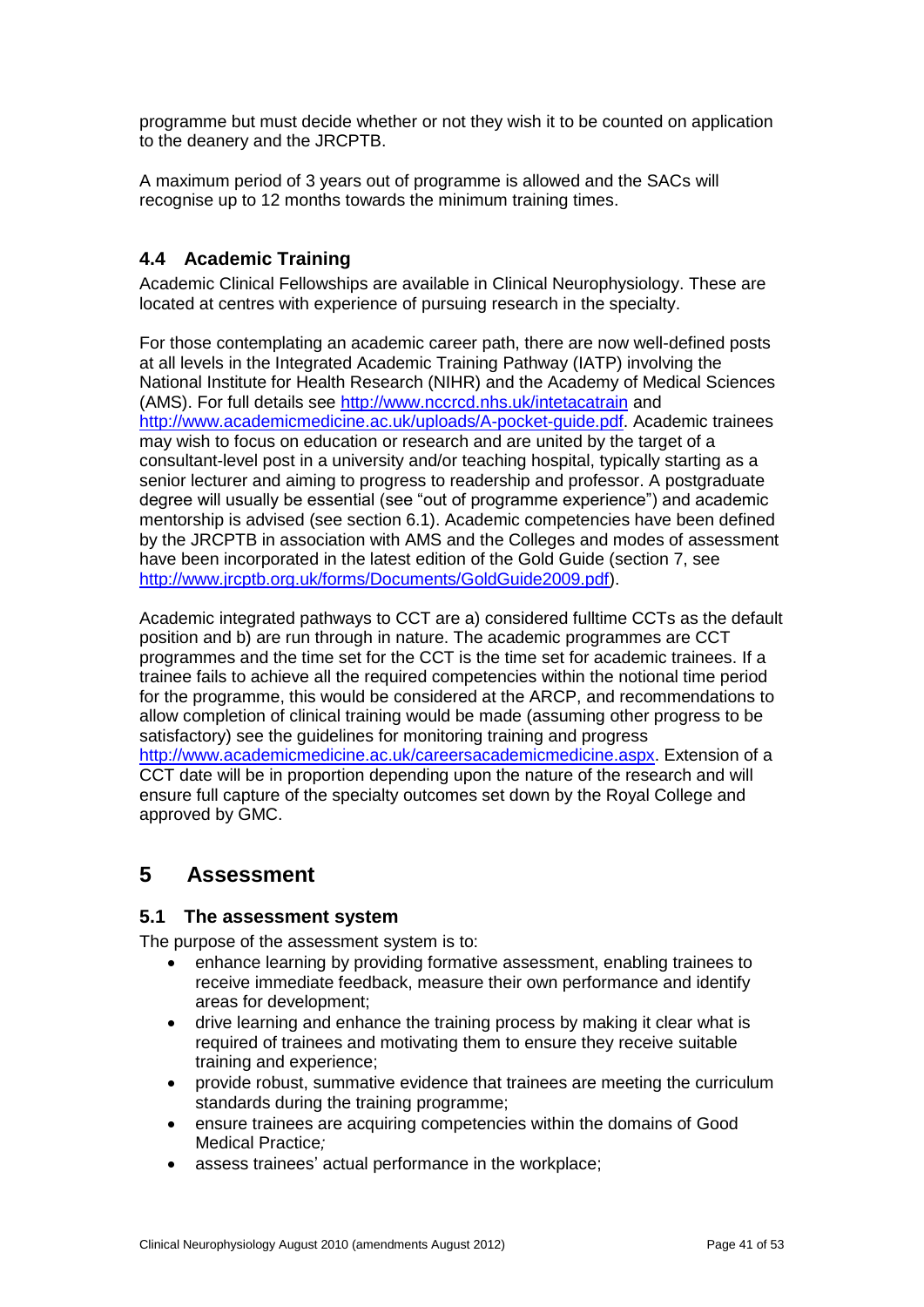programme but must decide whether or not they wish it to be counted on application to the deanery and the JRCPTB.

A maximum period of 3 years out of programme is allowed and the SACs will recognise up to 12 months towards the minimum training times.

### 4.4 Academic Training

Academic Clinical Fellowships are available in Clinical Neurophysiology. These are located at centres with experience of pursuing research in the specialty.

For those contemplating an academic career path, there are now well-defined posts at all levels in the Integrated Academic Training Pathway (IATP) involving the National Institute for Health Research (NIHR) and the Academy of Medical Sciences (AMS). For full details see http://www.nccrcd.nhs.uk/intetacatrain and http://www.academicmedicine.ac.uk/uploads/A-pocket-guide.pdf. Academic trainees may wish to focus on education or research and are united by the target of a consultant-level post in a university and/or teaching hospital, typically starting as a senior lecturer and aiming to progress to readership and professor. A postgraduate degree will usually be essential (see "out of programme experience") and academic mentorship is advised (see section 6.1). Academic competencies have been defined by the JRCPTB in association with AMS and the Colleges and modes of assessment have been incorporated in the latest edition of the Gold Guide (section 7, see http://www.jrcptb.org.uk/forms/Documents/GoldGuide2009.pdf).

Academic integrated pathways to CCT are a) considered fulltime CCTs as the default position and b) are run through in nature. The academic programmes are CCT programmes and the time set for the CCT is the time set for academic trainees. If a trainee fails to achieve all the required competencies within the notional time period for the programme, this would be considered at the ARCP, and recommendations to allow completion of clinical training would be made (assuming other progress to be satisfactory) see the guidelines for monitoring training and progress http://www.academicmedicine.ac.uk/careersacademicmedicine.aspx. Extension of a CCT date will be in proportion depending upon the nature of the research and will ensure full capture of the specialty outcomes set down by the Royal College and approved by GMC.

## 5 Assessment

### 5.1 The assessment system

The purpose of the assessment system is to:

- enhance learning by providing formative assessment, enabling trainees to receive immediate feedback, measure their own performance and identify areas for development;
- drive learning and enhance the training process by making it clear what is required of trainees and motivating them to ensure they receive suitable training and experience;
- provide robust, summative evidence that trainees are meeting the curriculum standards during the training programme;
- ensure trainees are acquiring competencies within the domains of Good Medical Practice*;*
- assess trainees' actual performance in the workplace;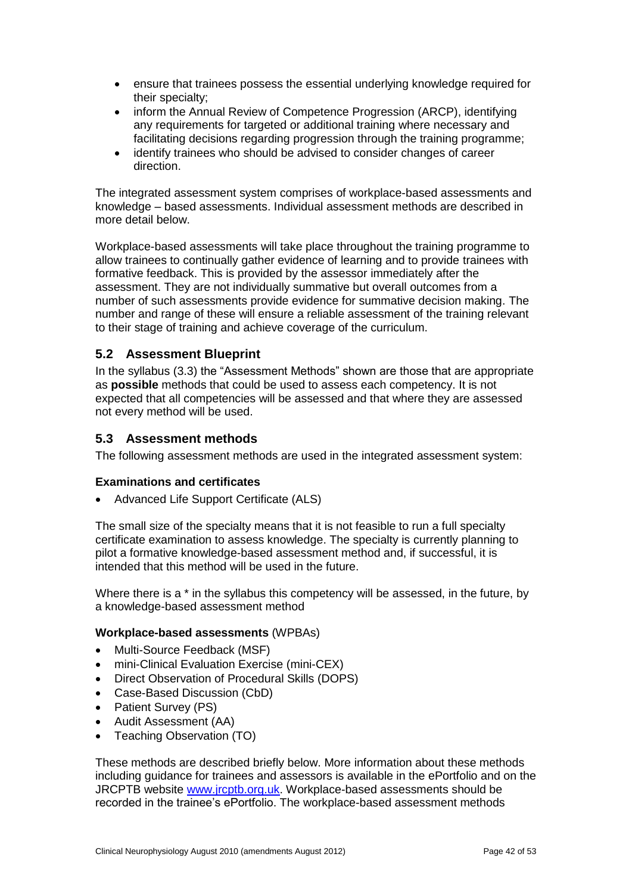- ensure that trainees possess the essential underlying knowledge required for their specialty;
- inform the Annual Review of Competence Progression (ARCP), identifying any requirements for targeted or additional training where necessary and facilitating decisions regarding progression through the training programme;
- identify trainees who should be advised to consider changes of career direction.

The integrated assessment system comprises of workplace-based assessments and knowledge – based assessments. Individual assessment methods are described in more detail below.

Workplace-based assessments will take place throughout the training programme to allow trainees to continually gather evidence of learning and to provide trainees with formative feedback. This is provided by the assessor immediately after the assessment. They are not individually summative but overall outcomes from a number of such assessments provide evidence for summative decision making. The number and range of these will ensure a reliable assessment of the training relevant to their stage of training and achieve coverage of the curriculum.

## 5.2 Assessment Blueprint

In the syllabus (3.3) the "Assessment Methods" shown are those that are appropriate as **possible** methods that could be used to assess each competency. It is not expected that all competencies will be assessed and that where they are assessed not every method will be used.

## 5.3 Assessment methods

The following assessment methods are used in the integrated assessment system:

**Examinations and certificates**

- Advanced Life Support Certificate (ALS)

The small size of the specialty means that it is not feasible to run a full specialty certificate examination to assess knowledge. The specialty is currently planning to pilot a formative knowledge-based assessment method and, if successful, it is intended that this method will be used in the future.

Where there is a * in the syllabus this competency will be assessed, in the future, by a knowledge-based assessment method

**Workplace-based assessments** (WPBAs)

- Multi-Source Feedback (MSF)
- mini-Clinical Evaluation Exercise (mini-CEX)
- Direct Observation of Procedural Skills (DOPS)
- Case-Based Discussion (CbD)
- Patient Survey (PS)
- Audit Assessment (AA)
- Teaching Observation (TO)

These methods are described briefly below. More information about these methods including guidance for trainees and assessors is available in the ePortfolio and on the JRCPTB website [www.jrcptb.org.uk](http://www.jrcptb.org.uk). Workplace-based assessments should be recorded in the trainee's ePortfolio. The workplace-based assessment methods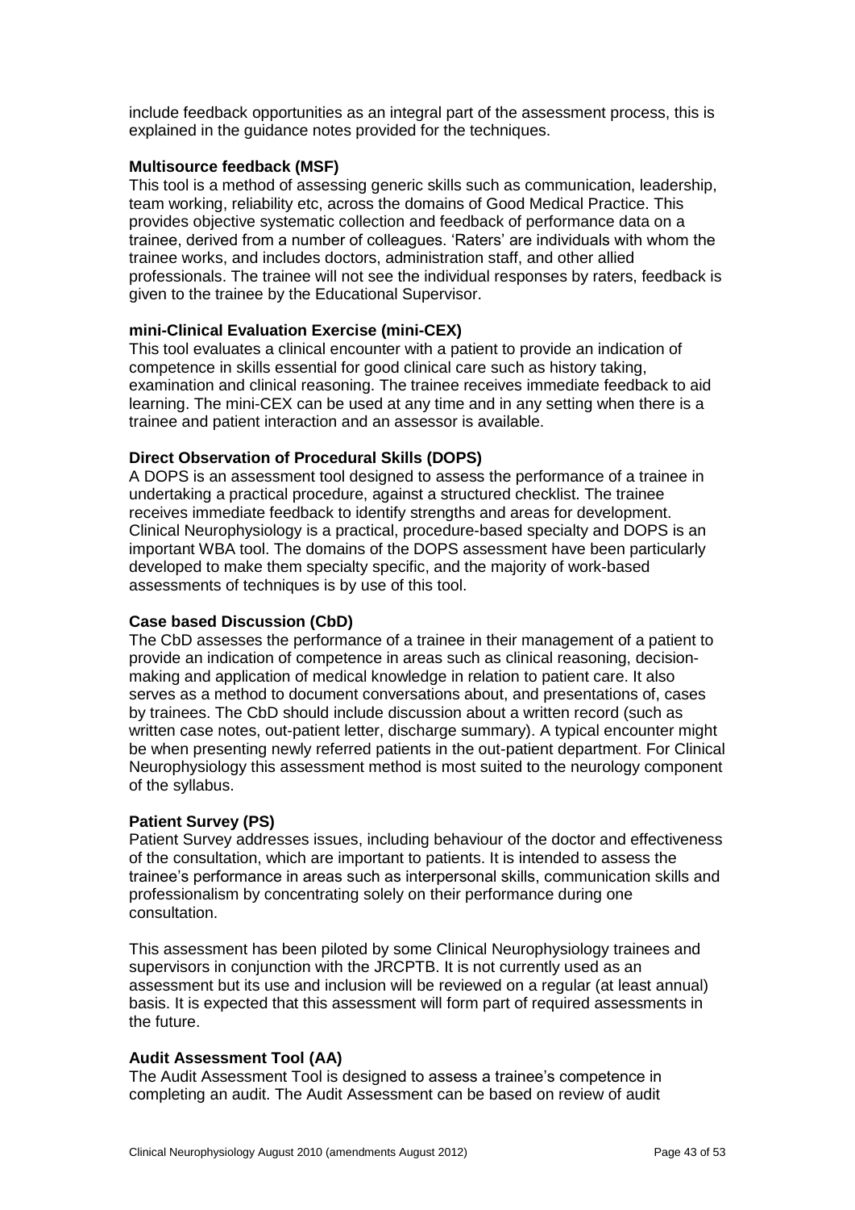include feedback opportunities as an integral part of the assessment process, this is explained in the guidance notes provided for the techniques.

**Multisource feedback (MSF)**

This tool is a method of assessing generic skills such as communication, leadership, team working, reliability etc, across the domains of Good Medical Practice. This provides objective systematic collection and feedback of performance data on a trainee, derived from a number of colleagues. 'Raters' are individuals with whom the trainee works, and includes doctors, administration staff, and other allied professionals. The trainee will not see the individual responses by raters, feedback is given to the trainee by the Educational Supervisor.

**mini-Clinical Evaluation Exercise (mini-CEX)**

This tool evaluates a clinical encounter with a patient to provide an indication of competence in skills essential for good clinical care such as history taking, examination and clinical reasoning. The trainee receives immediate feedback to aid learning. The mini-CEX can be used at any time and in any setting when there is a trainee and patient interaction and an assessor is available.

**Direct Observation of Procedural Skills (DOPS)**

A DOPS is an assessment tool designed to assess the performance of a trainee in undertaking a practical procedure, against a structured checklist. The trainee receives immediate feedback to identify strengths and areas for development. Clinical Neurophysiology is a practical, procedure-based specialty and DOPS is an important WBA tool. The domains of the DOPS assessment have been particularly developed to make them specialty specific, and the majority of work-based assessments of techniques is by use of this tool.

**Case based Discussion (CbD)**

The CbD assesses the performance of a trainee in their management of a patient to provide an indication of competence in areas such as clinical reasoning, decision-making and application of medical knowledge in relation to patient care. It also serves as a method to document conversations about, and presentations of, cases by trainees. The CbD should include discussion about a written record (such as written case notes, out-patient letter, discharge summary). A typical encounter might be when presenting newly referred patients in the out-patient department. For Clinical Neurophysiology this assessment method is most suited to the neurology component of the syllabus.

**Patient Survey (PS)**

Patient Survey addresses issues, including behaviour of the doctor and effectiveness of the consultation, which are important to patients. It is intended to assess the trainee's performance in areas such as interpersonal skills, communication skills and professionalism by concentrating solely on their performance during one consultation.

This assessment has been piloted by some Clinical Neurophysiology trainees and supervisors in conjunction with the JRCPTB. It is not currently used as an assessment but its use and inclusion will be reviewed on a regular (at least annual) basis. It is expected that this assessment will form part of required assessments in the future.

**Audit Assessment Tool (AA)**

The Audit Assessment Tool is designed to assess a trainee's competence in completing an audit. The Audit Assessment can be based on review of audit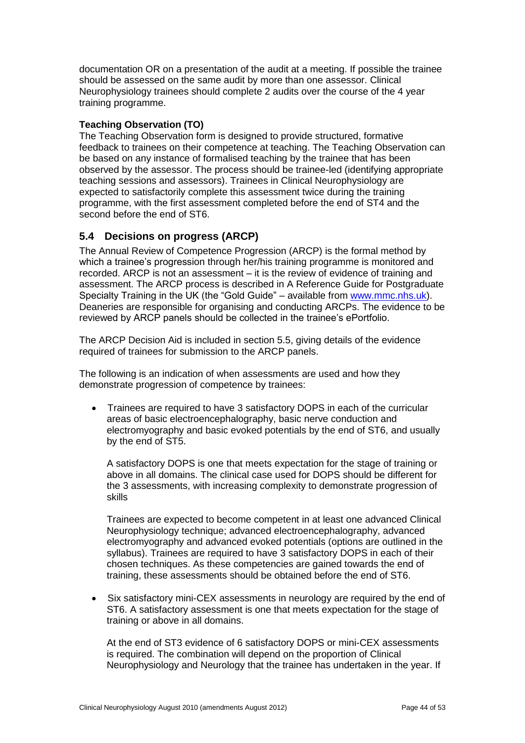documentation OR on a presentation of the audit at a meeting. If possible the trainee should be assessed on the same audit by more than one assessor. Clinical Neurophysiology trainees should complete 2 audits over the course of the 4 year training programme.

**Teaching Observation (TO)**

The Teaching Observation form is designed to provide structured, formative feedback to trainees on their competence at teaching. The Teaching Observation can be based on any instance of formalised teaching by the trainee that has been observed by the assessor. The process should be trainee-led (identifying appropriate teaching sessions and assessors). Trainees in Clinical Neurophysiology are expected to satisfactorily complete this assessment twice during the training programme, with the first assessment completed before the end of ST4 and the second before the end of ST6.

## 5.4 Decisions on progress (ARCP)

The Annual Review of Competence Progression (ARCP) is the formal method by which a trainee's progression through her/his training programme is monitored and recorded. ARCP is not an assessment – it is the review of evidence of training and assessment. The ARCP process is described in A Reference Guide for Postgraduate Specialty Training in the UK (the "Gold Guide" – available from [www.mmc.nhs.uk](www.mmc.nhs.uk)). Deaneries are responsible for organising and conducting ARCPs. The evidence to be reviewed by ARCP panels should be collected in the trainee's ePortfolio.

The ARCP Decision Aid is included in section 5.5, giving details of the evidence required of trainees for submission to the ARCP panels.

The following is an indication of when assessments are used and how they demonstrate progression of competence by trainees:

- Trainees are required to have 3 satisfactory DOPS in each of the curricular areas of basic electroencephalography, basic nerve conduction and electromyography and basic evoked potentials by the end of ST6, and usually by the end of ST5.

  A satisfactory DOPS is one that meets expectation for the stage of training or above in all domains. The clinical case used for DOPS should be different for the 3 assessments, with increasing complexity to demonstrate progression of skills

  Trainees are expected to become competent in at least one advanced Clinical Neurophysiology technique; advanced electroencephalography, advanced electromyography and advanced evoked potentials (options are outlined in the syllabus). Trainees are required to have 3 satisfactory DOPS in each of their chosen techniques. As these competencies are gained towards the end of training, these assessments should be obtained before the end of ST6.

- Six satisfactory mini-CEX assessments in neurology are required by the end of ST6. A satisfactory assessment is one that meets expectation for the stage of training or above in all domains.

  At the end of ST3 evidence of 6 satisfactory DOPS or mini-CEX assessments is required. The combination will depend on the proportion of Clinical Neurophysiology and Neurology that the trainee has undertaken in the year. If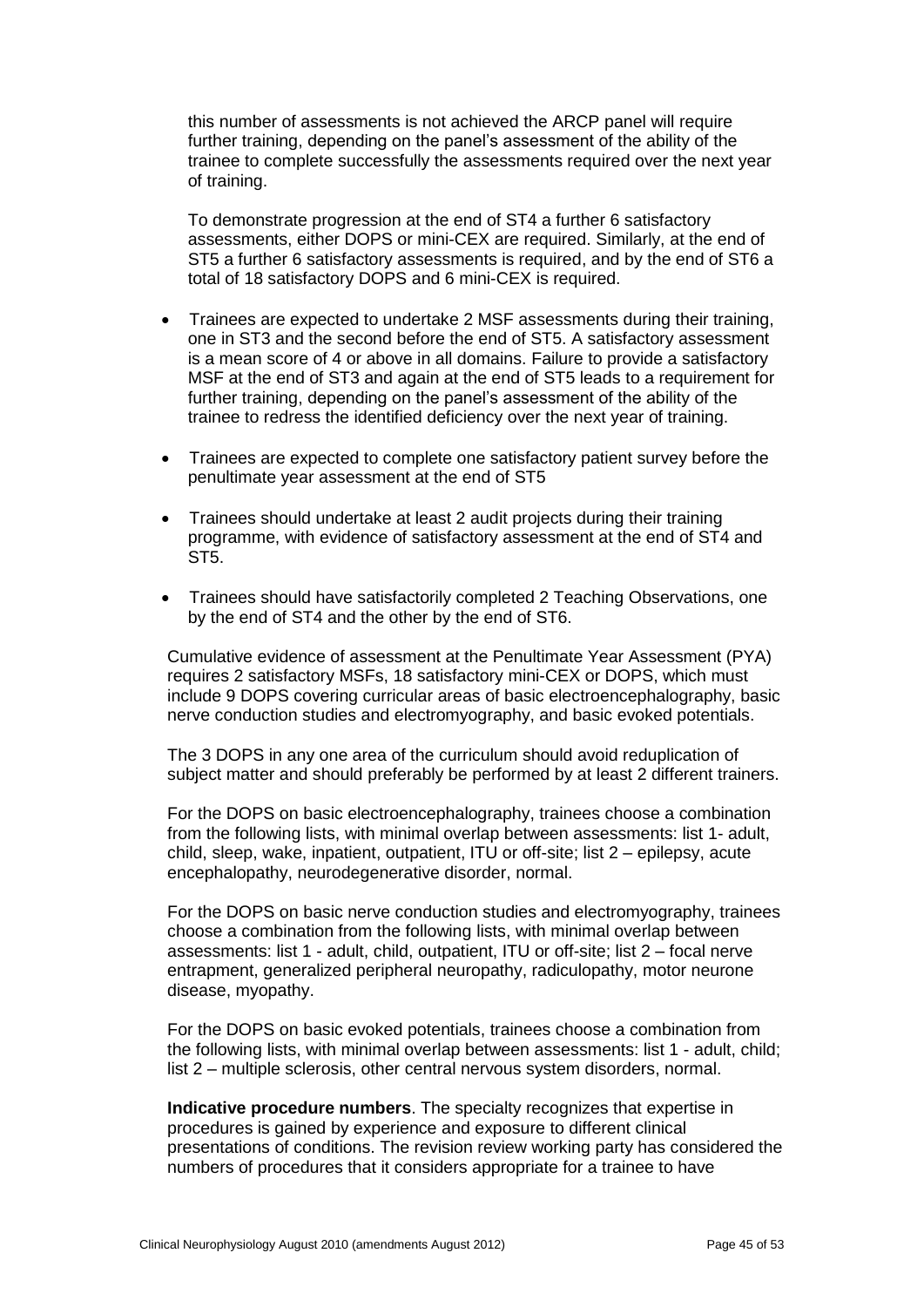this number of assessments is not achieved the ARCP panel will require further training, depending on the panel's assessment of the ability of the trainee to complete successfully the assessments required over the next year of training.

To demonstrate progression at the end of ST4 a further 6 satisfactory assessments, either DOPS or mini-CEX are required. Similarly, at the end of ST5 a further 6 satisfactory assessments is required, and by the end of ST6 a total of 18 satisfactory DOPS and 6 mini-CEX is required.

- Trainees are expected to undertake 2 MSF assessments during their training, one in ST3 and the second before the end of ST5. A satisfactory assessment is a mean score of 4 or above in all domains. Failure to provide a satisfactory MSF at the end of ST3 and again at the end of ST5 leads to a requirement for further training, depending on the panel's assessment of the ability of the trainee to redress the identified deficiency over the next year of training.
- Trainees are expected to complete one satisfactory patient survey before the penultimate year assessment at the end of ST5
- Trainees should undertake at least 2 audit projects during their training programme, with evidence of satisfactory assessment at the end of ST4 and ST5.
- Trainees should have satisfactorily completed 2 Teaching Observations, one by the end of ST4 and the other by the end of ST6.

Cumulative evidence of assessment at the Penultimate Year Assessment (PYA) requires 2 satisfactory MSFs, 18 satisfactory mini-CEX or DOPS, which must include 9 DOPS covering curricular areas of basic electroencephalography, basic nerve conduction studies and electromyography, and basic evoked potentials.

The 3 DOPS in any one area of the curriculum should avoid reduplication of subject matter and should preferably be performed by at least 2 different trainers.

For the DOPS on basic electroencephalography, trainees choose a combination from the following lists, with minimal overlap between assessments: list 1- adult, child, sleep, wake, inpatient, outpatient, ITU or off-site; list 2 – epilepsy, acute encephalopathy, neurodegenerative disorder, normal.

For the DOPS on basic nerve conduction studies and electromyography, trainees choose a combination from the following lists, with minimal overlap between assessments: list 1 - adult, child, outpatient, ITU or off-site; list 2 – focal nerve entrapment, generalized peripheral neuropathy, radiculopathy, motor neurone disease, myopathy.

For the DOPS on basic evoked potentials, trainees choose a combination from the following lists, with minimal overlap between assessments: list 1 - adult, child; list 2 – multiple sclerosis, other central nervous system disorders, normal.

**Indicative procedure numbers**. The specialty recognizes that expertise in procedures is gained by experience and exposure to different clinical presentations of conditions. The revision review working party has considered the numbers of procedures that it considers appropriate for a trainee to have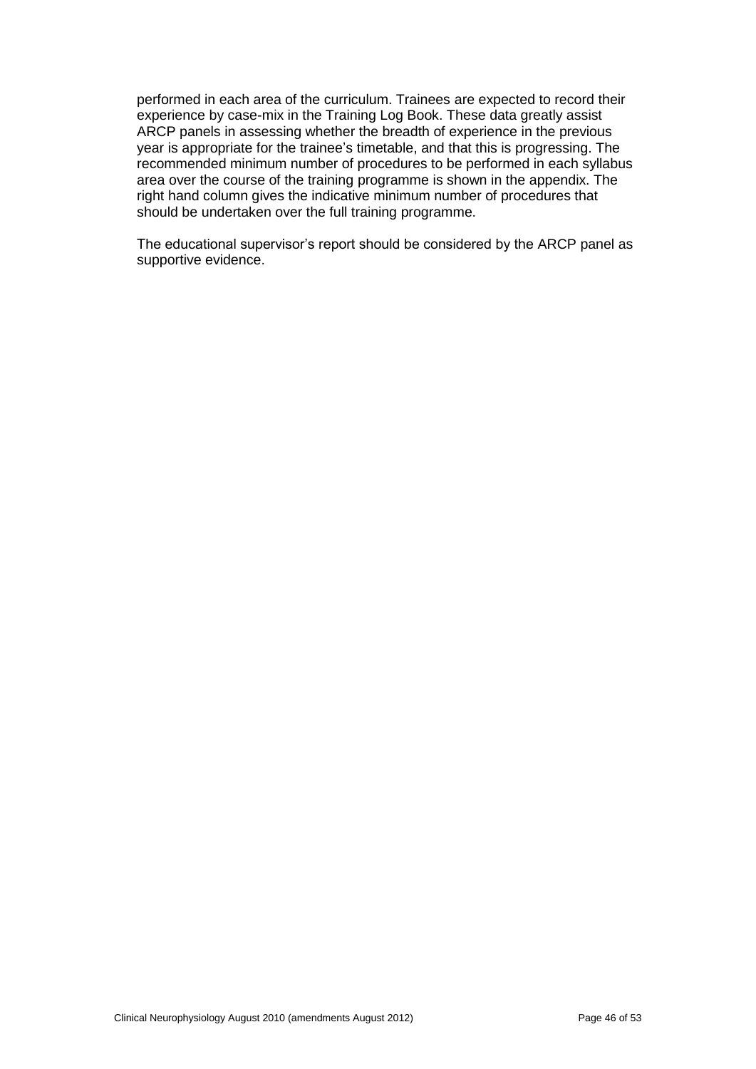performed in each area of the curriculum. Trainees are expected to record their experience by case-mix in the Training Log Book. These data greatly assist ARCP panels in assessing whether the breadth of experience in the previous year is appropriate for the trainee's timetable, and that this is progressing. The recommended minimum number of procedures to be performed in each syllabus area over the course of the training programme is shown in the appendix. The right hand column gives the indicative minimum number of procedures that should be undertaken over the full training programme.

The educational supervisor's report should be considered by the ARCP panel as supportive evidence.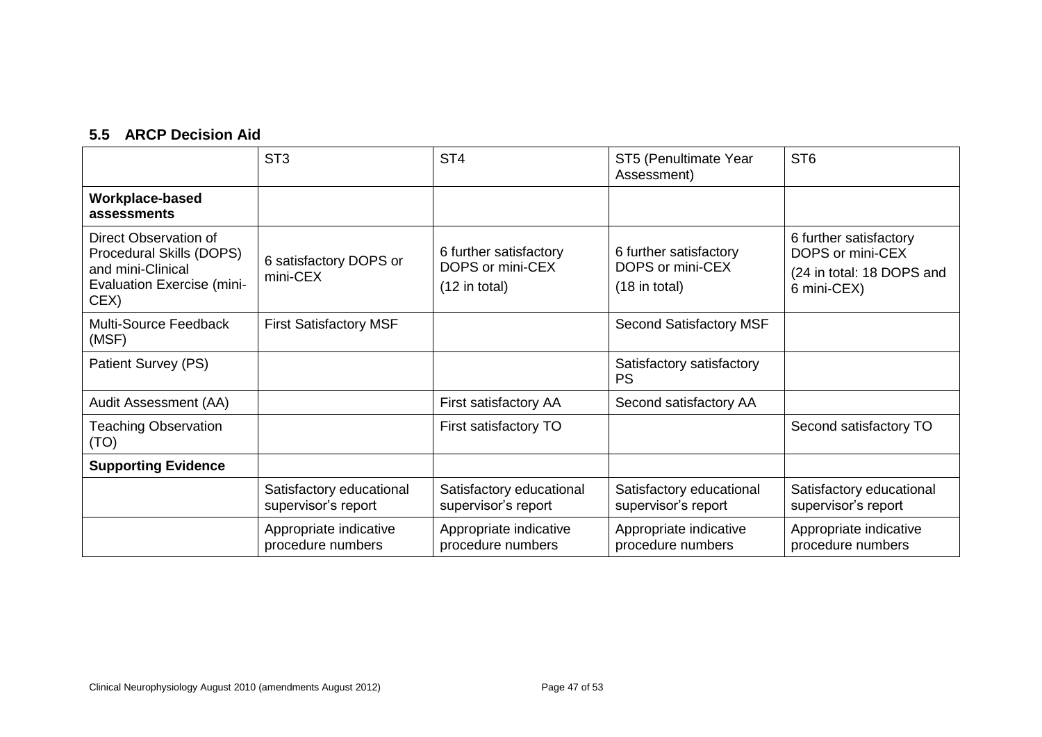### 5.5 ARCP Decision Aid

| | ST3 | ST4 | ST5 (Penultimate Year Assessment) | ST6 |
|---|---|---|---|---|
| **Workplace-based assessments** | | | | |
| Direct Observation of Procedural Skills (DOPS) and mini-Clinical Evaluation Exercise (mini-CEX) | 6 satisfactory DOPS or mini-CEX | 6 further satisfactory DOPS or mini-CEX (12 in total) | 6 further satisfactory DOPS or mini-CEX (18 in total) | 6 further satisfactory DOPS or mini-CEX (24 in total: 18 DOPS and 6 mini-CEX) |
| Multi-Source Feedback (MSF) | First Satisfactory MSF | | Second Satisfactory MSF | |
| Patient Survey (PS) | | | Satisfactory satisfactory PS | |
| Audit Assessment (AA) | | First satisfactory AA | Second satisfactory AA | |
| Teaching Observation (TO) | | First satisfactory TO | | Second satisfactory TO |
| **Supporting Evidence** | | | | |
| | Satisfactory educational supervisor's report | Satisfactory educational supervisor's report | Satisfactory educational supervisor's report | Satisfactory educational supervisor's report |
| | Appropriate indicative procedure numbers | Appropriate indicative procedure numbers | Appropriate indicative procedure numbers | Appropriate indicative procedure numbers |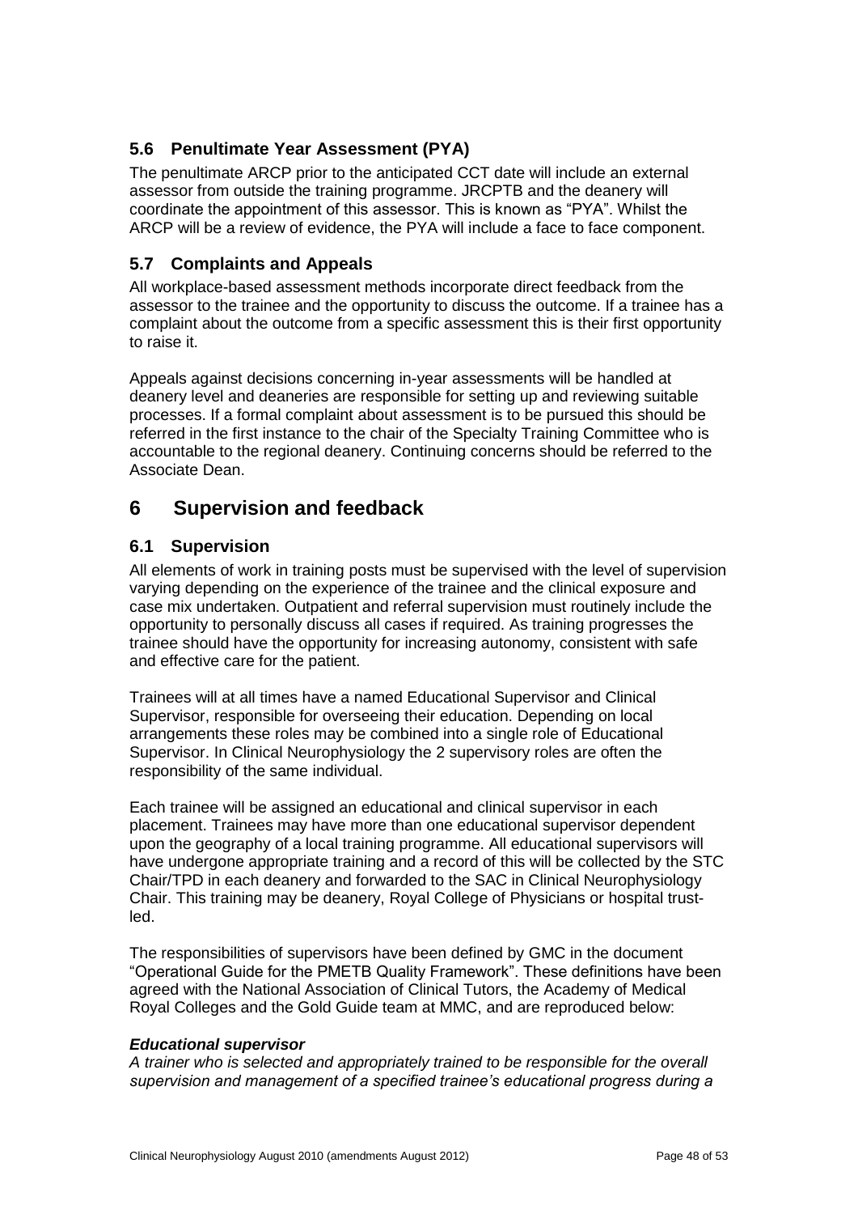### 5.6 Penultimate Year Assessment (PYA)

The penultimate ARCP prior to the anticipated CCT date will include an external assessor from outside the training programme. JRCPTB and the deanery will coordinate the appointment of this assessor. This is known as "PYA". Whilst the ARCP will be a review of evidence, the PYA will include a face to face component.

### 5.7 Complaints and Appeals

All workplace-based assessment methods incorporate direct feedback from the assessor to the trainee and the opportunity to discuss the outcome. If a trainee has a complaint about the outcome from a specific assessment this is their first opportunity to raise it.

Appeals against decisions concerning in-year assessments will be handled at deanery level and deaneries are responsible for setting up and reviewing suitable processes. If a formal complaint about assessment is to be pursued this should be referred in the first instance to the chair of the Specialty Training Committee who is accountable to the regional deanery. Continuing concerns should be referred to the Associate Dean.

## 6 Supervision and feedback

### 6.1 Supervision

All elements of work in training posts must be supervised with the level of supervision varying depending on the experience of the trainee and the clinical exposure and case mix undertaken. Outpatient and referral supervision must routinely include the opportunity to personally discuss all cases if required. As training progresses the trainee should have the opportunity for increasing autonomy, consistent with safe and effective care for the patient.

Trainees will at all times have a named Educational Supervisor and Clinical Supervisor, responsible for overseeing their education. Depending on local arrangements these roles may be combined into a single role of Educational Supervisor. In Clinical Neurophysiology the 2 supervisory roles are often the responsibility of the same individual.

Each trainee will be assigned an educational and clinical supervisor in each placement. Trainees may have more than one educational supervisor dependent upon the geography of a local training programme. All educational supervisors will have undergone appropriate training and a record of this will be collected by the STC Chair/TPD in each deanery and forwarded to the SAC in Clinical Neurophysiology Chair. This training may be deanery, Royal College of Physicians or hospital trust-led.

The responsibilities of supervisors have been defined by GMC in the document "Operational Guide for the PMETB Quality Framework". These definitions have been agreed with the National Association of Clinical Tutors, the Academy of Medical Royal Colleges and the Gold Guide team at MMC, and are reproduced below:

***Educational supervisor***

*A trainer who is selected and appropriately trained to be responsible for the overall supervision and management of a specified trainee's educational progress during a*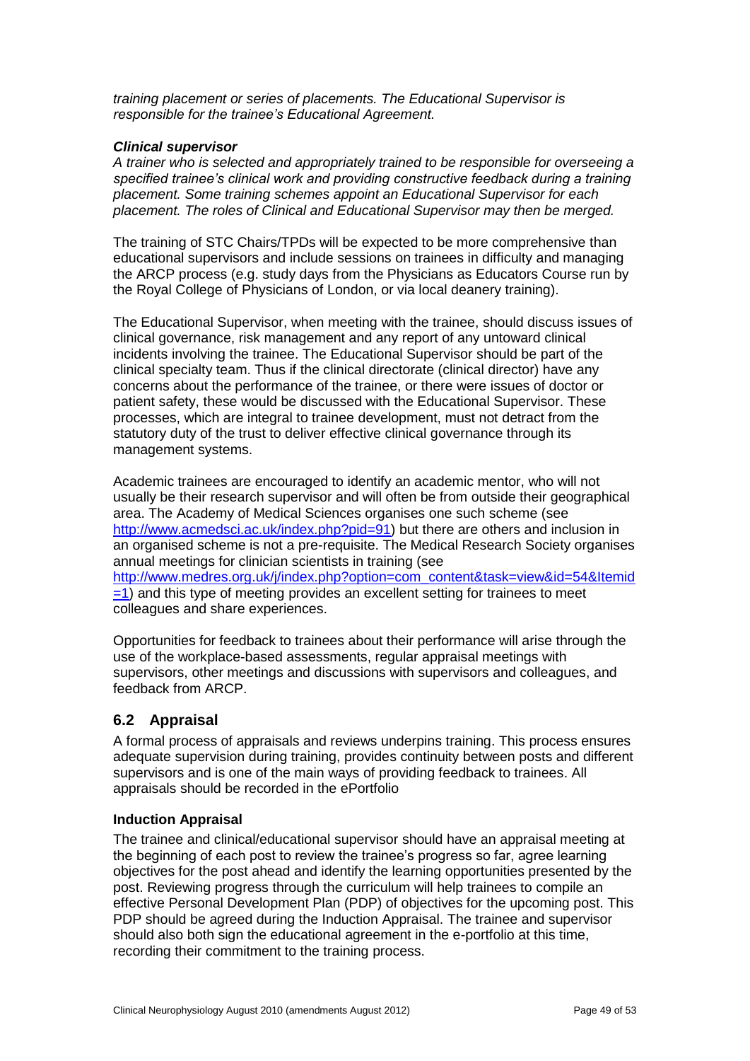*training placement or series of placements. The Educational Supervisor is responsible for the trainee's Educational Agreement.*

***Clinical supervisor***
*A trainer who is selected and appropriately trained to be responsible for overseeing a specified trainee's clinical work and providing constructive feedback during a training placement. Some training schemes appoint an Educational Supervisor for each placement. The roles of Clinical and Educational Supervisor may then be merged.*

The training of STC Chairs/TPDs will be expected to be more comprehensive than educational supervisors and include sessions on trainees in difficulty and managing the ARCP process (e.g. study days from the Physicians as Educators Course run by the Royal College of Physicians of London, or via local deanery training).

The Educational Supervisor, when meeting with the trainee, should discuss issues of clinical governance, risk management and any report of any untoward clinical incidents involving the trainee. The Educational Supervisor should be part of the clinical specialty team. Thus if the clinical directorate (clinical director) have any concerns about the performance of the trainee, or there were issues of doctor or patient safety, these would be discussed with the Educational Supervisor. These processes, which are integral to trainee development, must not detract from the statutory duty of the trust to deliver effective clinical governance through its management systems.

Academic trainees are encouraged to identify an academic mentor, who will not usually be their research supervisor and will often be from outside their geographical area. The Academy of Medical Sciences organises one such scheme (see http://www.acmedsci.ac.uk/index.php?pid=91) but there are others and inclusion in an organised scheme is not a pre-requisite. The Medical Research Society organises annual meetings for clinician scientists in training (see http://www.medres.org.uk/j/index.php?option=com_content&task=view&id=54&Itemid=1) and this type of meeting provides an excellent setting for trainees to meet colleagues and share experiences.

Opportunities for feedback to trainees about their performance will arise through the use of the workplace-based assessments, regular appraisal meetings with supervisors, other meetings and discussions with supervisors and colleagues, and feedback from ARCP.

## 6.2 Appraisal

A formal process of appraisals and reviews underpins training. This process ensures adequate supervision during training, provides continuity between posts and different supervisors and is one of the main ways of providing feedback to trainees. All appraisals should be recorded in the ePortfolio

**Induction Appraisal**

The trainee and clinical/educational supervisor should have an appraisal meeting at the beginning of each post to review the trainee's progress so far, agree learning objectives for the post ahead and identify the learning opportunities presented by the post. Reviewing progress through the curriculum will help trainees to compile an effective Personal Development Plan (PDP) of objectives for the upcoming post. This PDP should be agreed during the Induction Appraisal. The trainee and supervisor should also both sign the educational agreement in the e-portfolio at this time, recording their commitment to the training process.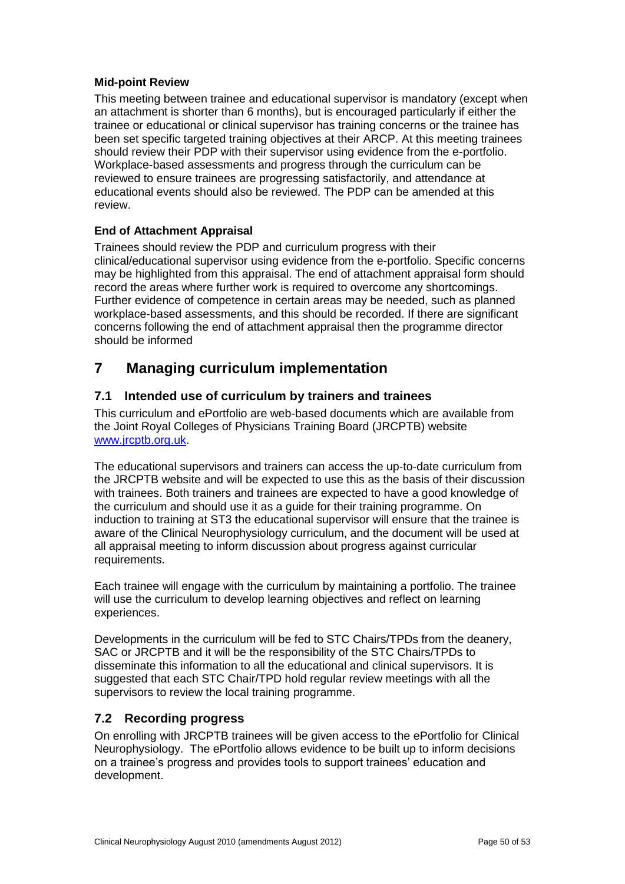**Mid-point Review**

This meeting between trainee and educational supervisor is mandatory (except when an attachment is shorter than 6 months), but is encouraged particularly if either the trainee or educational or clinical supervisor has training concerns or the trainee has been set specific targeted training objectives at their ARCP. At this meeting trainees should review their PDP with their supervisor using evidence from the e-portfolio. Workplace-based assessments and progress through the curriculum can be reviewed to ensure trainees are progressing satisfactorily, and attendance at educational events should also be reviewed. The PDP can be amended at this review.

**End of Attachment Appraisal**

Trainees should review the PDP and curriculum progress with their clinical/educational supervisor using evidence from the e-portfolio. Specific concerns may be highlighted from this appraisal. The end of attachment appraisal form should record the areas where further work is required to overcome any shortcomings. Further evidence of competence in certain areas may be needed, such as planned workplace-based assessments, and this should be recorded. If there are significant concerns following the end of attachment appraisal then the programme director should be informed

# 7 Managing curriculum implementation

## 7.1 Intended use of curriculum by trainers and trainees

This curriculum and ePortfolio are web-based documents which are available from the Joint Royal Colleges of Physicians Training Board (JRCPTB) website www.jrcptb.org.uk.

The educational supervisors and trainers can access the up-to-date curriculum from the JRCPTB website and will be expected to use this as the basis of their discussion with trainees. Both trainers and trainees are expected to have a good knowledge of the curriculum and should use it as a guide for their training programme. On induction to training at ST3 the educational supervisor will ensure that the trainee is aware of the Clinical Neurophysiology curriculum, and the document will be used at all appraisal meeting to inform discussion about progress against curricular requirements.

Each trainee will engage with the curriculum by maintaining a portfolio. The trainee will use the curriculum to develop learning objectives and reflect on learning experiences.

Developments in the curriculum will be fed to STC Chairs/TPDs from the deanery, SAC or JRCPTB and it will be the responsibility of the STC Chairs/TPDs to disseminate this information to all the educational and clinical supervisors. It is suggested that each STC Chair/TPD hold regular review meetings with all the supervisors to review the local training programme.

## 7.2 Recording progress

On enrolling with JRCPTB trainees will be given access to the ePortfolio for Clinical Neurophysiology. The ePortfolio allows evidence to be built up to inform decisions on a trainee's progress and provides tools to support trainees' education and development.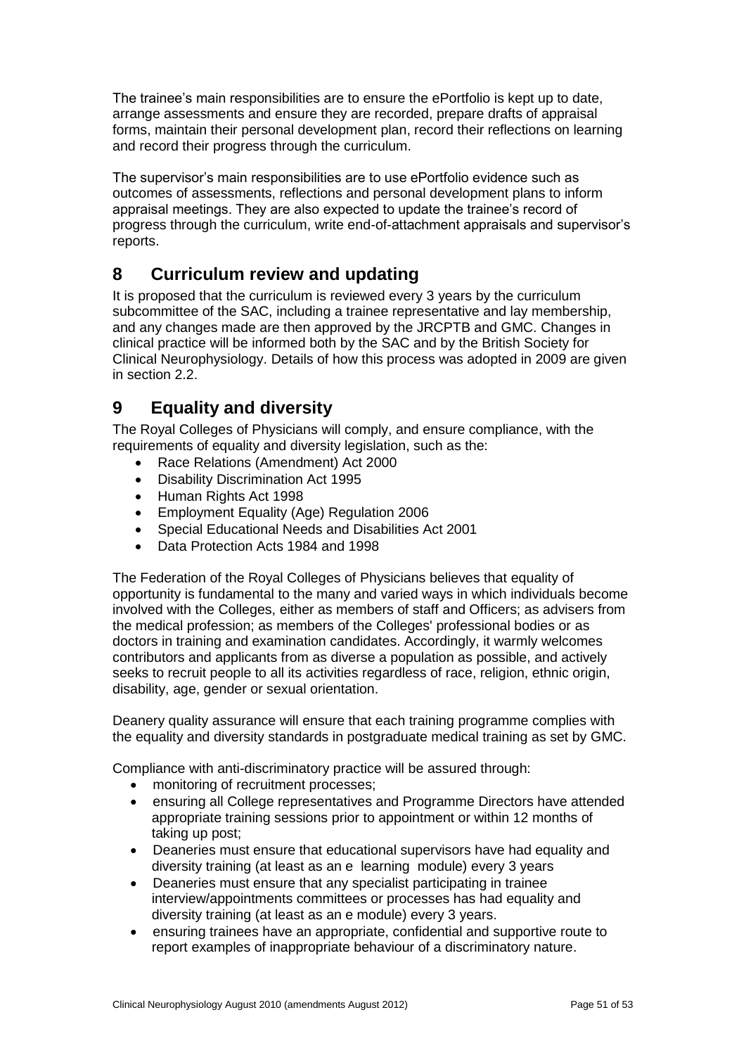The trainee's main responsibilities are to ensure the ePortfolio is kept up to date, arrange assessments and ensure they are recorded, prepare drafts of appraisal forms, maintain their personal development plan, record their reflections on learning and record their progress through the curriculum.

The supervisor's main responsibilities are to use ePortfolio evidence such as outcomes of assessments, reflections and personal development plans to inform appraisal meetings. They are also expected to update the trainee's record of progress through the curriculum, write end-of-attachment appraisals and supervisor's reports.

## 8 Curriculum review and updating

It is proposed that the curriculum is reviewed every 3 years by the curriculum subcommittee of the SAC, including a trainee representative and lay membership, and any changes made are then approved by the JRCPTB and GMC. Changes in clinical practice will be informed both by the SAC and by the British Society for Clinical Neurophysiology. Details of how this process was adopted in 2009 are given in section 2.2.

## 9 Equality and diversity

The Royal Colleges of Physicians will comply, and ensure compliance, with the requirements of equality and diversity legislation, such as the:

- Race Relations (Amendment) Act 2000
- Disability Discrimination Act 1995
- Human Rights Act 1998
- Employment Equality (Age) Regulation 2006
- Special Educational Needs and Disabilities Act 2001
- Data Protection Acts 1984 and 1998

The Federation of the Royal Colleges of Physicians believes that equality of opportunity is fundamental to the many and varied ways in which individuals become involved with the Colleges, either as members of staff and Officers; as advisers from the medical profession; as members of the Colleges' professional bodies or as doctors in training and examination candidates. Accordingly, it warmly welcomes contributors and applicants from as diverse a population as possible, and actively seeks to recruit people to all its activities regardless of race, religion, ethnic origin, disability, age, gender or sexual orientation.

Deanery quality assurance will ensure that each training programme complies with the equality and diversity standards in postgraduate medical training as set by GMC.

Compliance with anti-discriminatory practice will be assured through:

- monitoring of recruitment processes;
- ensuring all College representatives and Programme Directors have attended appropriate training sessions prior to appointment or within 12 months of taking up post;
- Deaneries must ensure that educational supervisors have had equality and diversity training (at least as an e learning module) every 3 years
- Deaneries must ensure that any specialist participating in trainee interview/appointments committees or processes has had equality and diversity training (at least as an e module) every 3 years.
- ensuring trainees have an appropriate, confidential and supportive route to report examples of inappropriate behaviour of a discriminatory nature.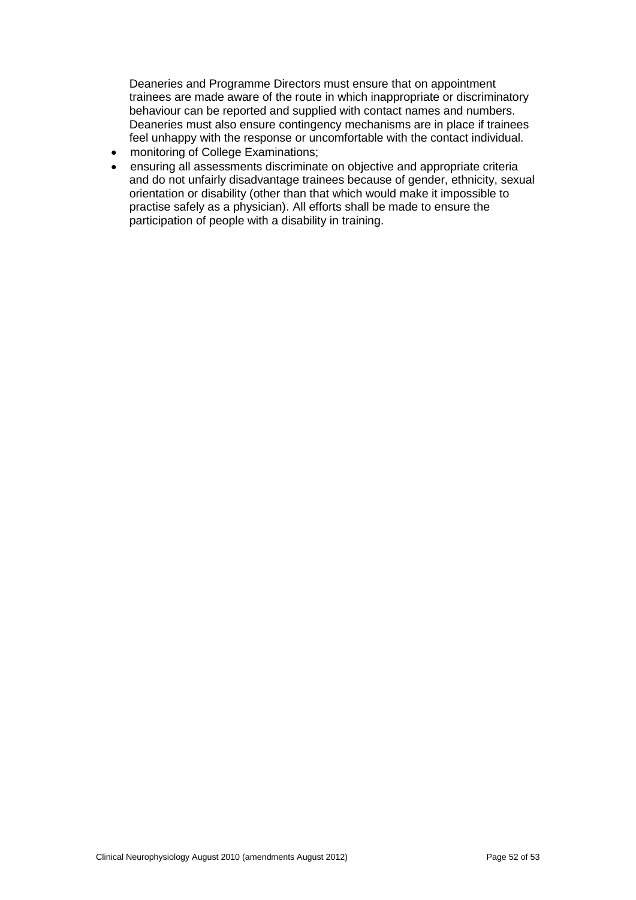Deaneries and Programme Directors must ensure that on appointment trainees are made aware of the route in which inappropriate or discriminatory behaviour can be reported and supplied with contact names and numbers. Deaneries must also ensure contingency mechanisms are in place if trainees feel unhappy with the response or uncomfortable with the contact individual.

- monitoring of College Examinations;
- ensuring all assessments discriminate on objective and appropriate criteria and do not unfairly disadvantage trainees because of gender, ethnicity, sexual orientation or disability (other than that which would make it impossible to practise safely as a physician). All efforts shall be made to ensure the participation of people with a disability in training.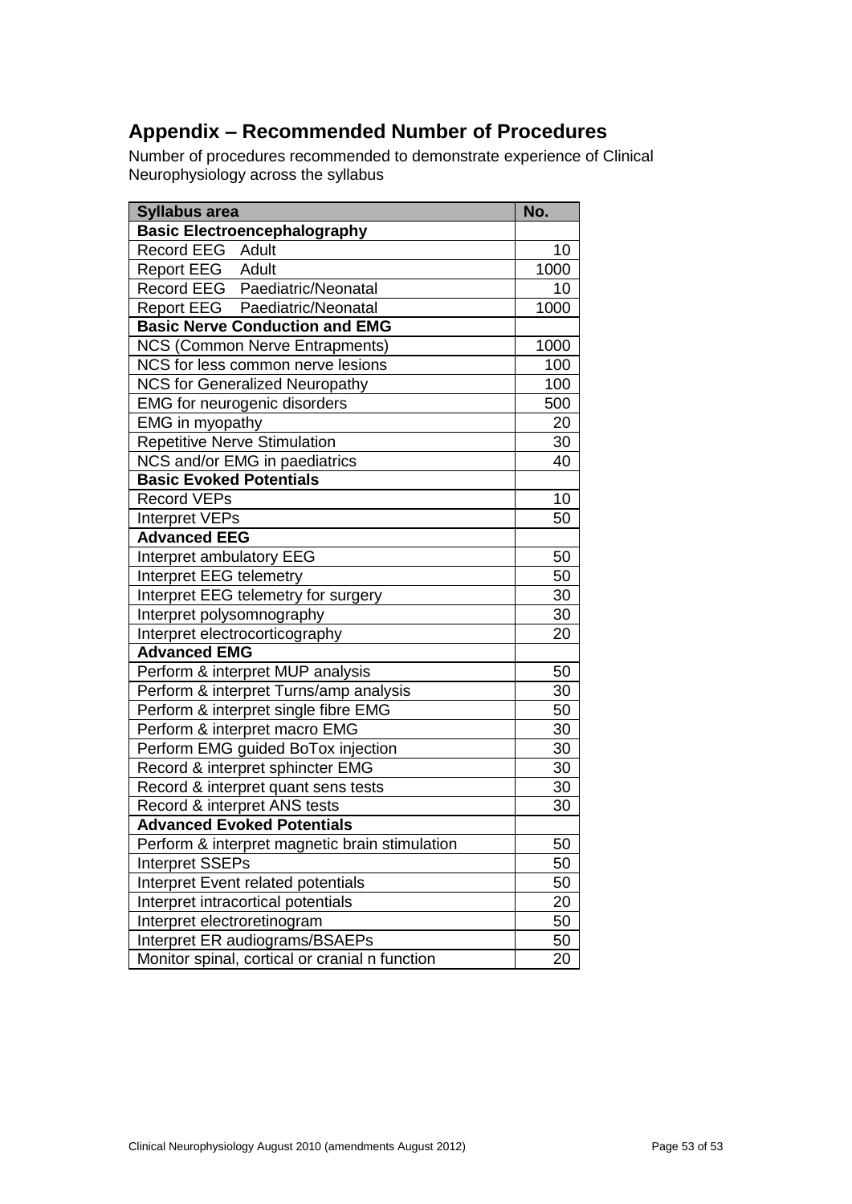## Appendix – Recommended Number of Procedures

Number of procedures recommended to demonstrate experience of Clinical Neurophysiology across the syllabus

| Syllabus area | No. |
|---|---|
| **Basic Electroencephalography** | |
| Record EEG Adult | 10 |
| Report EEG Adult | 1000 |
| Record EEG Paediatric/Neonatal | 10 |
| Report EEG Paediatric/Neonatal | 1000 |
| **Basic Nerve Conduction and EMG** | |
| NCS (Common Nerve Entrapments) | 1000 |
| NCS for less common nerve lesions | 100 |
| NCS for Generalized Neuropathy | 100 |
| EMG for neurogenic disorders | 500 |
| EMG in myopathy | 20 |
| Repetitive Nerve Stimulation | 30 |
| NCS and/or EMG in paediatrics | 40 |
| **Basic Evoked Potentials** | |
| Record VEPs | 10 |
| Interpret VEPs | 50 |
| **Advanced EEG** | |
| Interpret ambulatory EEG | 50 |
| Interpret EEG telemetry | 50 |
| Interpret EEG telemetry for surgery | 30 |
| Interpret polysomnography | 30 |
| Interpret electrocorticography | 20 |
| **Advanced EMG** | |
| Perform & interpret MUP analysis | 50 |
| Perform & interpret Turns/amp analysis | 30 |
| Perform & interpret single fibre EMG | 50 |
| Perform & interpret macro EMG | 30 |
| Perform EMG guided BoTox injection | 30 |
| Record & interpret sphincter EMG | 30 |
| Record & interpret quant sens tests | 30 |
| Record & interpret ANS tests | 30 |
| **Advanced Evoked Potentials** | |
| Perform & interpret magnetic brain stimulation | 50 |
| Interpret SSEPs | 50 |
| Interpret Event related potentials | 50 |
| Interpret intracortical potentials | 20 |
| Interpret electroretinogram | 50 |
| Interpret ER audiograms/BSAEPs | 50 |
| Monitor spinal, cortical or cranial n function | 20 |